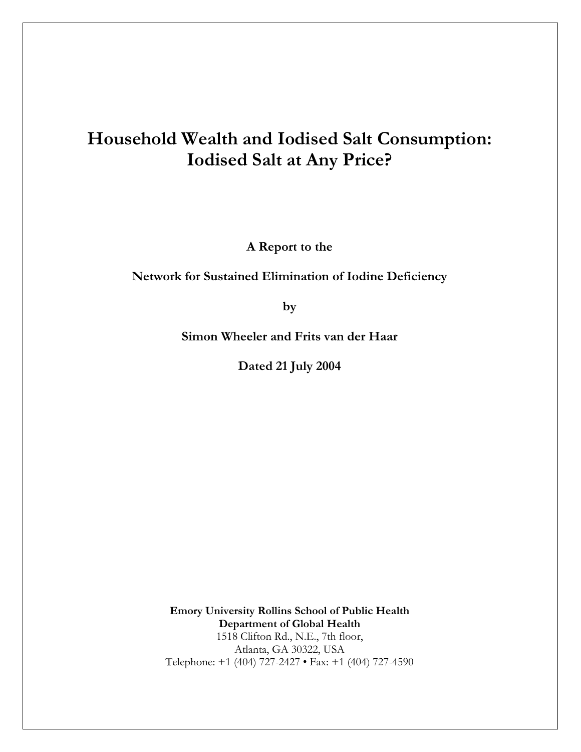# Household Wealth and Iodised Salt Consumption: Iodised Salt at Any Price?

**A Report to the**

**Network for Sustained Elimination of Iodine Deficiency**

**by**

**Simon Wheeler and Frits van der Haar**

**Dated 21 July 2004**

**Emory University Rollins School of Public Health**
**Department of Global Health**
1518 Clifton Rd., N.E., 7th floor,
Atlanta, GA 30322, USA
Telephone: +1 (404) 727-2427 • Fax: +1 (404) 727-4590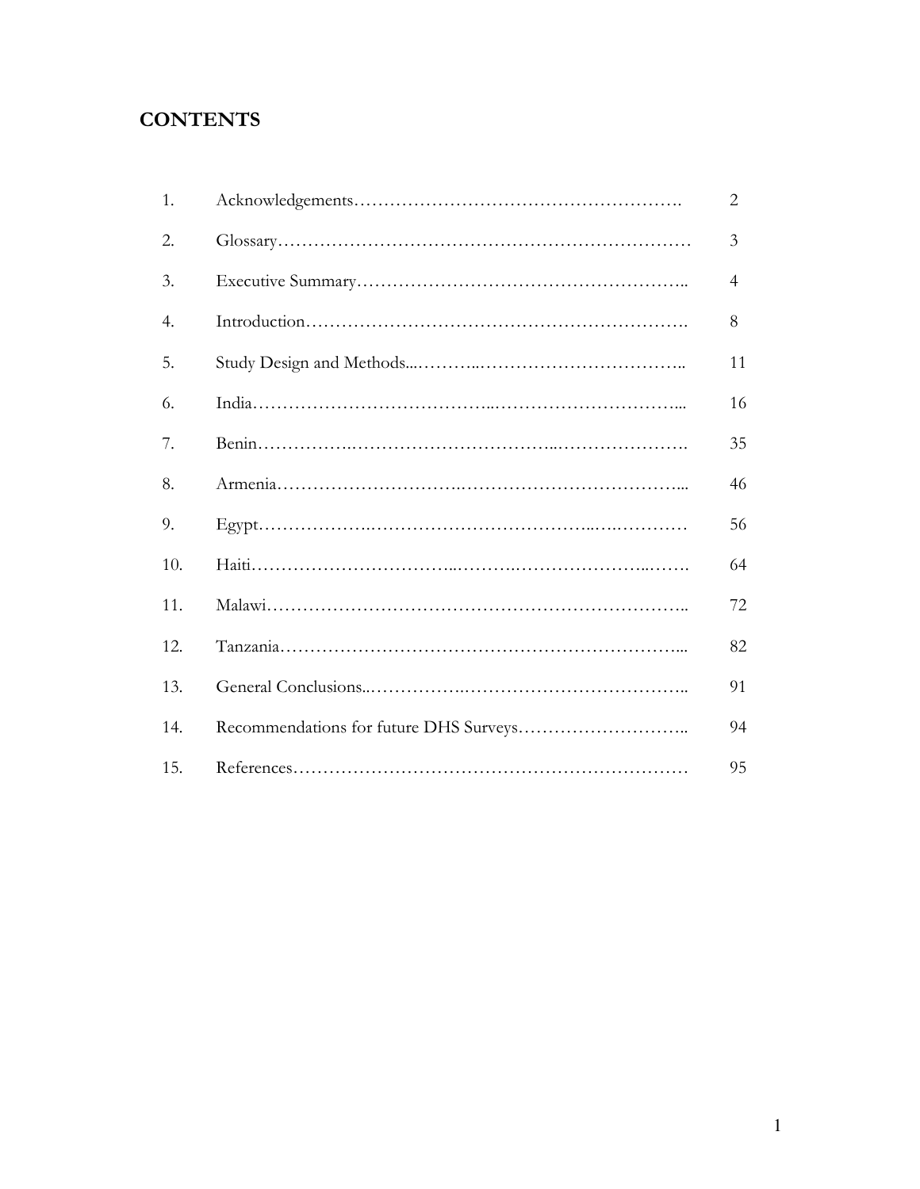# CONTENTS

| | | |
|---|---|---|
| 1. | Acknowledgements………………………………………………. | 2 |
| 2. | Glossary…………………………………………………………… | 3 |
| 3. | Executive Summary…………………………………………….. | 4 |
| 4. | Introduction……………………………………………………. | 8 |
| 5. | Study Design and Methods...………..…………………………….. | 11 |
| 6. | India………………………………...…………………………... | 16 |
| 7. | Benin…………….…………………………...…………………. | 35 |
| 8. | Armenia………………………….……………………………... | 46 |
| 9. | Egypt……………….……………………………...….………… | 56 |
| 10. | Haiti…………………………...……….…………………...……. | 64 |
| 11. | Malawi………………………………………………………….. | 72 |
| 12. | Tanzania………………………………………………………... | 82 |
| 13. | General Conclusions..…………….……………………………….. | 91 |
| 14. | Recommendations for future DHS Surveys……………………….. | 94 |
| 15. | References……………………………………………………… | 95 |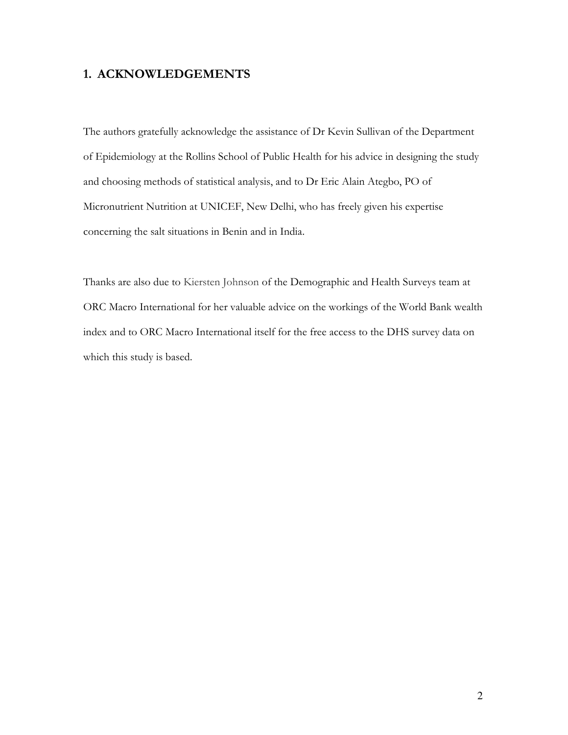## 1. ACKNOWLEDGEMENTS

The authors gratefully acknowledge the assistance of Dr Kevin Sullivan of the Department of Epidemiology at the Rollins School of Public Health for his advice in designing the study and choosing methods of statistical analysis, and to Dr Eric Alain Ategbo, PO of Micronutrient Nutrition at UNICEF, New Delhi, who has freely given his expertise concerning the salt situations in Benin and in India.

Thanks are also due to Kiersten Johnson of the Demographic and Health Surveys team at ORC Macro International for her valuable advice on the workings of the World Bank wealth index and to ORC Macro International itself for the free access to the DHS survey data on which this study is based.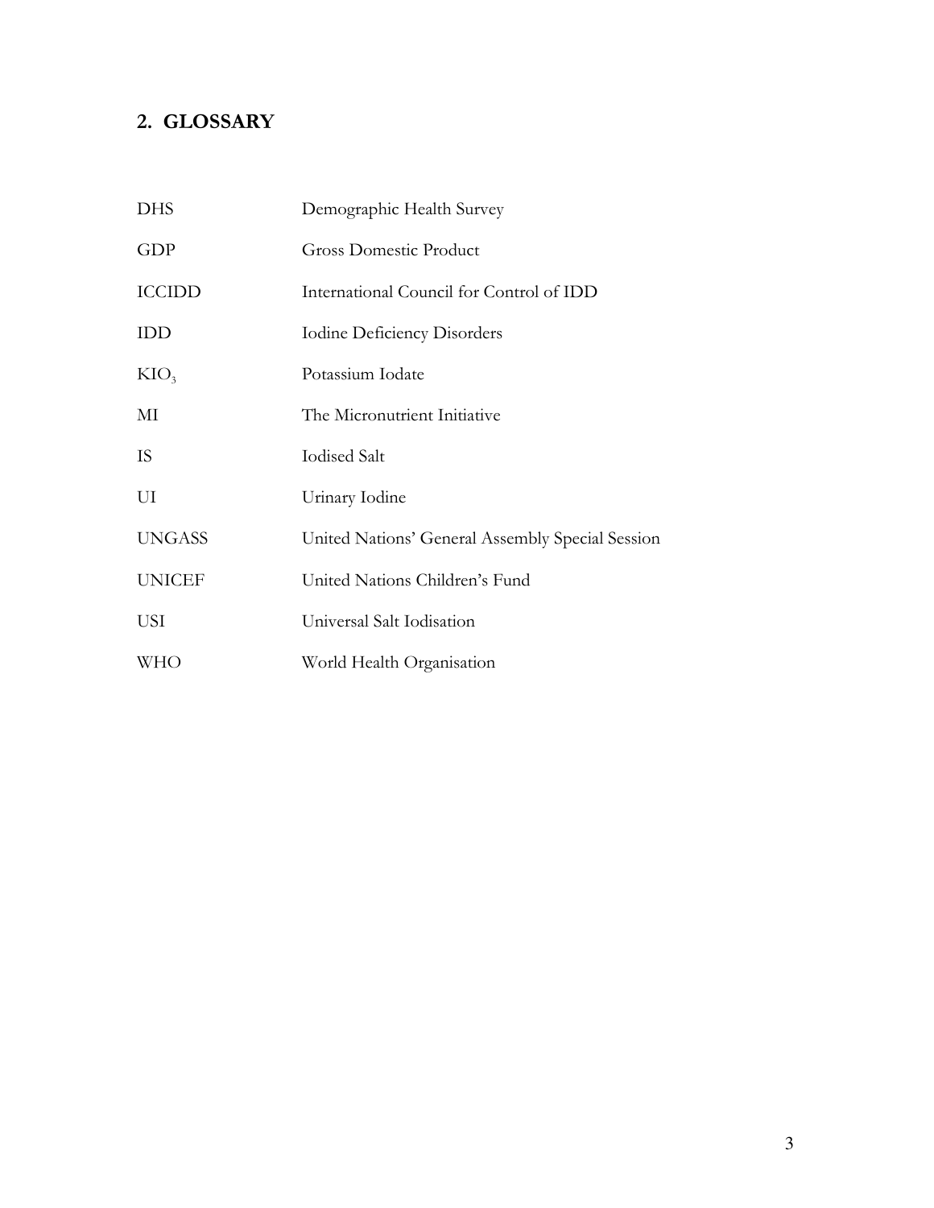## 2. GLOSSARY

| | |
|---|---|
| DHS | Demographic Health Survey |
| GDP | Gross Domestic Product |
| ICCIDD | International Council for Control of IDD |
| IDD | Iodine Deficiency Disorders |
| $KIO_3$ | Potassium Iodate |
| MI | The Micronutrient Initiative |
| IS | Iodised Salt |
| UI | Urinary Iodine |
| UNGASS | United Nations' General Assembly Special Session |
| UNICEF | United Nations Children's Fund |
| USI | Universal Salt Iodisation |
| WHO | World Health Organisation |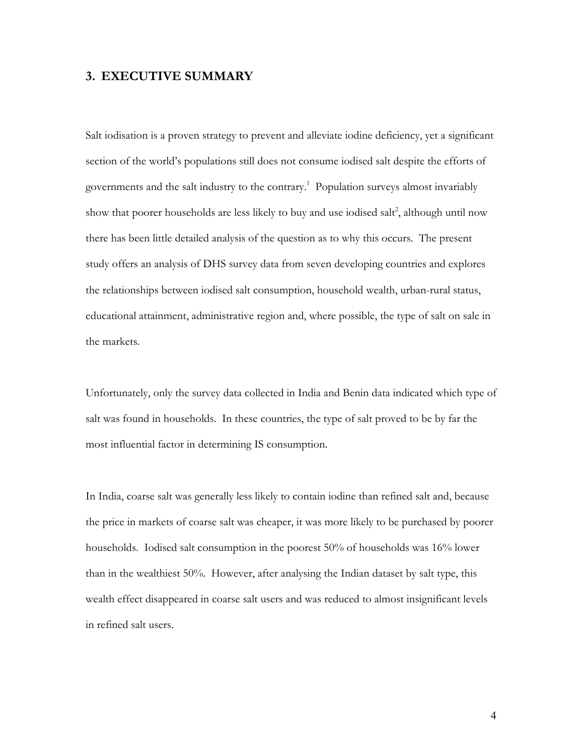## 3. EXECUTIVE SUMMARY

Salt iodisation is a proven strategy to prevent and alleviate iodine deficiency, yet a significant section of the world's populations still does not consume iodised salt despite the efforts of governments and the salt industry to the contrary.[1] Population surveys almost invariably show that poorer households are less likely to buy and use iodised salt[2], although until now there has been little detailed analysis of the question as to why this occurs. The present study offers an analysis of DHS survey data from seven developing countries and explores the relationships between iodised salt consumption, household wealth, urban-rural status, educational attainment, administrative region and, where possible, the type of salt on sale in the markets.

Unfortunately, only the survey data collected in India and Benin data indicated which type of salt was found in households. In these countries, the type of salt proved to be by far the most influential factor in determining IS consumption.

In India, coarse salt was generally less likely to contain iodine than refined salt and, because the price in markets of coarse salt was cheaper, it was more likely to be purchased by poorer households. Iodised salt consumption in the poorest 50% of households was 16% lower than in the wealthiest 50%. However, after analysing the Indian dataset by salt type, this wealth effect disappeared in coarse salt users and was reduced to almost insignificant levels in refined salt users.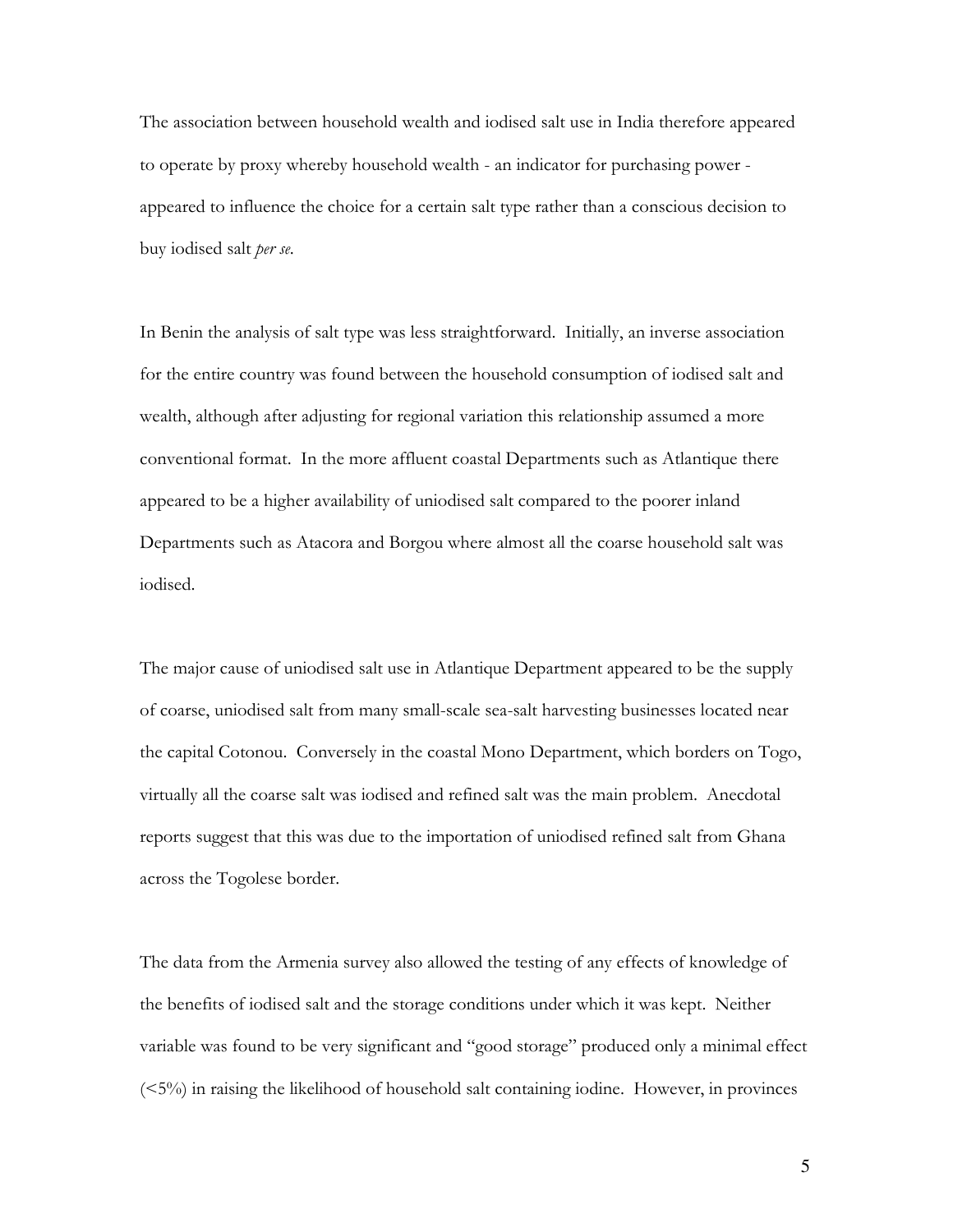The association between household wealth and iodised salt use in India therefore appeared to operate by proxy whereby household wealth - an indicator for purchasing power - appeared to influence the choice for a certain salt type rather than a conscious decision to buy iodised salt *per se*.

In Benin the analysis of salt type was less straightforward. Initially, an inverse association for the entire country was found between the household consumption of iodised salt and wealth, although after adjusting for regional variation this relationship assumed a more conventional format. In the more affluent coastal Departments such as Atlantique there appeared to be a higher availability of uniodised salt compared to the poorer inland Departments such as Atacora and Borgou where almost all the coarse household salt was iodised.

The major cause of uniodised salt use in Atlantique Department appeared to be the supply of coarse, uniodised salt from many small-scale sea-salt harvesting businesses located near the capital Cotonou. Conversely in the coastal Mono Department, which borders on Togo, virtually all the coarse salt was iodised and refined salt was the main problem. Anecdotal reports suggest that this was due to the importation of uniodised refined salt from Ghana across the Togolese border.

The data from the Armenia survey also allowed the testing of any effects of knowledge of the benefits of iodised salt and the storage conditions under which it was kept. Neither variable was found to be very significant and "good storage" produced only a minimal effect (<5%) in raising the likelihood of household salt containing iodine. However, in provinces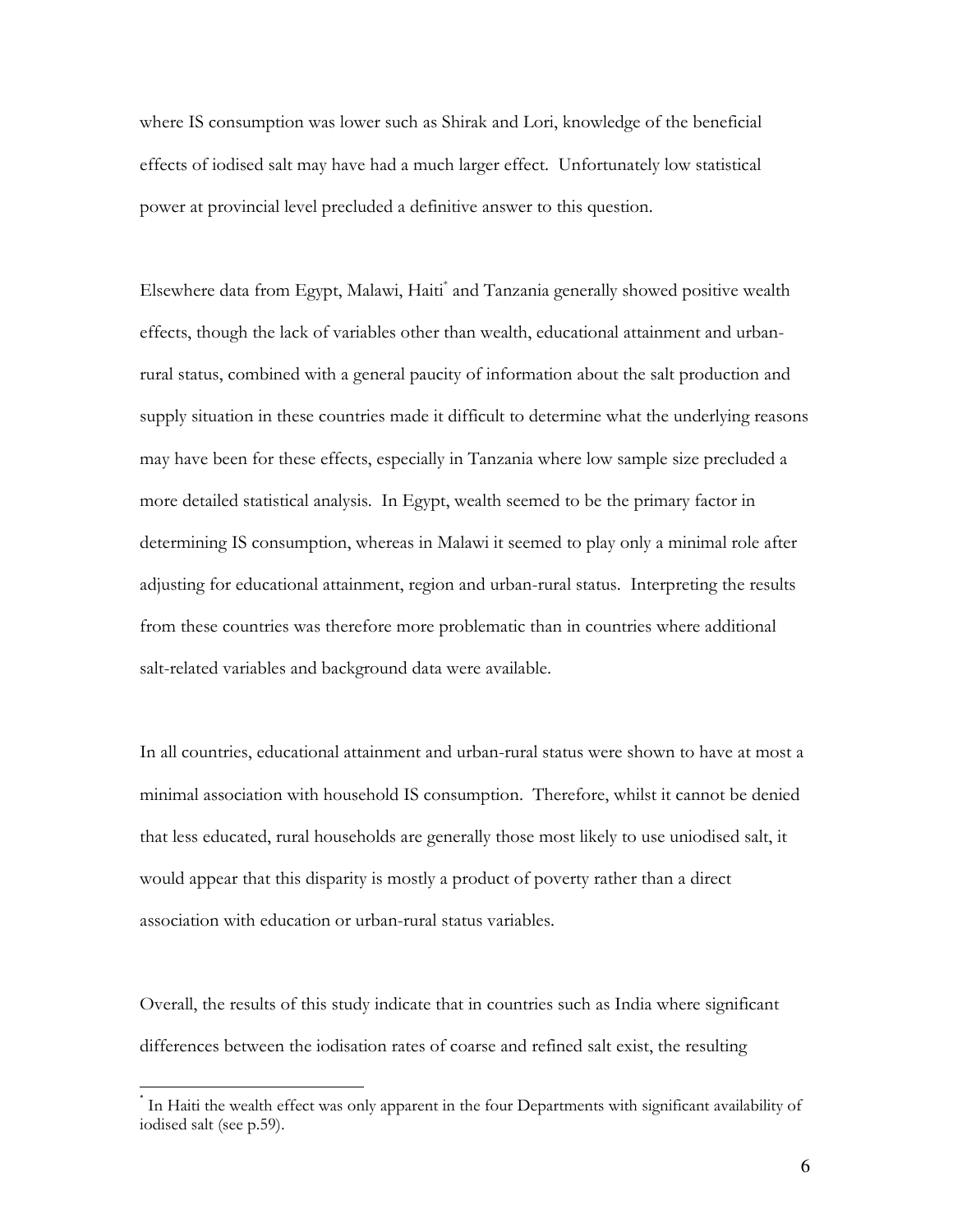where IS consumption was lower such as Shirak and Lori, knowledge of the beneficial effects of iodised salt may have had a much larger effect. Unfortunately low statistical power at provincial level precluded a definitive answer to this question.

Elsewhere data from Egypt, Malawi, Haiti[*] and Tanzania generally showed positive wealth effects, though the lack of variables other than wealth, educational attainment and urban-rural status, combined with a general paucity of information about the salt production and supply situation in these countries made it difficult to determine what the underlying reasons may have been for these effects, especially in Tanzania where low sample size precluded a more detailed statistical analysis. In Egypt, wealth seemed to be the primary factor in determining IS consumption, whereas in Malawi it seemed to play only a minimal role after adjusting for educational attainment, region and urban-rural status. Interpreting the results from these countries was therefore more problematic than in countries where additional salt-related variables and background data were available.

In all countries, educational attainment and urban-rural status were shown to have at most a minimal association with household IS consumption. Therefore, whilst it cannot be denied that less educated, rural households are generally those most likely to use uniodised salt, it would appear that this disparity is mostly a product of poverty rather than a direct association with education or urban-rural status variables.

Overall, the results of this study indicate that in countries such as India where significant differences between the iodisation rates of coarse and refined salt exist, the resulting

---

[*] In Haiti the wealth effect was only apparent in the four Departments with significant availability of iodised salt (see p.59).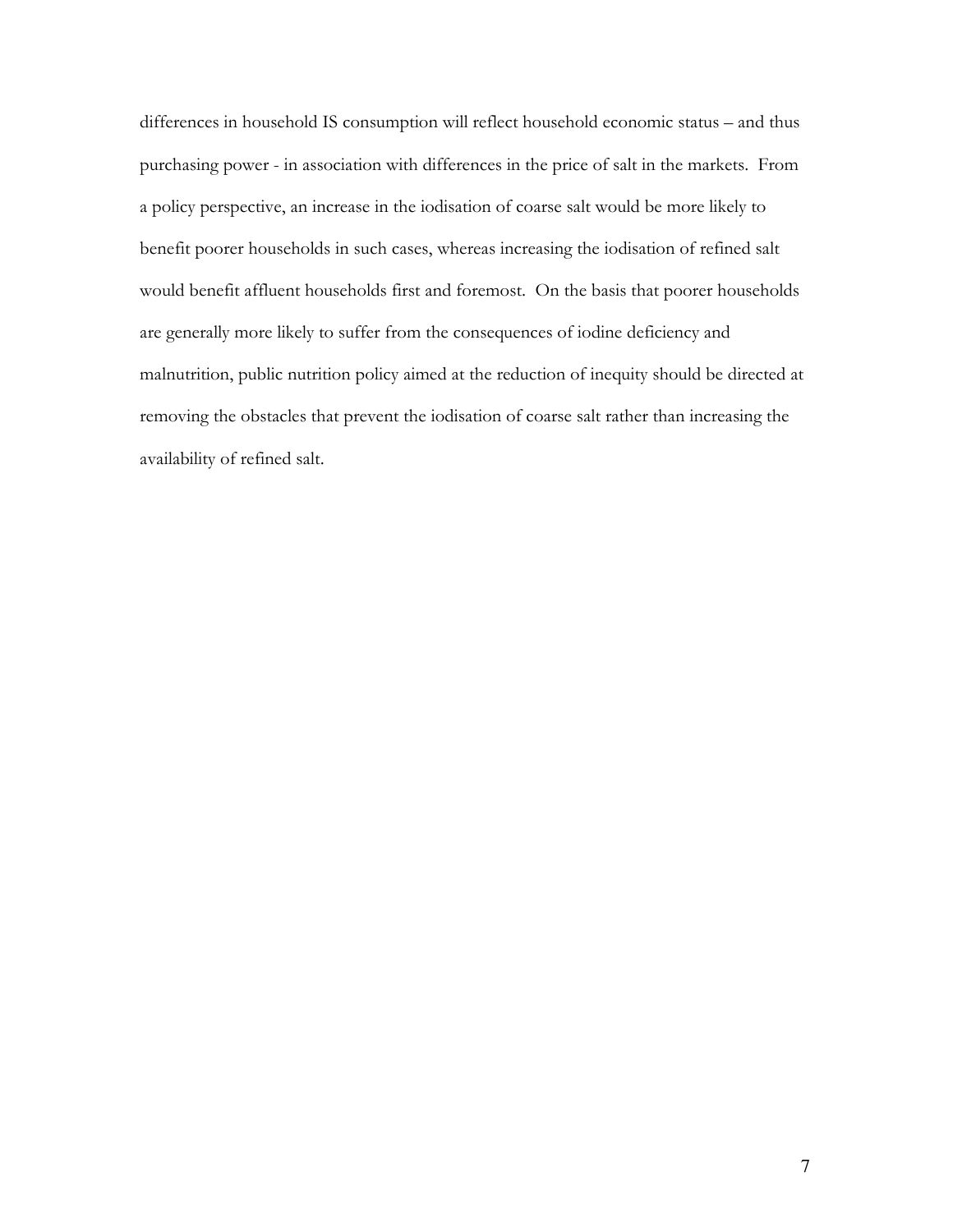differences in household IS consumption will reflect household economic status – and thus purchasing power - in association with differences in the price of salt in the markets. From a policy perspective, an increase in the iodisation of coarse salt would be more likely to benefit poorer households in such cases, whereas increasing the iodisation of refined salt would benefit affluent households first and foremost. On the basis that poorer households are generally more likely to suffer from the consequences of iodine deficiency and malnutrition, public nutrition policy aimed at the reduction of inequity should be directed at removing the obstacles that prevent the iodisation of coarse salt rather than increasing the availability of refined salt.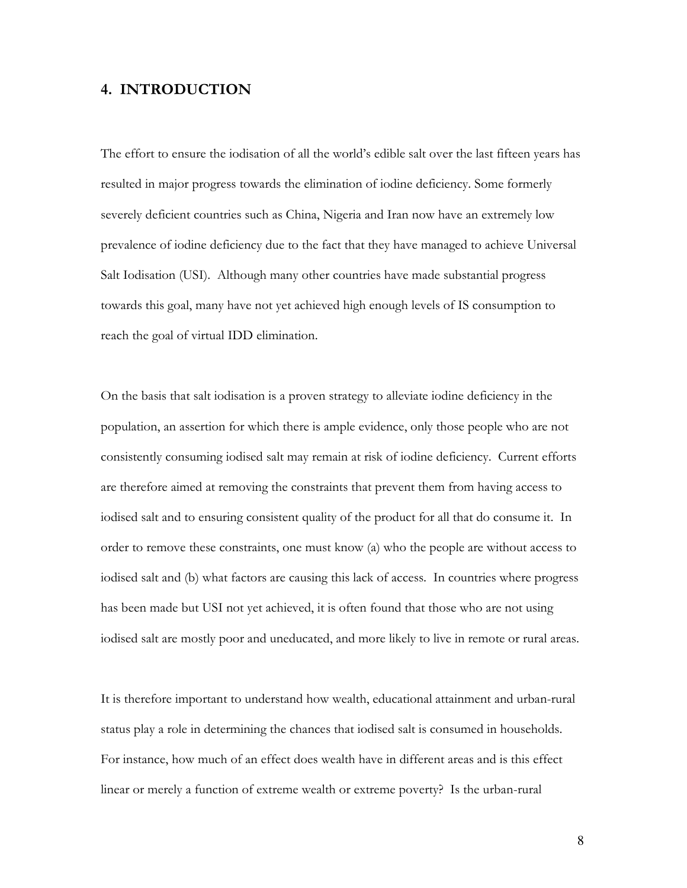## 4. INTRODUCTION

The effort to ensure the iodisation of all the world's edible salt over the last fifteen years has resulted in major progress towards the elimination of iodine deficiency. Some formerly severely deficient countries such as China, Nigeria and Iran now have an extremely low prevalence of iodine deficiency due to the fact that they have managed to achieve Universal Salt Iodisation (USI). Although many other countries have made substantial progress towards this goal, many have not yet achieved high enough levels of IS consumption to reach the goal of virtual IDD elimination.

On the basis that salt iodisation is a proven strategy to alleviate iodine deficiency in the population, an assertion for which there is ample evidence, only those people who are not consistently consuming iodised salt may remain at risk of iodine deficiency. Current efforts are therefore aimed at removing the constraints that prevent them from having access to iodised salt and to ensuring consistent quality of the product for all that do consume it. In order to remove these constraints, one must know (a) who the people are without access to iodised salt and (b) what factors are causing this lack of access. In countries where progress has been made but USI not yet achieved, it is often found that those who are not using iodised salt are mostly poor and uneducated, and more likely to live in remote or rural areas.

It is therefore important to understand how wealth, educational attainment and urban-rural status play a role in determining the chances that iodised salt is consumed in households. For instance, how much of an effect does wealth have in different areas and is this effect linear or merely a function of extreme wealth or extreme poverty? Is the urban-rural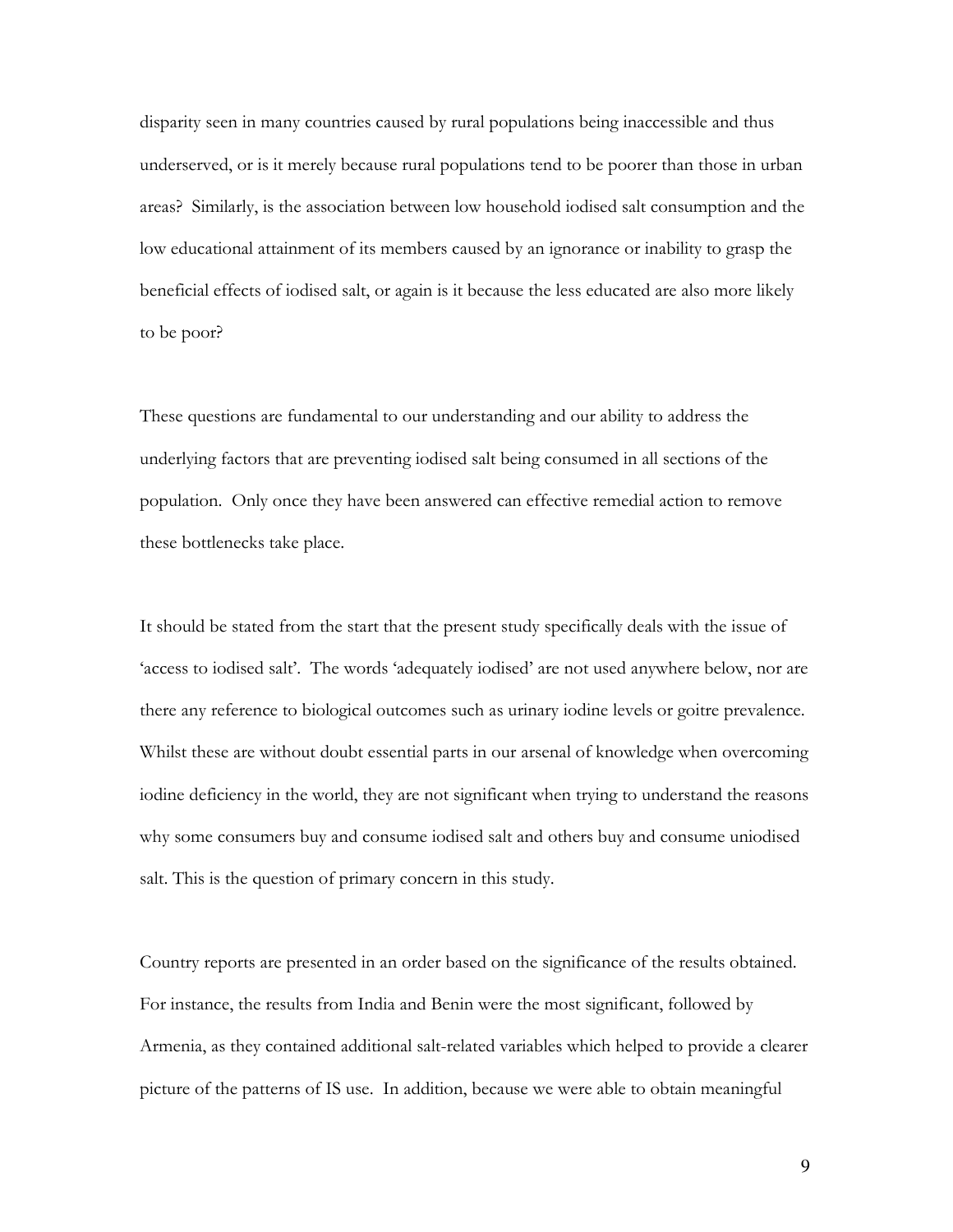disparity seen in many countries caused by rural populations being inaccessible and thus underserved, or is it merely because rural populations tend to be poorer than those in urban areas? Similarly, is the association between low household iodised salt consumption and the low educational attainment of its members caused by an ignorance or inability to grasp the beneficial effects of iodised salt, or again is it because the less educated are also more likely to be poor?

These questions are fundamental to our understanding and our ability to address the underlying factors that are preventing iodised salt being consumed in all sections of the population. Only once they have been answered can effective remedial action to remove these bottlenecks take place.

It should be stated from the start that the present study specifically deals with the issue of 'access to iodised salt'. The words 'adequately iodised' are not used anywhere below, nor are there any reference to biological outcomes such as urinary iodine levels or goitre prevalence. Whilst these are without doubt essential parts in our arsenal of knowledge when overcoming iodine deficiency in the world, they are not significant when trying to understand the reasons why some consumers buy and consume iodised salt and others buy and consume uniodised salt. This is the question of primary concern in this study.

Country reports are presented in an order based on the significance of the results obtained. For instance, the results from India and Benin were the most significant, followed by Armenia, as they contained additional salt-related variables which helped to provide a clearer picture of the patterns of IS use. In addition, because we were able to obtain meaningful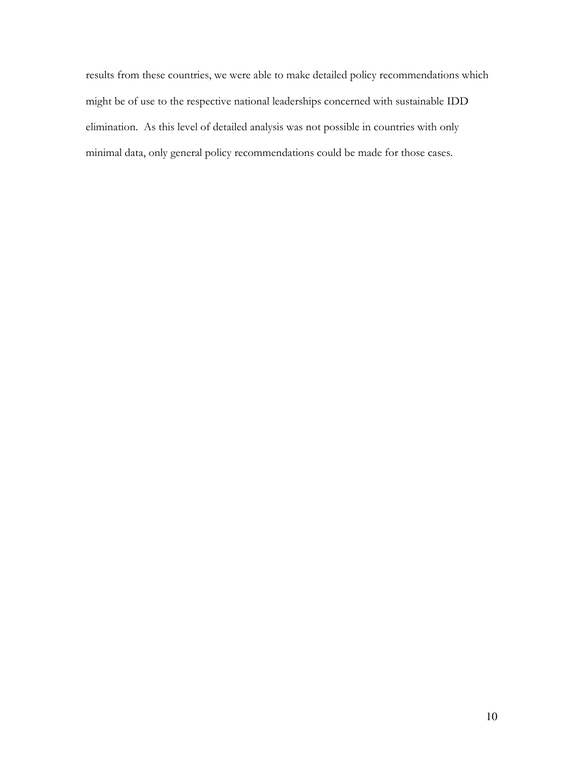results from these countries, we were able to make detailed policy recommendations which might be of use to the respective national leaderships concerned with sustainable IDD elimination. As this level of detailed analysis was not possible in countries with only minimal data, only general policy recommendations could be made for those cases.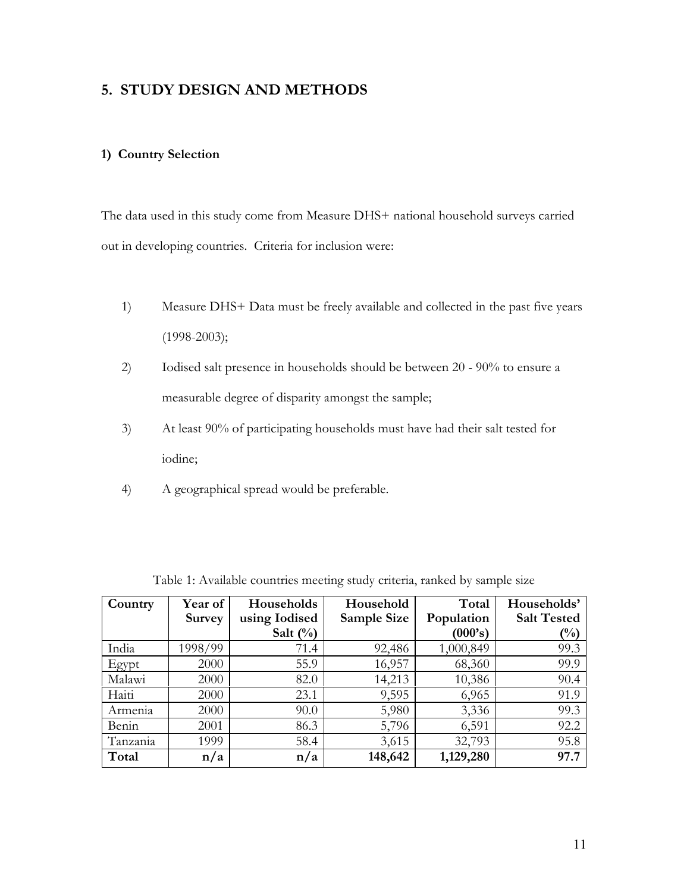## 5. STUDY DESIGN AND METHODS

### 1) Country Selection

The data used in this study come from Measure DHS+ national household surveys carried out in developing countries. Criteria for inclusion were:

1) Measure DHS+ Data must be freely available and collected in the past five years (1998-2003);
2) Iodised salt presence in households should be between 20 - 90% to ensure a measurable degree of disparity amongst the sample;
3) At least 90% of participating households must have had their salt tested for iodine;
4) A geographical spread would be preferable.

Table 1: Available countries meeting study criteria, ranked by sample size

| Country | Year of Survey | Households using Iodised Salt (%) | Household Sample Size | Total Population (000's) | Households' Salt Tested (%) |
|---|---|---|---|---|---|
| India | 1998/99 | 71.4 | 92,486 | 1,000,849 | 99.3 |
| Egypt | 2000 | 55.9 | 16,957 | 68,360 | 99.9 |
| Malawi | 2000 | 82.0 | 14,213 | 10,386 | 90.4 |
| Haiti | 2000 | 23.1 | 9,595 | 6,965 | 91.9 |
| Armenia | 2000 | 90.0 | 5,980 | 3,336 | 99.3 |
| Benin | 2001 | 86.3 | 5,796 | 6,591 | 92.2 |
| Tanzania | 1999 | 58.4 | 3,615 | 32,793 | 95.8 |
| **Total** | **n/a** | **n/a** | **148,642** | **1,129,280** | **97.7** |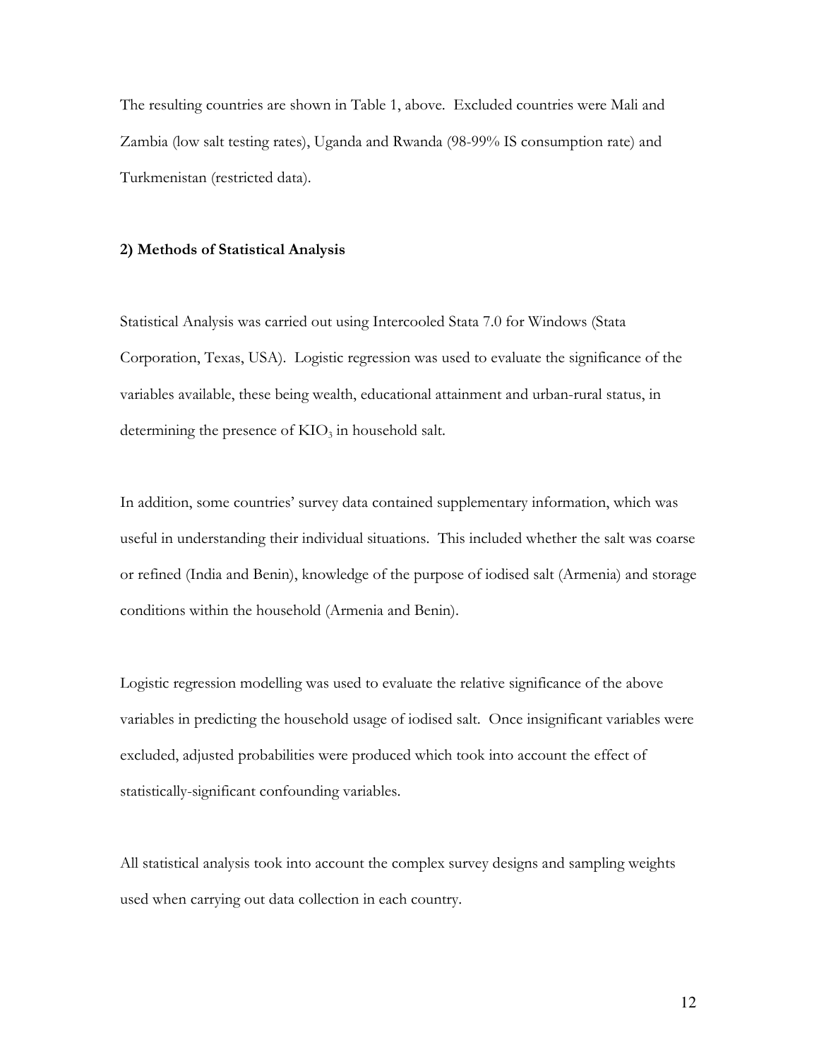The resulting countries are shown in Table 1, above. Excluded countries were Mali and Zambia (low salt testing rates), Uganda and Rwanda (98-99% IS consumption rate) and Turkmenistan (restricted data).

**2) Methods of Statistical Analysis**

Statistical Analysis was carried out using Intercooled Stata 7.0 for Windows (Stata Corporation, Texas, USA). Logistic regression was used to evaluate the significance of the variables available, these being wealth, educational attainment and urban-rural status, in determining the presence of $KIO_3$ in household salt.

In addition, some countries' survey data contained supplementary information, which was useful in understanding their individual situations. This included whether the salt was coarse or refined (India and Benin), knowledge of the purpose of iodised salt (Armenia) and storage conditions within the household (Armenia and Benin).

Logistic regression modelling was used to evaluate the relative significance of the above variables in predicting the household usage of iodised salt. Once insignificant variables were excluded, adjusted probabilities were produced which took into account the effect of statistically-significant confounding variables.

All statistical analysis took into account the complex survey designs and sampling weights used when carrying out data collection in each country.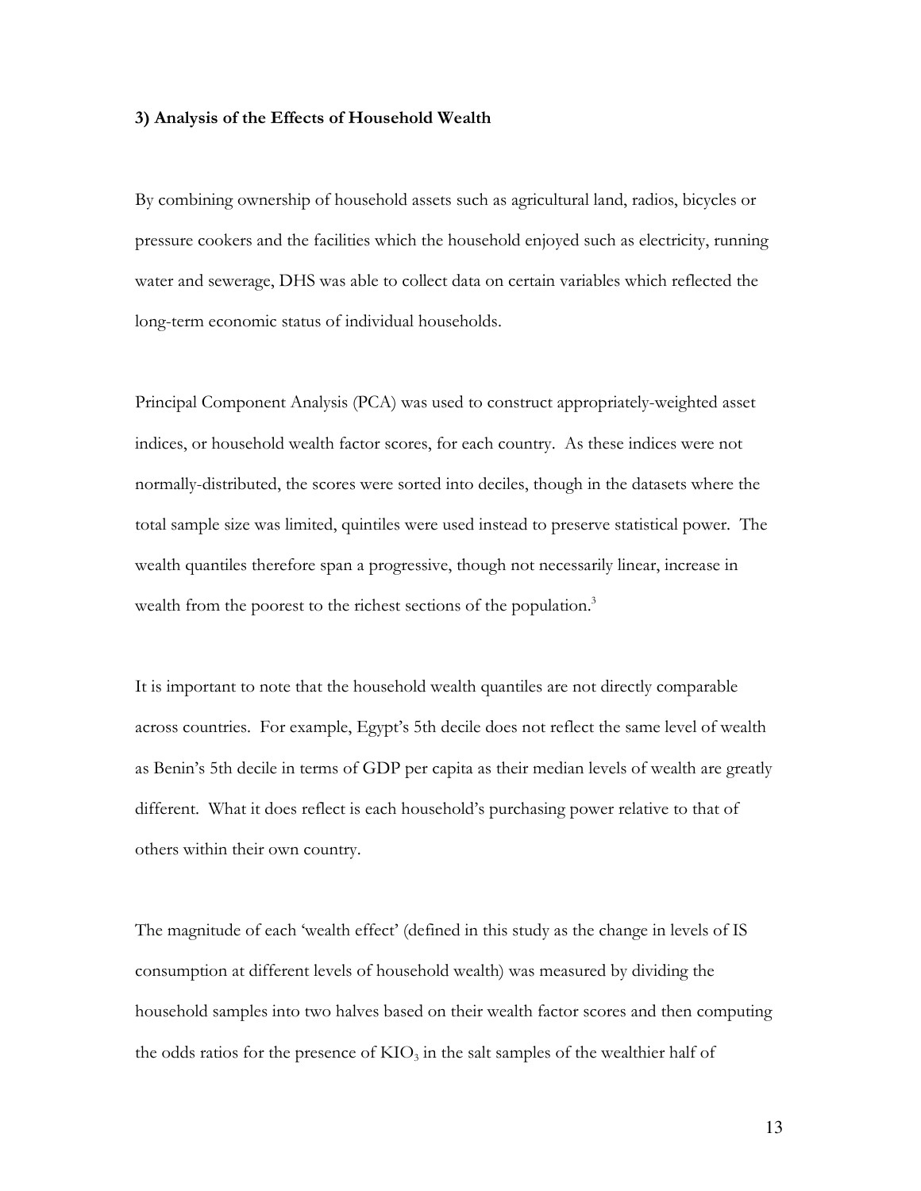**3) Analysis of the Effects of Household Wealth**

By combining ownership of household assets such as agricultural land, radios, bicycles or pressure cookers and the facilities which the household enjoyed such as electricity, running water and sewerage, DHS was able to collect data on certain variables which reflected the long-term economic status of individual households.

Principal Component Analysis (PCA) was used to construct appropriately-weighted asset indices, or household wealth factor scores, for each country. As these indices were not normally-distributed, the scores were sorted into deciles, though in the datasets where the total sample size was limited, quintiles were used instead to preserve statistical power. The wealth quantiles therefore span a progressive, though not necessarily linear, increase in wealth from the poorest to the richest sections of the population.[3]

It is important to note that the household wealth quantiles are not directly comparable across countries. For example, Egypt's 5th decile does not reflect the same level of wealth as Benin's 5th decile in terms of GDP per capita as their median levels of wealth are greatly different. What it does reflect is each household's purchasing power relative to that of others within their own country.

The magnitude of each 'wealth effect' (defined in this study as the change in levels of IS consumption at different levels of household wealth) was measured by dividing the household samples into two halves based on their wealth factor scores and then computing the odds ratios for the presence of $KIO_3$ in the salt samples of the wealthier half of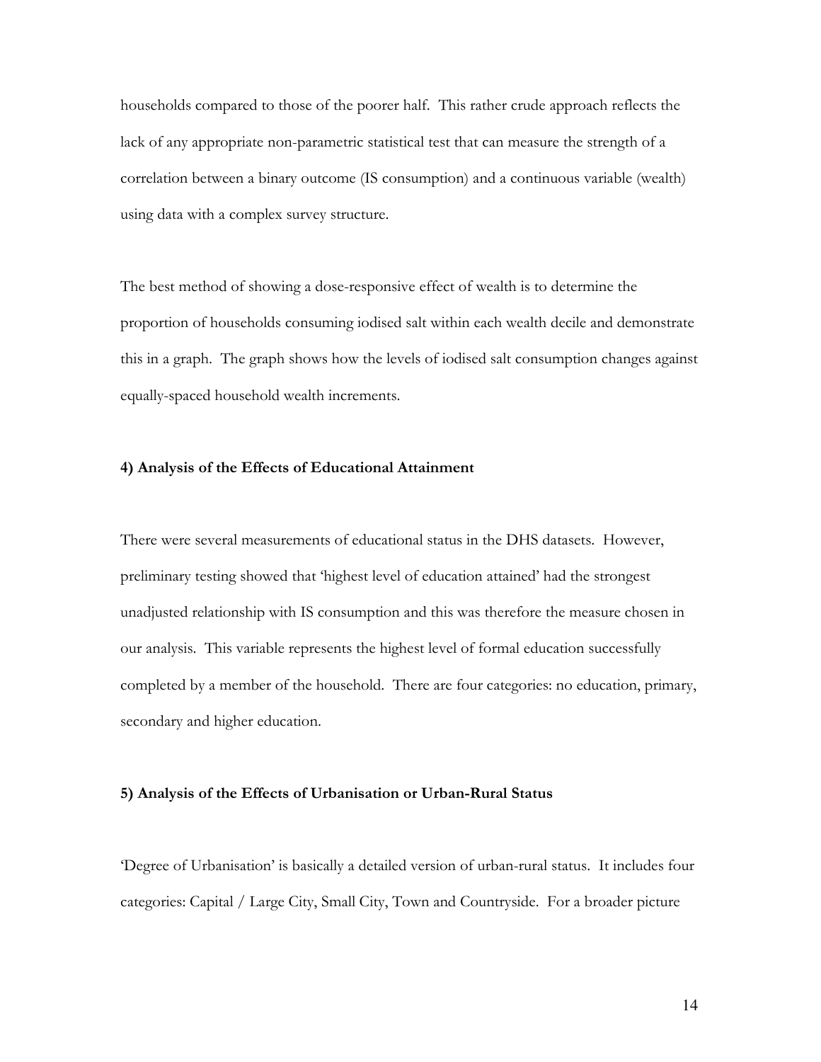households compared to those of the poorer half. This rather crude approach reflects the lack of any appropriate non-parametric statistical test that can measure the strength of a correlation between a binary outcome (IS consumption) and a continuous variable (wealth) using data with a complex survey structure.

The best method of showing a dose-responsive effect of wealth is to determine the proportion of households consuming iodised salt within each wealth decile and demonstrate this in a graph. The graph shows how the levels of iodised salt consumption changes against equally-spaced household wealth increments.

**4) Analysis of the Effects of Educational Attainment**

There were several measurements of educational status in the DHS datasets. However, preliminary testing showed that 'highest level of education attained' had the strongest unadjusted relationship with IS consumption and this was therefore the measure chosen in our analysis. This variable represents the highest level of formal education successfully completed by a member of the household. There are four categories: no education, primary, secondary and higher education.

**5) Analysis of the Effects of Urbanisation or Urban-Rural Status**

'Degree of Urbanisation' is basically a detailed version of urban-rural status. It includes four categories: Capital / Large City, Small City, Town and Countryside. For a broader picture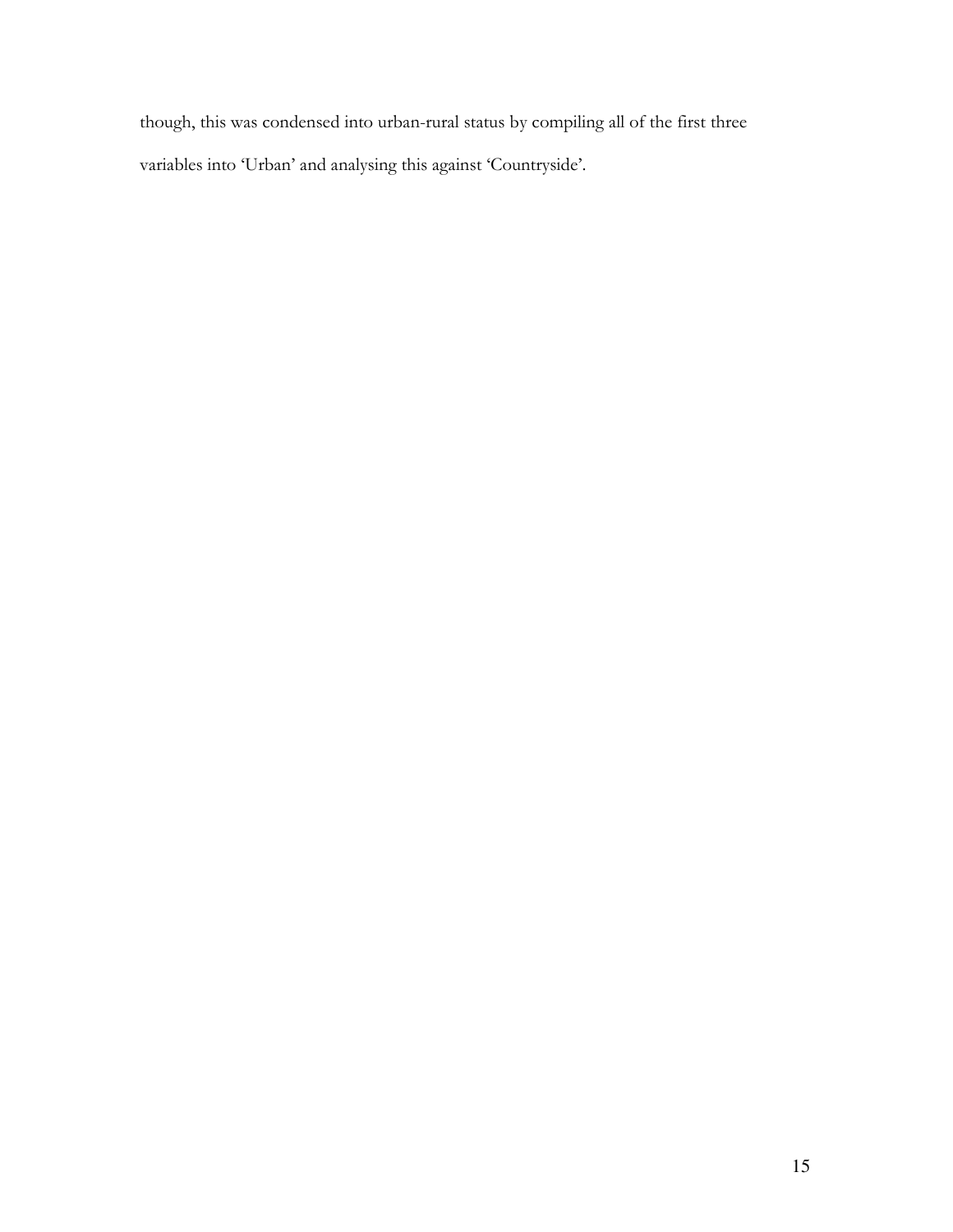though, this was condensed into urban-rural status by compiling all of the first three variables into 'Urban' and analysing this against 'Countryside'.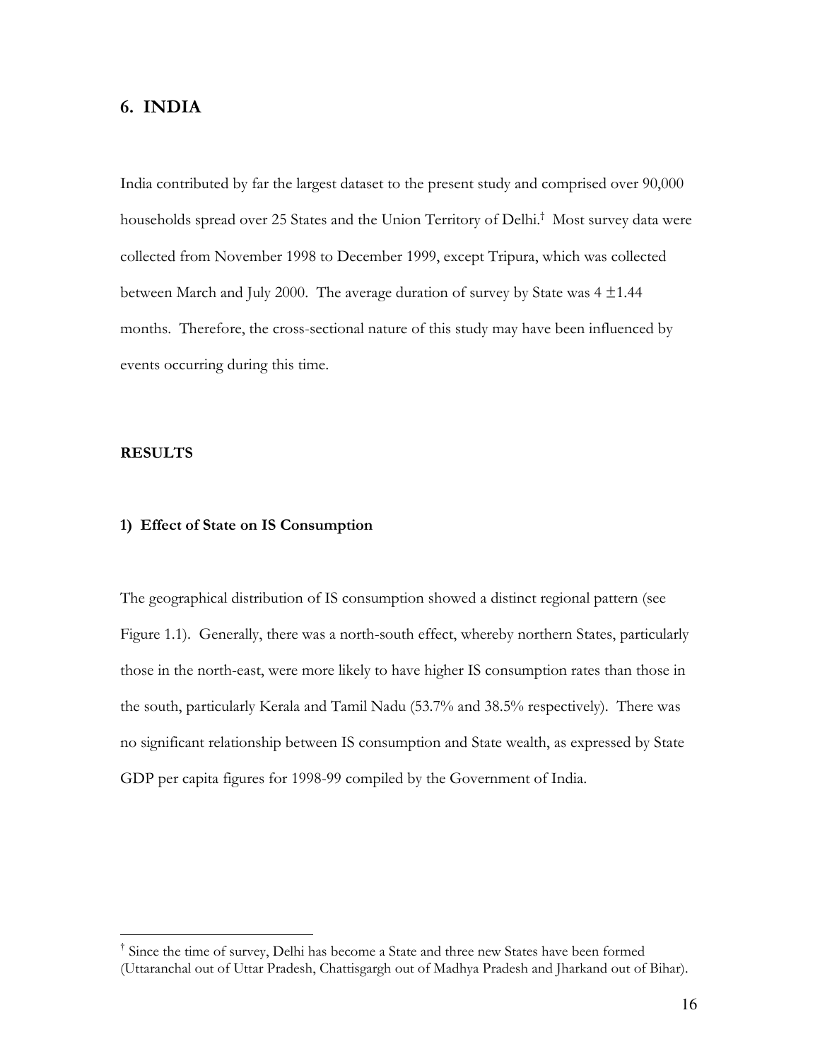## 6. INDIA

India contributed by far the largest dataset to the present study and comprised over 90,000 households spread over 25 States and the Union Territory of Delhi.[†] Most survey data were collected from November 1998 to December 1999, except Tripura, which was collected between March and July 2000. The average duration of survey by State was $4 \pm 1.44$ months. Therefore, the cross-sectional nature of this study may have been influenced by events occurring during this time.

### RESULTS

#### 1) Effect of State on IS Consumption

The geographical distribution of IS consumption showed a distinct regional pattern (see Figure 1.1). Generally, there was a north-south effect, whereby northern States, particularly those in the north-east, were more likely to have higher IS consumption rates than those in the south, particularly Kerala and Tamil Nadu (53.7% and 38.5% respectively). There was no significant relationship between IS consumption and State wealth, as expressed by State GDP per capita figures for 1998-99 compiled by the Government of India.

---

[†] Since the time of survey, Delhi has become a State and three new States have been formed (Uttaranchal out of Uttar Pradesh, Chattisgargh out of Madhya Pradesh and Jharkand out of Bihar).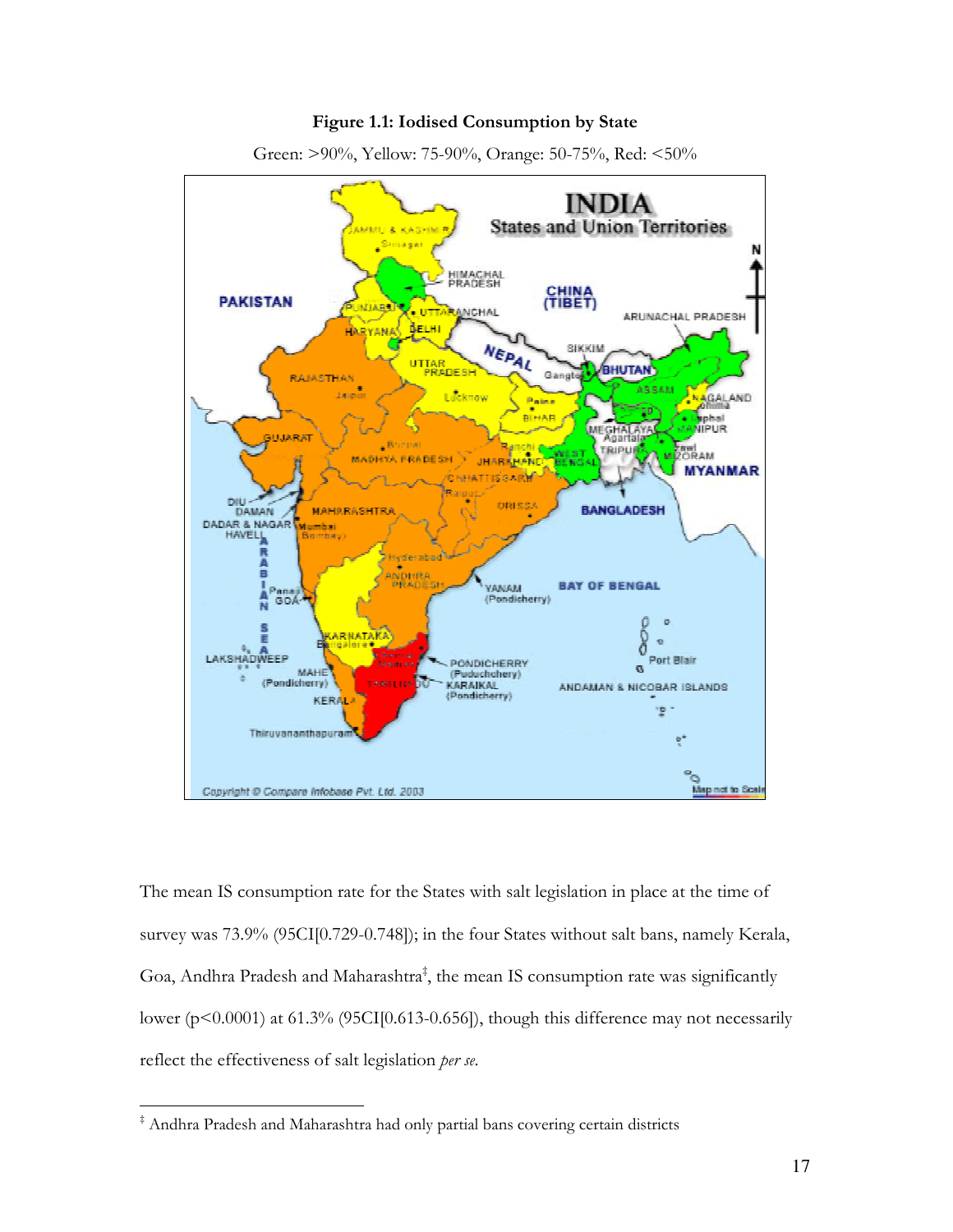**Figure 1.1: Iodised Consumption by State**

Green: >90%, Yellow: 75-90%, Orange: 50-75%, Red: <50%

The mean IS consumption rate for the States with salt legislation in place at the time of survey was 73.9% (95CI[0.729-0.748]); in the four States without salt bans, namely Kerala, Goa, Andhra Pradesh and Maharashtra[‡], the mean IS consumption rate was significantly lower ($p<0.0001$) at 61.3% (95CI[0.613-0.656]), though this difference may not necessarily reflect the effectiveness of salt legislation *per se.*

[‡] Andhra Pradesh and Maharashtra had only partial bans covering certain districts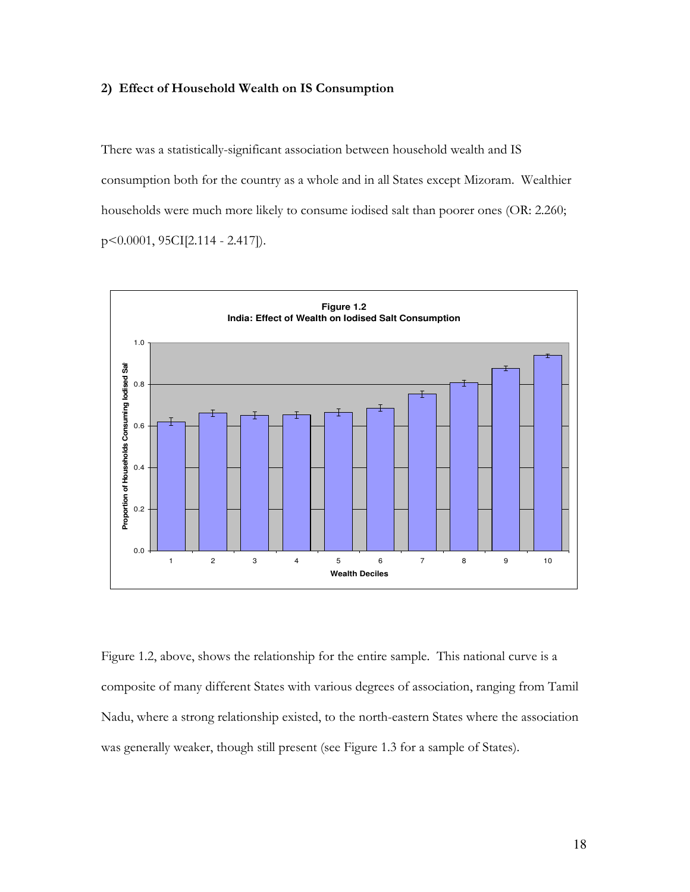## 2) Effect of Household Wealth on IS Consumption

There was a statistically-significant association between household wealth and IS consumption both for the country as a whole and in all States except Mizoram. Wealthier households were much more likely to consume iodised salt than poorer ones (OR: 2.260; $p<0.0001$, 95CI[2.114 - 2.417]).

**Figure 1.2**
**India: Effect of Wealth on Iodised Salt Consumption**

Figure 1.2, above, shows the relationship for the entire sample. This national curve is a composite of many different States with various degrees of association, ranging from Tamil Nadu, where a strong relationship existed, to the north-eastern States where the association was generally weaker, though still present (see Figure 1.3 for a sample of States).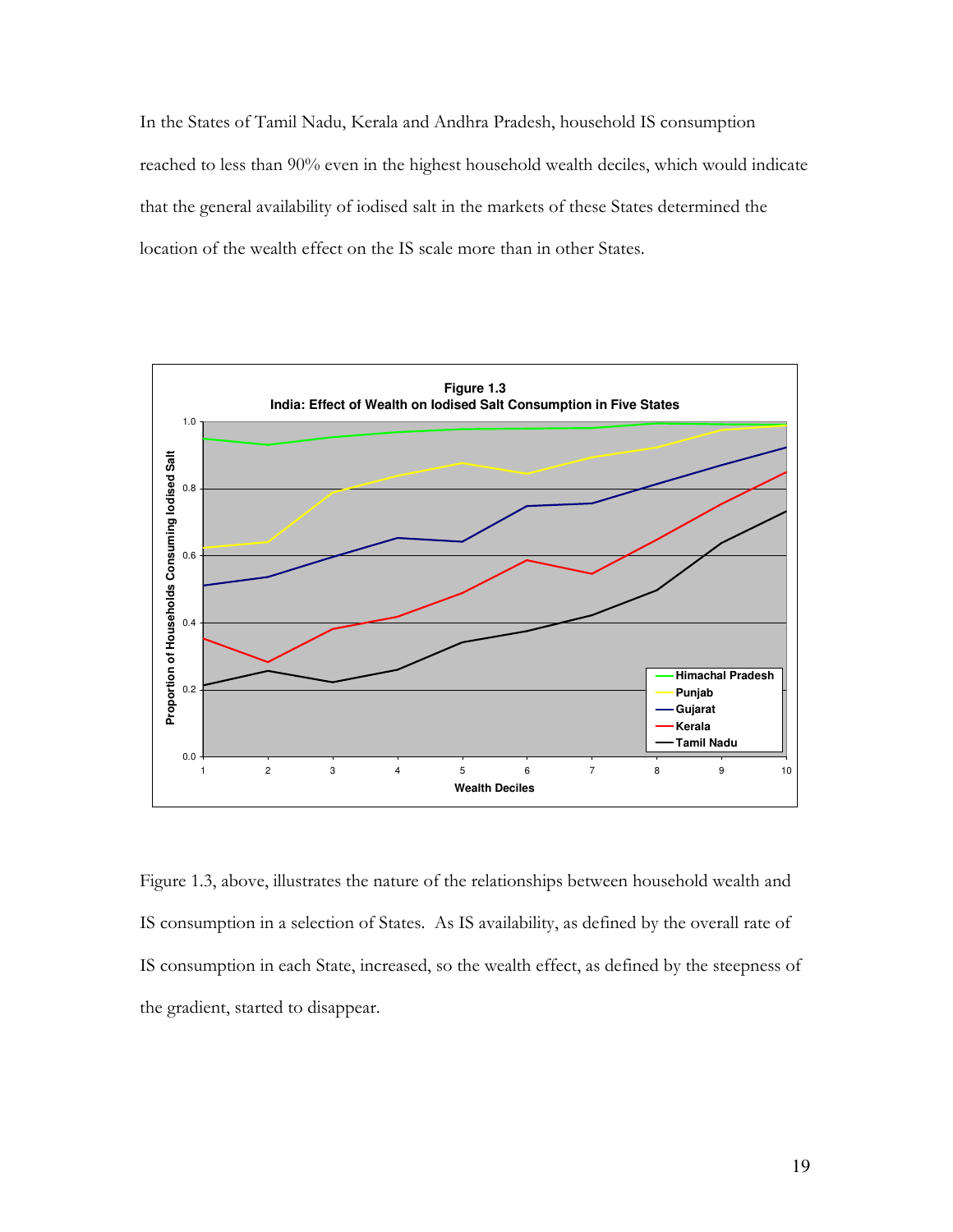In the States of Tamil Nadu, Kerala and Andhra Pradesh, household IS consumption reached to less than 90% even in the highest household wealth deciles, which would indicate that the general availability of iodised salt in the markets of these States determined the location of the wealth effect on the IS scale more than in other States.

**Figure 1.3**
**India: Effect of Wealth on Iodised Salt Consumption in Five States**

Figure 1.3, above, illustrates the nature of the relationships between household wealth and IS consumption in a selection of States. As IS availability, as defined by the overall rate of IS consumption in each State, increased, so the wealth effect, as defined by the steepness of the gradient, started to disappear.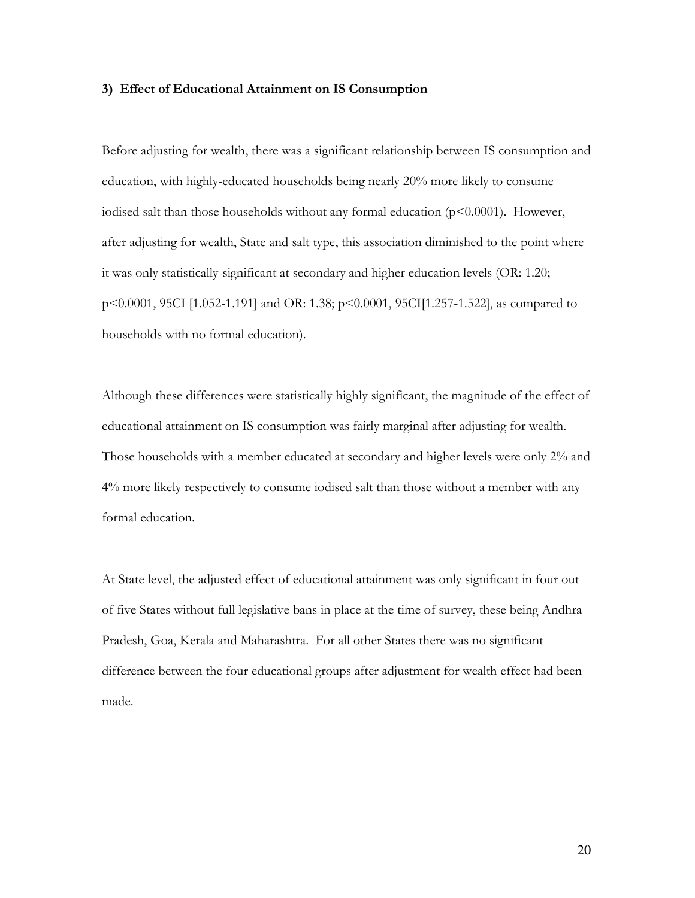### 3) Effect of Educational Attainment on IS Consumption

Before adjusting for wealth, there was a significant relationship between IS consumption and education, with highly-educated households being nearly 20% more likely to consume iodised salt than those households without any formal education ($p<0.0001$). However, after adjusting for wealth, State and salt type, this association diminished to the point where it was only statistically-significant at secondary and higher education levels (OR: 1.20; $p<0.0001$, 95CI [1.052-1.191] and OR: 1.38; $p<0.0001$, 95CI[1.257-1.522], as compared to households with no formal education).

Although these differences were statistically highly significant, the magnitude of the effect of educational attainment on IS consumption was fairly marginal after adjusting for wealth. Those households with a member educated at secondary and higher levels were only 2% and 4% more likely respectively to consume iodised salt than those without a member with any formal education.

At State level, the adjusted effect of educational attainment was only significant in four out of five States without full legislative bans in place at the time of survey, these being Andhra Pradesh, Goa, Kerala and Maharashtra. For all other States there was no significant difference between the four educational groups after adjustment for wealth effect had been made.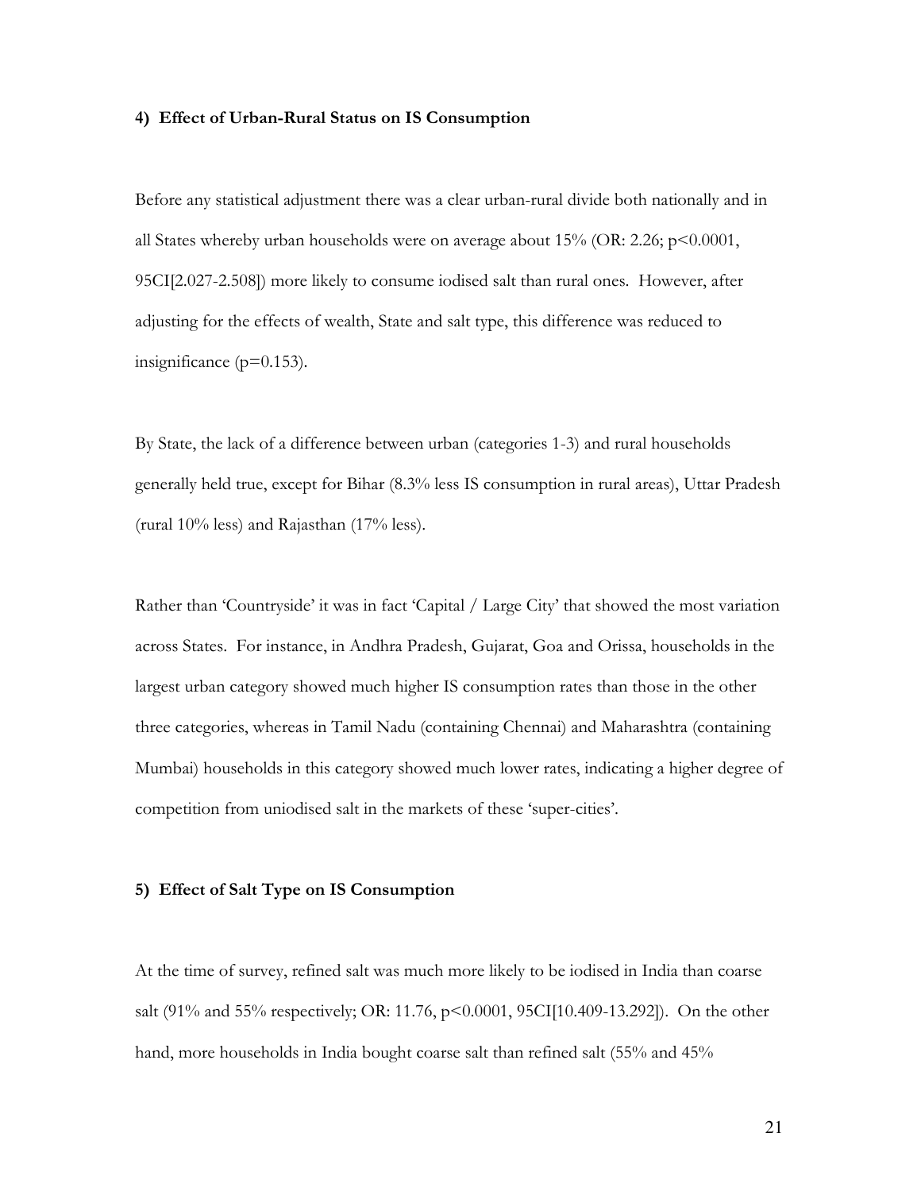#### 4) Effect of Urban-Rural Status on IS Consumption

Before any statistical adjustment there was a clear urban-rural divide both nationally and in all States whereby urban households were on average about 15% (OR: 2.26; $p<0.0001$, 95CI[2.027-2.508]) more likely to consume iodised salt than rural ones. However, after adjusting for the effects of wealth, State and salt type, this difference was reduced to insignificance ($p=0.153$).

By State, the lack of a difference between urban (categories 1-3) and rural households generally held true, except for Bihar (8.3% less IS consumption in rural areas), Uttar Pradesh (rural 10% less) and Rajasthan (17% less).

Rather than 'Countryside' it was in fact 'Capital / Large City' that showed the most variation across States. For instance, in Andhra Pradesh, Gujarat, Goa and Orissa, households in the largest urban category showed much higher IS consumption rates than those in the other three categories, whereas in Tamil Nadu (containing Chennai) and Maharashtra (containing Mumbai) households in this category showed much lower rates, indicating a higher degree of competition from uniodised salt in the markets of these 'super-cities'.

#### 5) Effect of Salt Type on IS Consumption

At the time of survey, refined salt was much more likely to be iodised in India than coarse salt (91% and 55% respectively; OR: 11.76, $p<0.0001$, 95CI[10.409-13.292]). On the other hand, more households in India bought coarse salt than refined salt (55% and 45%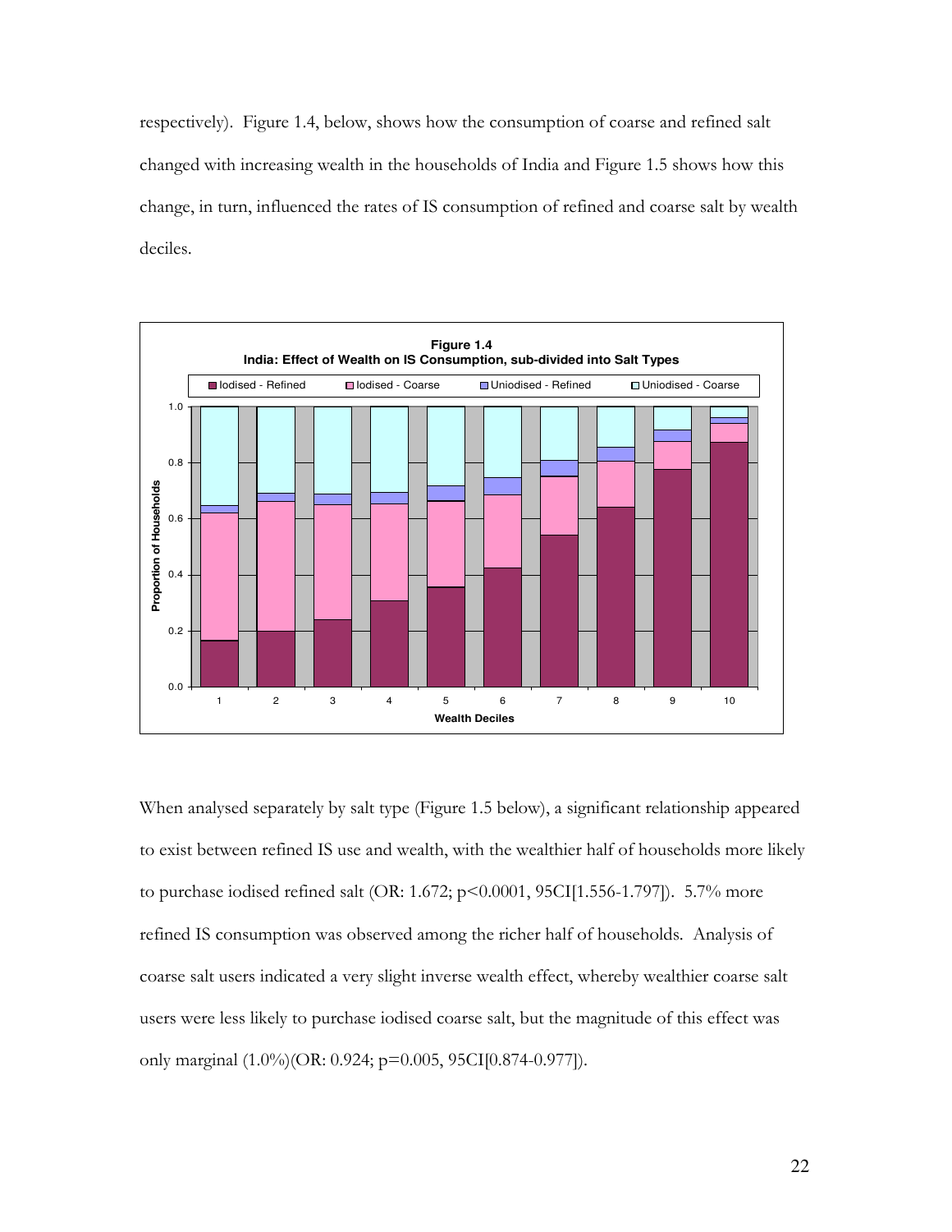respectively). Figure 1.4, below, shows how the consumption of coarse and refined salt changed with increasing wealth in the households of India and Figure 1.5 shows how this change, in turn, influenced the rates of IS consumption of refined and coarse salt by wealth deciles.

**Figure 1.4**
**India: Effect of Wealth on IS Consumption, sub-divided into Salt Types**

When analysed separately by salt type (Figure 1.5 below), a significant relationship appeared to exist between refined IS use and wealth, with the wealthier half of households more likely to purchase iodised refined salt (OR: 1.672; p<0.0001, 95CI[1.556-1.797]). 5.7% more refined IS consumption was observed among the richer half of households. Analysis of coarse salt users indicated a very slight inverse wealth effect, whereby wealthier coarse salt users were less likely to purchase iodised coarse salt, but the magnitude of this effect was only marginal (1.0%)(OR: 0.924; p=0.005, 95CI[0.874-0.977]).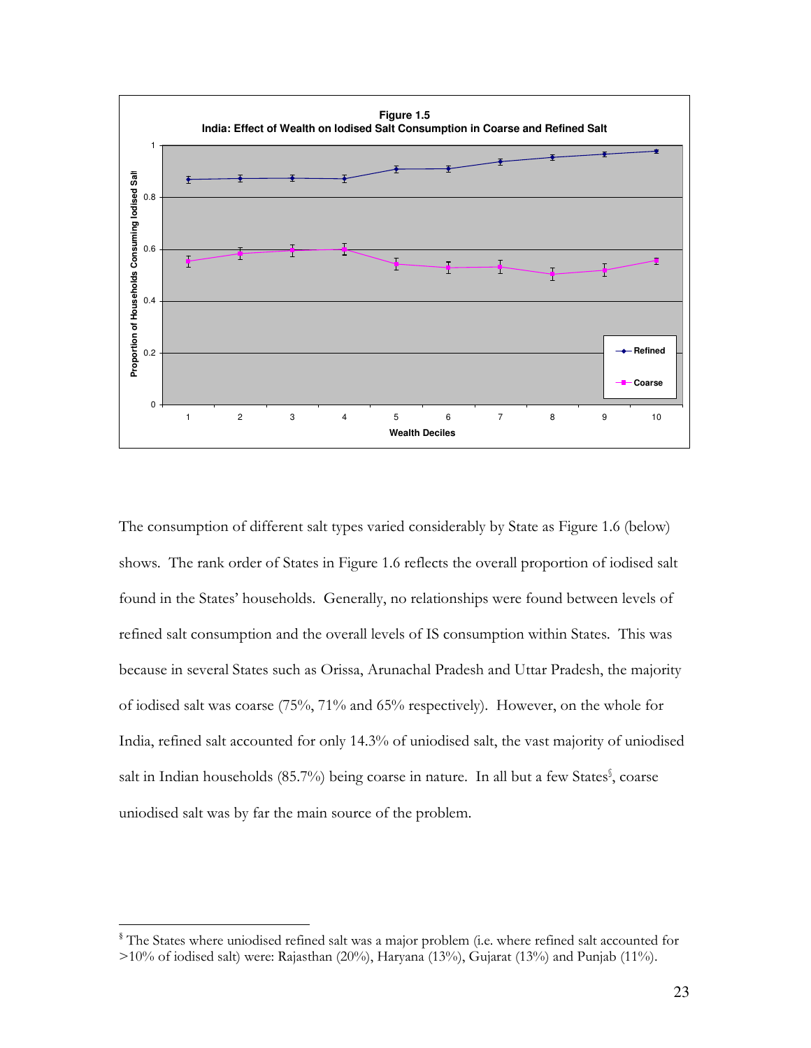**Figure 1.5**
**India: Effect of Wealth on Iodised Salt Consumption in Coarse and Refined Salt**

The consumption of different salt types varied considerably by State as Figure 1.6 (below) shows. The rank order of States in Figure 1.6 reflects the overall proportion of iodised salt found in the States' households. Generally, no relationships were found between levels of refined salt consumption and the overall levels of IS consumption within States. This was because in several States such as Orissa, Arunachal Pradesh and Uttar Pradesh, the majority of iodised salt was coarse (75%, 71% and 65% respectively). However, on the whole for India, refined salt accounted for only 14.3% of uniodised salt, the vast majority of uniodised salt in Indian households (85.7%) being coarse in nature. In all but a few States[§], coarse uniodised salt was by far the main source of the problem.

---

[§] The States where uniodised refined salt was a major problem (i.e. where refined salt accounted for >10% of iodised salt) were: Rajasthan (20%), Haryana (13%), Gujarat (13%) and Punjab (11%).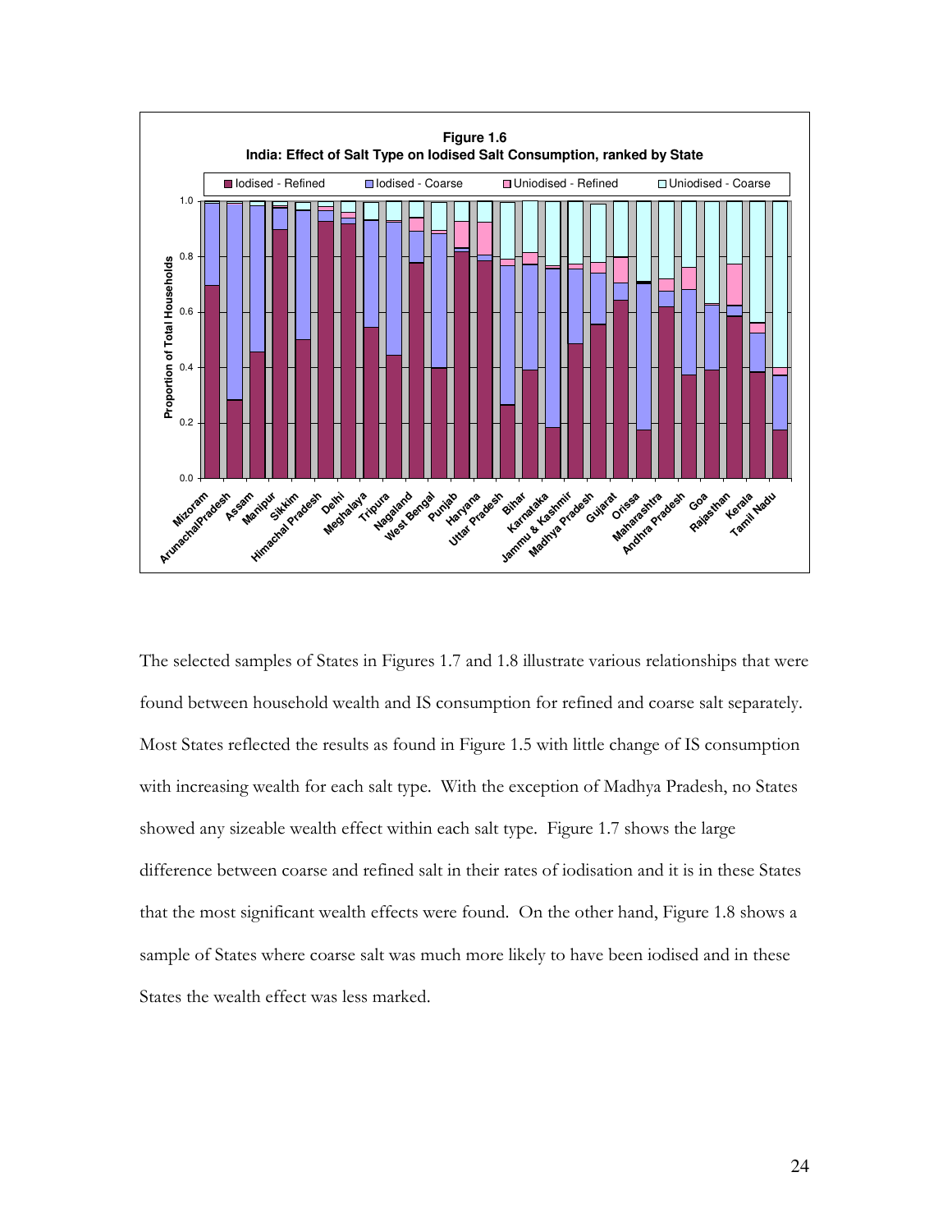**Figure 1.6**
**India: Effect of Salt Type on Iodised Salt Consumption, ranked by State**

The selected samples of States in Figures 1.7 and 1.8 illustrate various relationships that were found between household wealth and IS consumption for refined and coarse salt separately. Most States reflected the results as found in Figure 1.5 with little change of IS consumption with increasing wealth for each salt type. With the exception of Madhya Pradesh, no States showed any sizeable wealth effect within each salt type. Figure 1.7 shows the large difference between coarse and refined salt in their rates of iodisation and it is in these States that the most significant wealth effects were found. On the other hand, Figure 1.8 shows a sample of States where coarse salt was much more likely to have been iodised and in these States the wealth effect was less marked.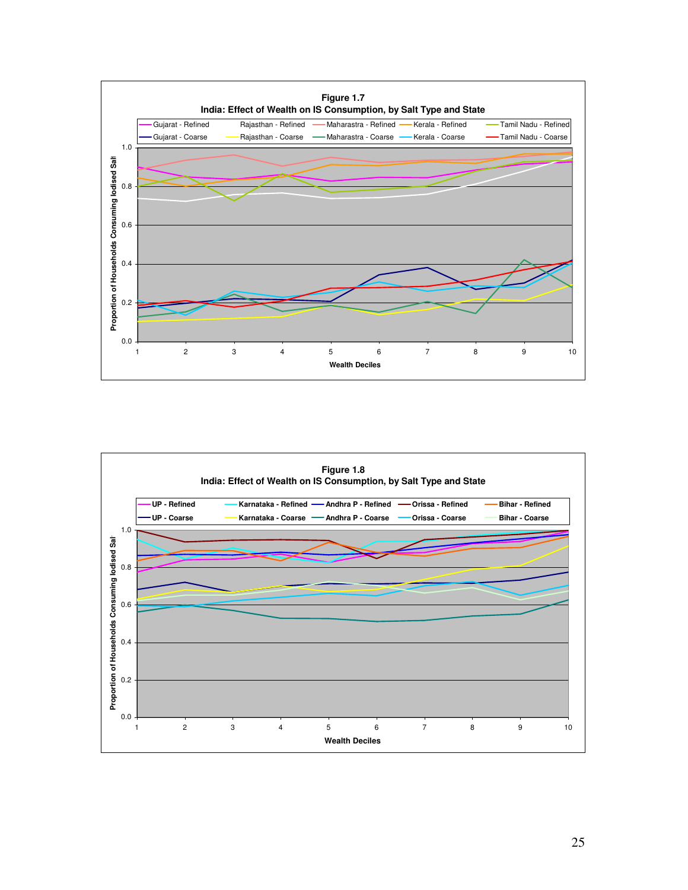**Figure 1.7**
**India: Effect of Wealth on IS Consumption, by Salt Type and State**

Legend: Gujarat - Refined; Rajasthan - Refined; Maharastra - Refined; Kerala - Refined; Tamil Nadu - Refined; Gujarat - Coarse; Rajasthan - Coarse; Maharastra - Coarse; Kerala - Coarse; Tamil Nadu - Coarse

Y-axis: Proportion of Households Consuming Iodised Salt (0.0–1.0)

X-axis: Wealth Deciles (1–10)

**Figure 1.8**
**India: Effect of Wealth on IS Consumption, by Salt Type and State**

Legend: UP - Refined; Karnataka - Refined; Andhra P - Refined; Orissa - Refined; Bihar - Refined; UP - Coarse; Karnataka - Coarse; Andhra P - Coarse; Orissa - Coarse; Bihar - Coarse

Y-axis: Proportion of Households Consuming Iodised Salt (0.0–1.0)

X-axis: Wealth Deciles (1–10)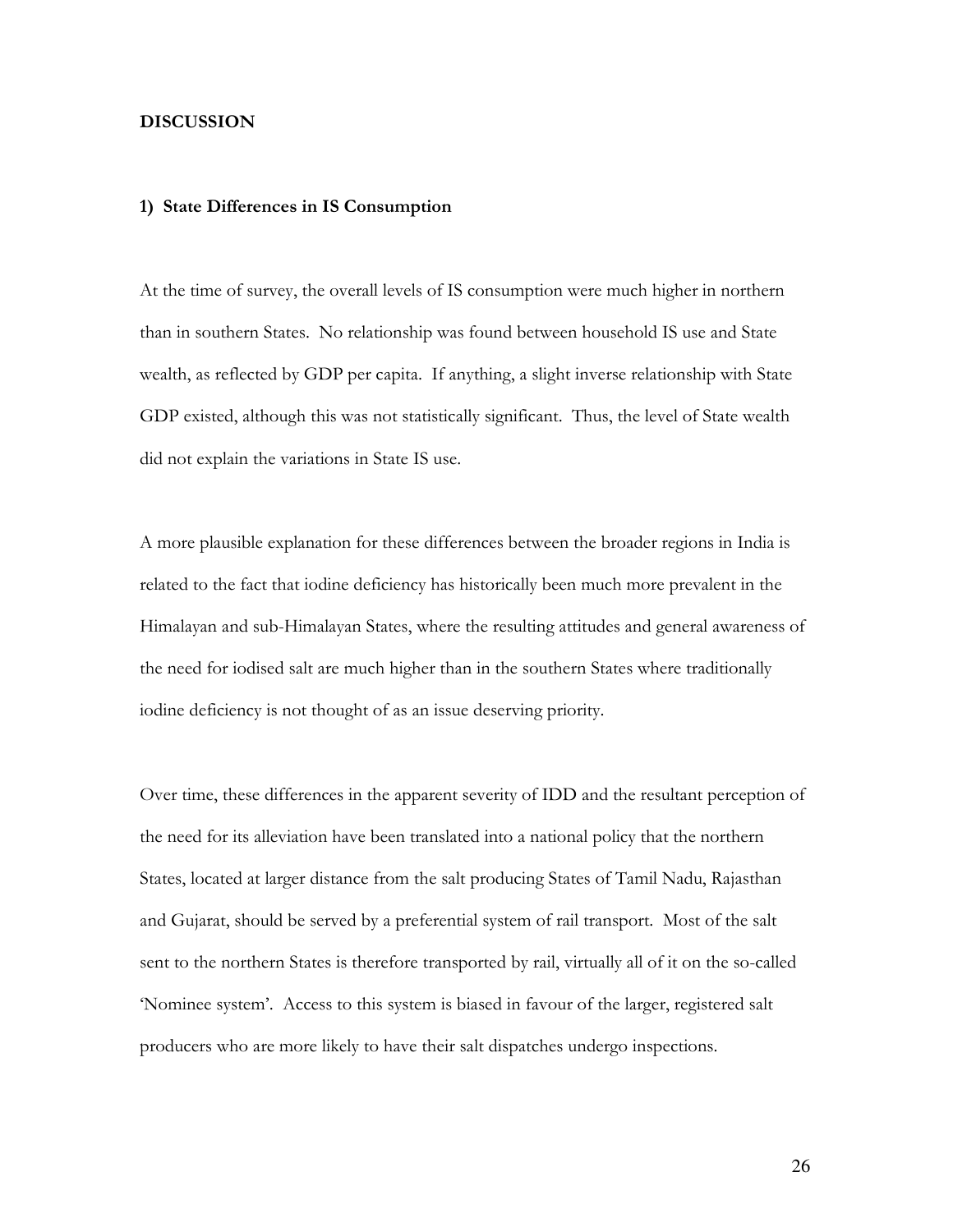## DISCUSSION

### 1) State Differences in IS Consumption

At the time of survey, the overall levels of IS consumption were much higher in northern than in southern States. No relationship was found between household IS use and State wealth, as reflected by GDP per capita. If anything, a slight inverse relationship with State GDP existed, although this was not statistically significant. Thus, the level of State wealth did not explain the variations in State IS use.

A more plausible explanation for these differences between the broader regions in India is related to the fact that iodine deficiency has historically been much more prevalent in the Himalayan and sub-Himalayan States, where the resulting attitudes and general awareness of the need for iodised salt are much higher than in the southern States where traditionally iodine deficiency is not thought of as an issue deserving priority.

Over time, these differences in the apparent severity of IDD and the resultant perception of the need for its alleviation have been translated into a national policy that the northern States, located at larger distance from the salt producing States of Tamil Nadu, Rajasthan and Gujarat, should be served by a preferential system of rail transport. Most of the salt sent to the northern States is therefore transported by rail, virtually all of it on the so-called 'Nominee system'. Access to this system is biased in favour of the larger, registered salt producers who are more likely to have their salt dispatches undergo inspections.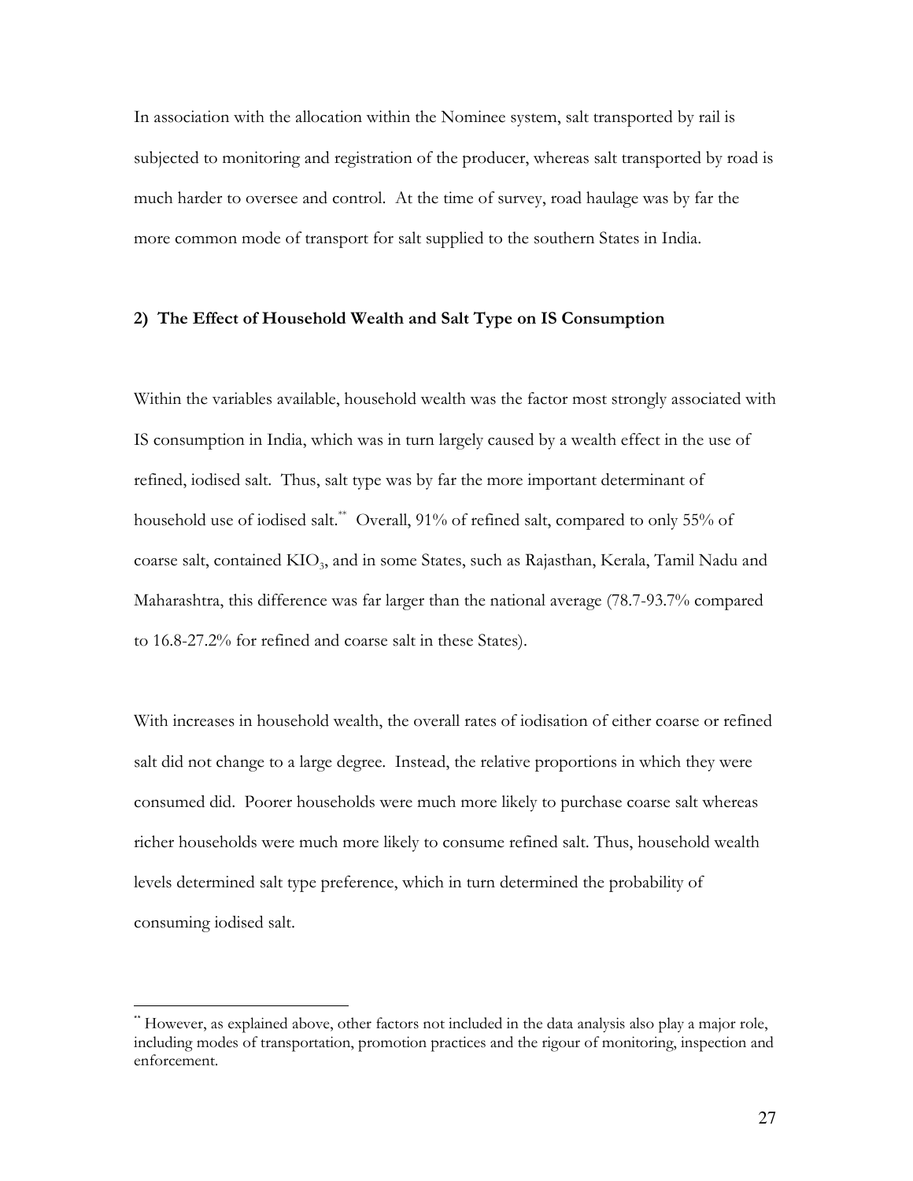In association with the allocation within the Nominee system, salt transported by rail is subjected to monitoring and registration of the producer, whereas salt transported by road is much harder to oversee and control. At the time of survey, road haulage was by far the more common mode of transport for salt supplied to the southern States in India.

## 2) The Effect of Household Wealth and Salt Type on IS Consumption

Within the variables available, household wealth was the factor most strongly associated with IS consumption in India, which was in turn largely caused by a wealth effect in the use of refined, iodised salt. Thus, salt type was by far the more important determinant of household use of iodised salt.[**] Overall, 91% of refined salt, compared to only 55% of coarse salt, contained $KIO_3$, and in some States, such as Rajasthan, Kerala, Tamil Nadu and Maharashtra, this difference was far larger than the national average (78.7-93.7% compared to 16.8-27.2% for refined and coarse salt in these States).

With increases in household wealth, the overall rates of iodisation of either coarse or refined salt did not change to a large degree. Instead, the relative proportions in which they were consumed did. Poorer households were much more likely to purchase coarse salt whereas richer households were much more likely to consume refined salt. Thus, household wealth levels determined salt type preference, which in turn determined the probability of consuming iodised salt.

---

[**] However, as explained above, other factors not included in the data analysis also play a major role, including modes of transportation, promotion practices and the rigour of monitoring, inspection and enforcement.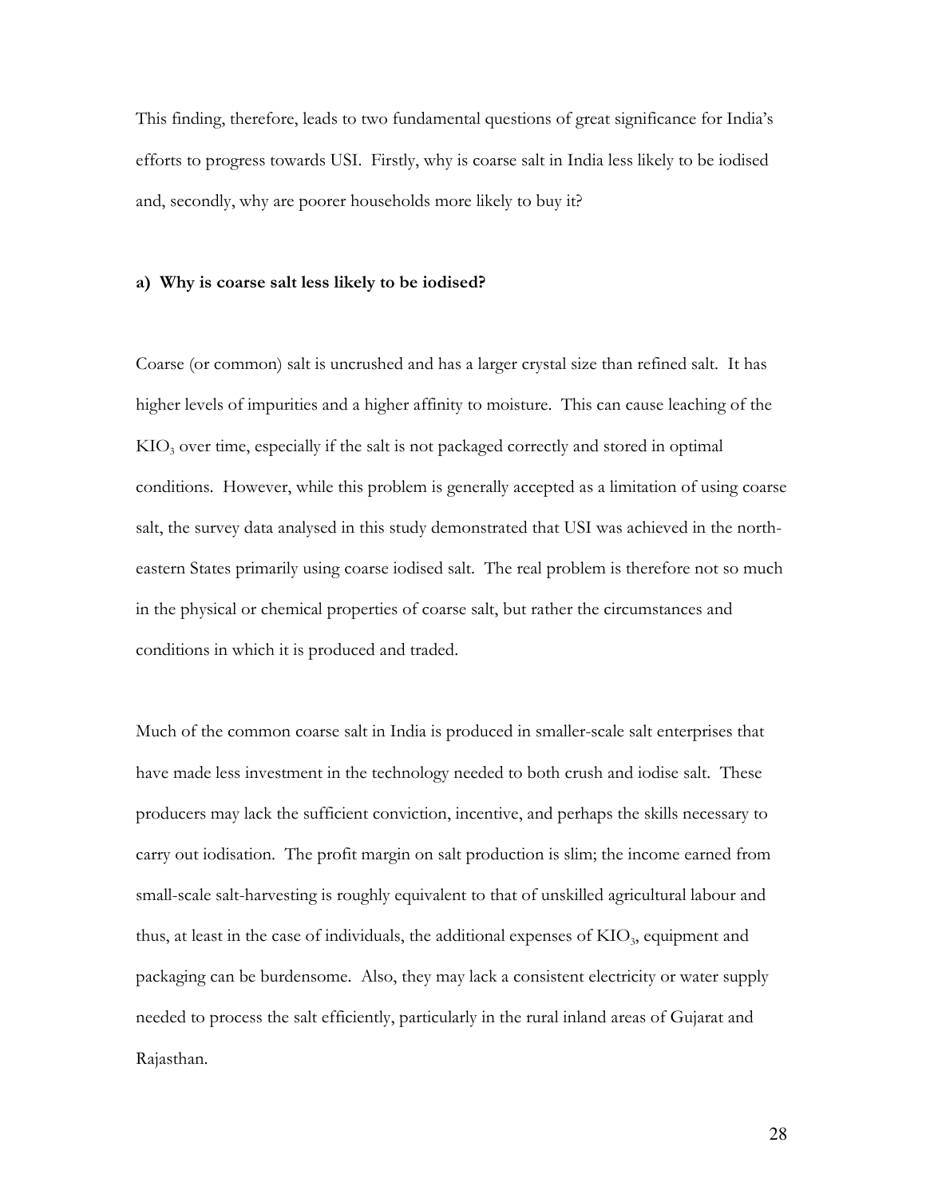This finding, therefore, leads to two fundamental questions of great significance for India's efforts to progress towards USI. Firstly, why is coarse salt in India less likely to be iodised and, secondly, why are poorer households more likely to buy it?

### a) Why is coarse salt less likely to be iodised?

Coarse (or common) salt is uncrushed and has a larger crystal size than refined salt. It has higher levels of impurities and a higher affinity to moisture. This can cause leaching of the $KIO_3$ over time, especially if the salt is not packaged correctly and stored in optimal conditions. However, while this problem is generally accepted as a limitation of using coarse salt, the survey data analysed in this study demonstrated that USI was achieved in the north-eastern States primarily using coarse iodised salt. The real problem is therefore not so much in the physical or chemical properties of coarse salt, but rather the circumstances and conditions in which it is produced and traded.

Much of the common coarse salt in India is produced in smaller-scale salt enterprises that have made less investment in the technology needed to both crush and iodise salt. These producers may lack the sufficient conviction, incentive, and perhaps the skills necessary to carry out iodisation. The profit margin on salt production is slim; the income earned from small-scale salt-harvesting is roughly equivalent to that of unskilled agricultural labour and thus, at least in the case of individuals, the additional expenses of $KIO_3$, equipment and packaging can be burdensome. Also, they may lack a consistent electricity or water supply needed to process the salt efficiently, particularly in the rural inland areas of Gujarat and Rajasthan.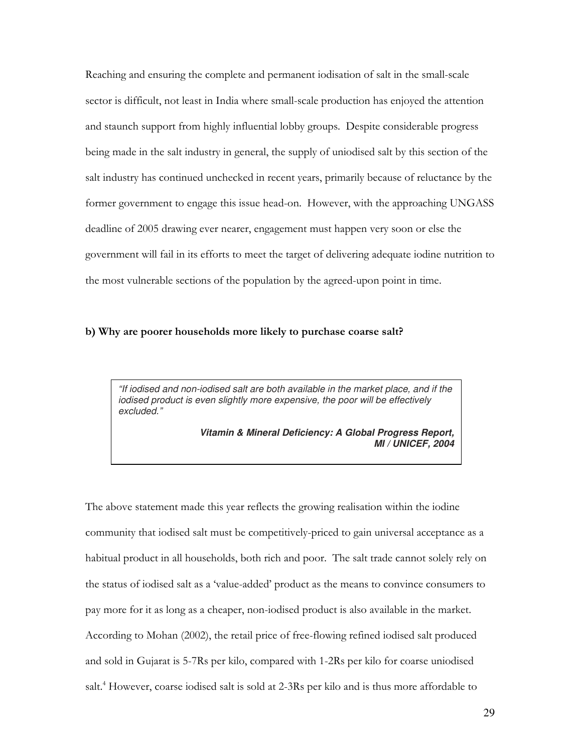Reaching and ensuring the complete and permanent iodisation of salt in the small-scale sector is difficult, not least in India where small-scale production has enjoyed the attention and staunch support from highly influential lobby groups. Despite considerable progress being made in the salt industry in general, the supply of uniodised salt by this section of the salt industry has continued unchecked in recent years, primarily because of reluctance by the former government to engage this issue head-on. However, with the approaching UNGASS deadline of 2005 drawing ever nearer, engagement must happen very soon or else the government will fail in its efforts to meet the target of delivering adequate iodine nutrition to the most vulnerable sections of the population by the agreed-upon point in time.

**b) Why are poorer households more likely to purchase coarse salt?**

> *"If iodised and non-iodised salt are both available in the market place, and if the iodised product is even slightly more expensive, the poor will be effectively excluded."*
>
> ***Vitamin & Mineral Deficiency: A Global Progress Report, MI / UNICEF, 2004***

The above statement made this year reflects the growing realisation within the iodine community that iodised salt must be competitively-priced to gain universal acceptance as a habitual product in all households, both rich and poor. The salt trade cannot solely rely on the status of iodised salt as a 'value-added' product as the means to convince consumers to pay more for it as long as a cheaper, non-iodised product is also available in the market. According to Mohan (2002), the retail price of free-flowing refined iodised salt produced and sold in Gujarat is 5-7Rs per kilo, compared with 1-2Rs per kilo for coarse uniodised salt.[4] However, coarse iodised salt is sold at 2-3Rs per kilo and is thus more affordable to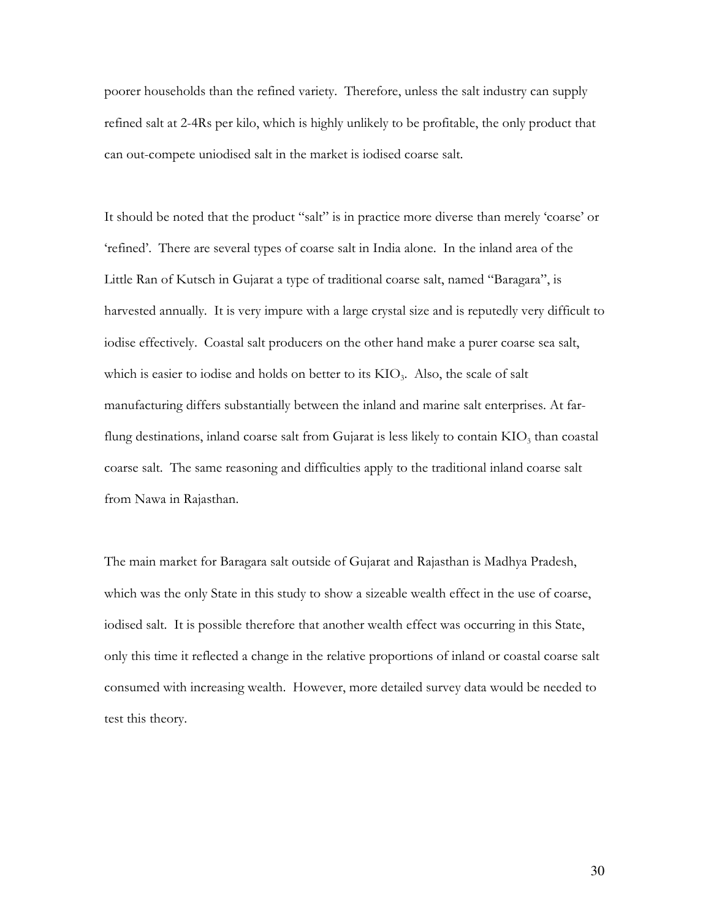poorer households than the refined variety. Therefore, unless the salt industry can supply refined salt at 2-4Rs per kilo, which is highly unlikely to be profitable, the only product that can out-compete uniodised salt in the market is iodised coarse salt.

It should be noted that the product "salt" is in practice more diverse than merely 'coarse' or 'refined'. There are several types of coarse salt in India alone. In the inland area of the Little Ran of Kutsch in Gujarat a type of traditional coarse salt, named "Baragara", is harvested annually. It is very impure with a large crystal size and is reputedly very difficult to iodise effectively. Coastal salt producers on the other hand make a purer coarse sea salt, which is easier to iodise and holds on better to its $KIO_3$. Also, the scale of salt manufacturing differs substantially between the inland and marine salt enterprises. At far-flung destinations, inland coarse salt from Gujarat is less likely to contain $KIO_3$ than coastal coarse salt. The same reasoning and difficulties apply to the traditional inland coarse salt from Nawa in Rajasthan.

The main market for Baragara salt outside of Gujarat and Rajasthan is Madhya Pradesh, which was the only State in this study to show a sizeable wealth effect in the use of coarse, iodised salt. It is possible therefore that another wealth effect was occurring in this State, only this time it reflected a change in the relative proportions of inland or coastal coarse salt consumed with increasing wealth. However, more detailed survey data would be needed to test this theory.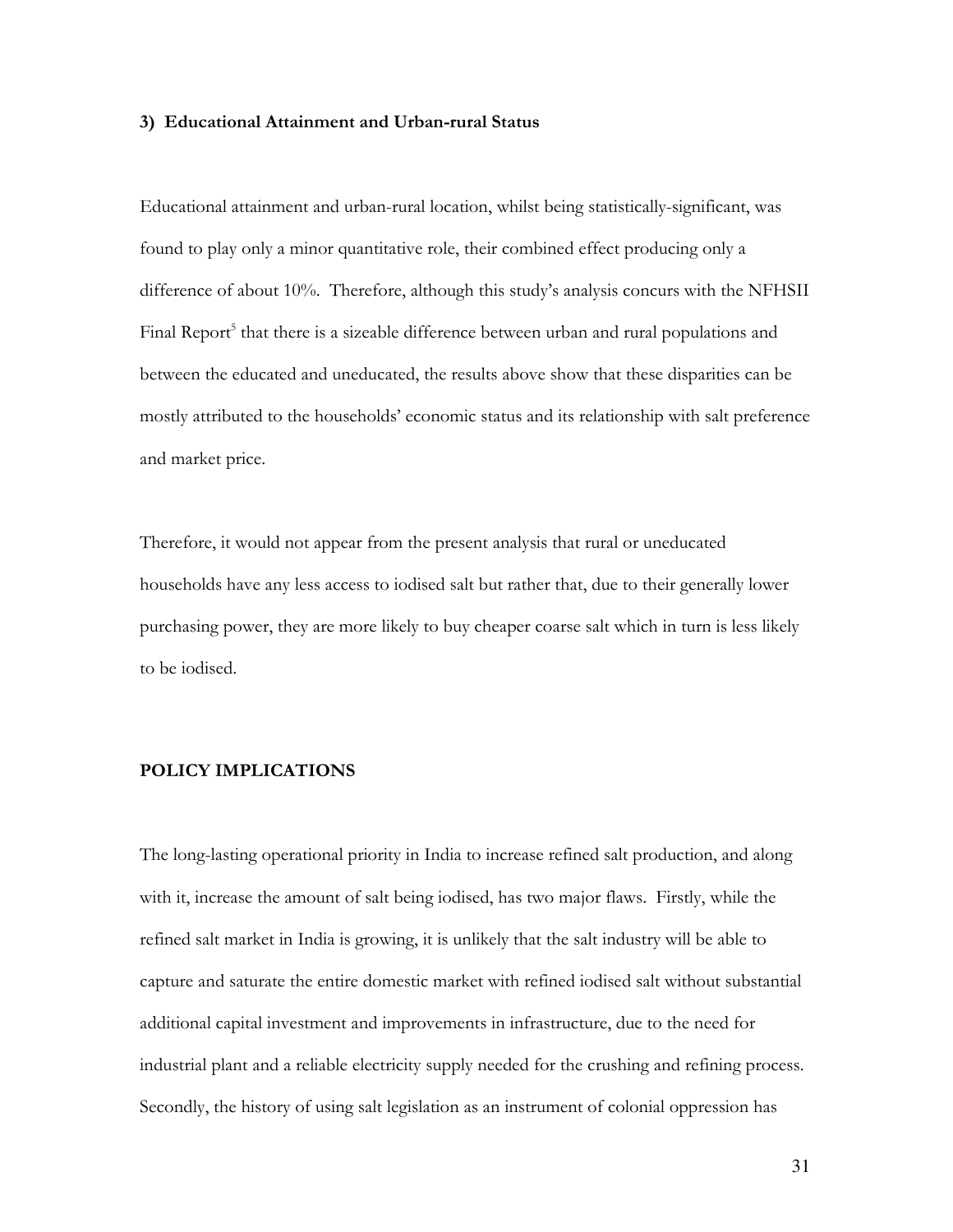### 3) Educational Attainment and Urban-rural Status

Educational attainment and urban-rural location, whilst being statistically-significant, was found to play only a minor quantitative role, their combined effect producing only a difference of about 10%. Therefore, although this study's analysis concurs with the NFHSII Final Report[5] that there is a sizeable difference between urban and rural populations and between the educated and uneducated, the results above show that these disparities can be mostly attributed to the households' economic status and its relationship with salt preference and market price.

Therefore, it would not appear from the present analysis that rural or uneducated households have any less access to iodised salt but rather that, due to their generally lower purchasing power, they are more likely to buy cheaper coarse salt which in turn is less likely to be iodised.

## POLICY IMPLICATIONS

The long-lasting operational priority in India to increase refined salt production, and along with it, increase the amount of salt being iodised, has two major flaws. Firstly, while the refined salt market in India is growing, it is unlikely that the salt industry will be able to capture and saturate the entire domestic market with refined iodised salt without substantial additional capital investment and improvements in infrastructure, due to the need for industrial plant and a reliable electricity supply needed for the crushing and refining process. Secondly, the history of using salt legislation as an instrument of colonial oppression has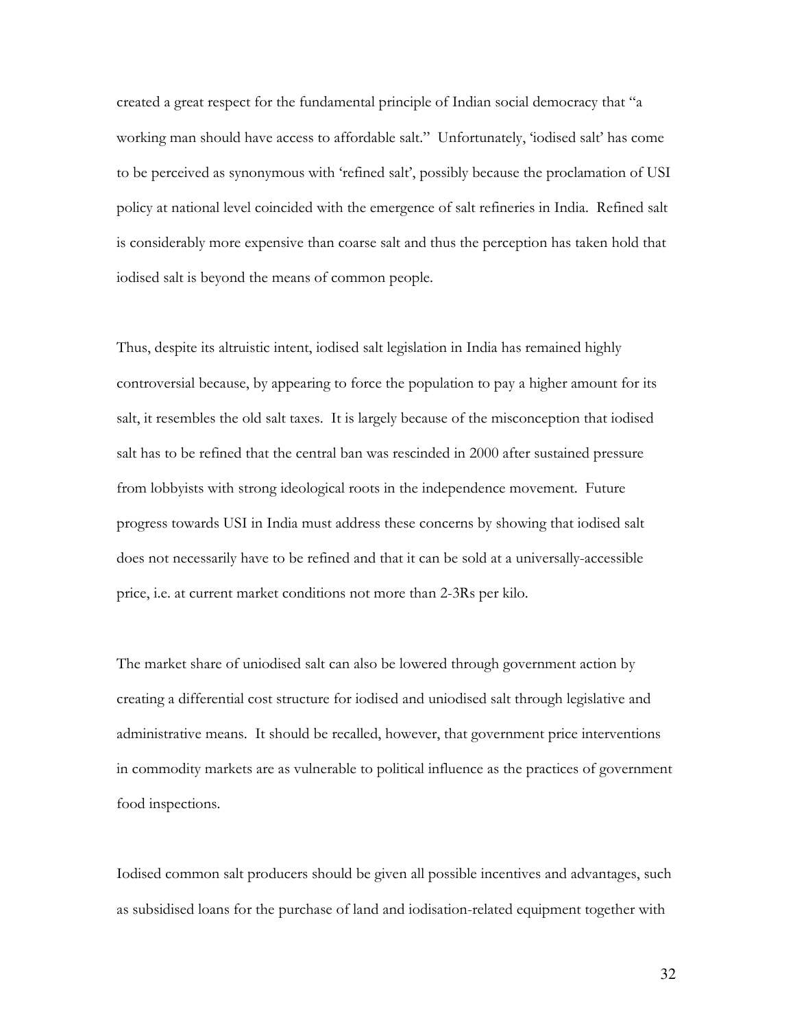created a great respect for the fundamental principle of Indian social democracy that "a working man should have access to affordable salt." Unfortunately, 'iodised salt' has come to be perceived as synonymous with 'refined salt', possibly because the proclamation of USI policy at national level coincided with the emergence of salt refineries in India. Refined salt is considerably more expensive than coarse salt and thus the perception has taken hold that iodised salt is beyond the means of common people.

Thus, despite its altruistic intent, iodised salt legislation in India has remained highly controversial because, by appearing to force the population to pay a higher amount for its salt, it resembles the old salt taxes. It is largely because of the misconception that iodised salt has to be refined that the central ban was rescinded in 2000 after sustained pressure from lobbyists with strong ideological roots in the independence movement. Future progress towards USI in India must address these concerns by showing that iodised salt does not necessarily have to be refined and that it can be sold at a universally-accessible price, i.e. at current market conditions not more than 2-3Rs per kilo.

The market share of uniodised salt can also be lowered through government action by creating a differential cost structure for iodised and uniodised salt through legislative and administrative means. It should be recalled, however, that government price interventions in commodity markets are as vulnerable to political influence as the practices of government food inspections.

Iodised common salt producers should be given all possible incentives and advantages, such as subsidised loans for the purchase of land and iodisation-related equipment together with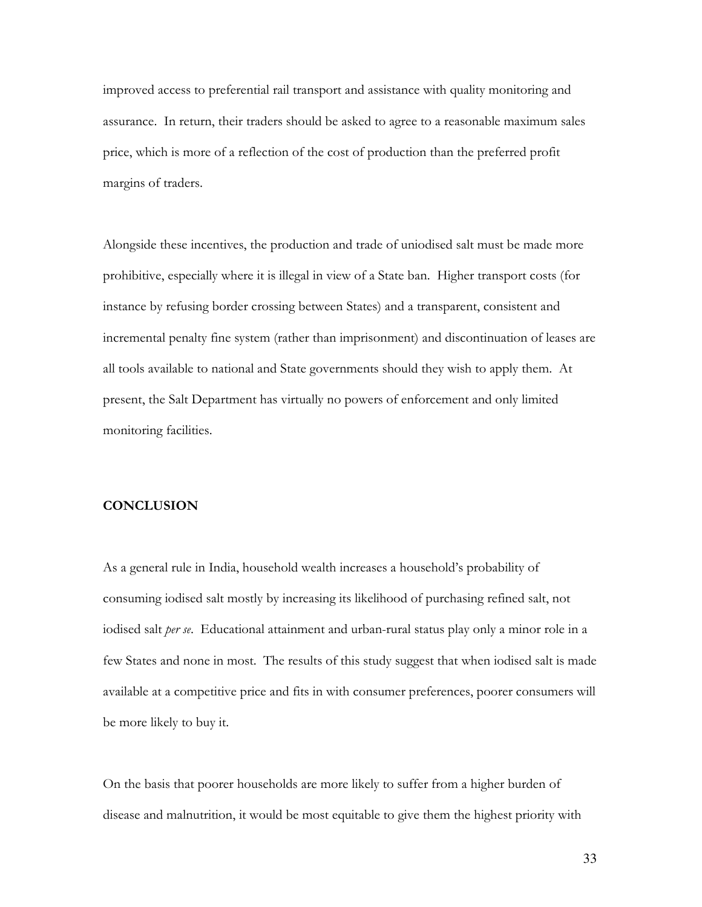improved access to preferential rail transport and assistance with quality monitoring and assurance. In return, their traders should be asked to agree to a reasonable maximum sales price, which is more of a reflection of the cost of production than the preferred profit margins of traders.

Alongside these incentives, the production and trade of uniodised salt must be made more prohibitive, especially where it is illegal in view of a State ban. Higher transport costs (for instance by refusing border crossing between States) and a transparent, consistent and incremental penalty fine system (rather than imprisonment) and discontinuation of leases are all tools available to national and State governments should they wish to apply them. At present, the Salt Department has virtually no powers of enforcement and only limited monitoring facilities.

## CONCLUSION

As a general rule in India, household wealth increases a household's probability of consuming iodised salt mostly by increasing its likelihood of purchasing refined salt, not iodised salt *per se*. Educational attainment and urban-rural status play only a minor role in a few States and none in most. The results of this study suggest that when iodised salt is made available at a competitive price and fits in with consumer preferences, poorer consumers will be more likely to buy it.

On the basis that poorer households are more likely to suffer from a higher burden of disease and malnutrition, it would be most equitable to give them the highest priority with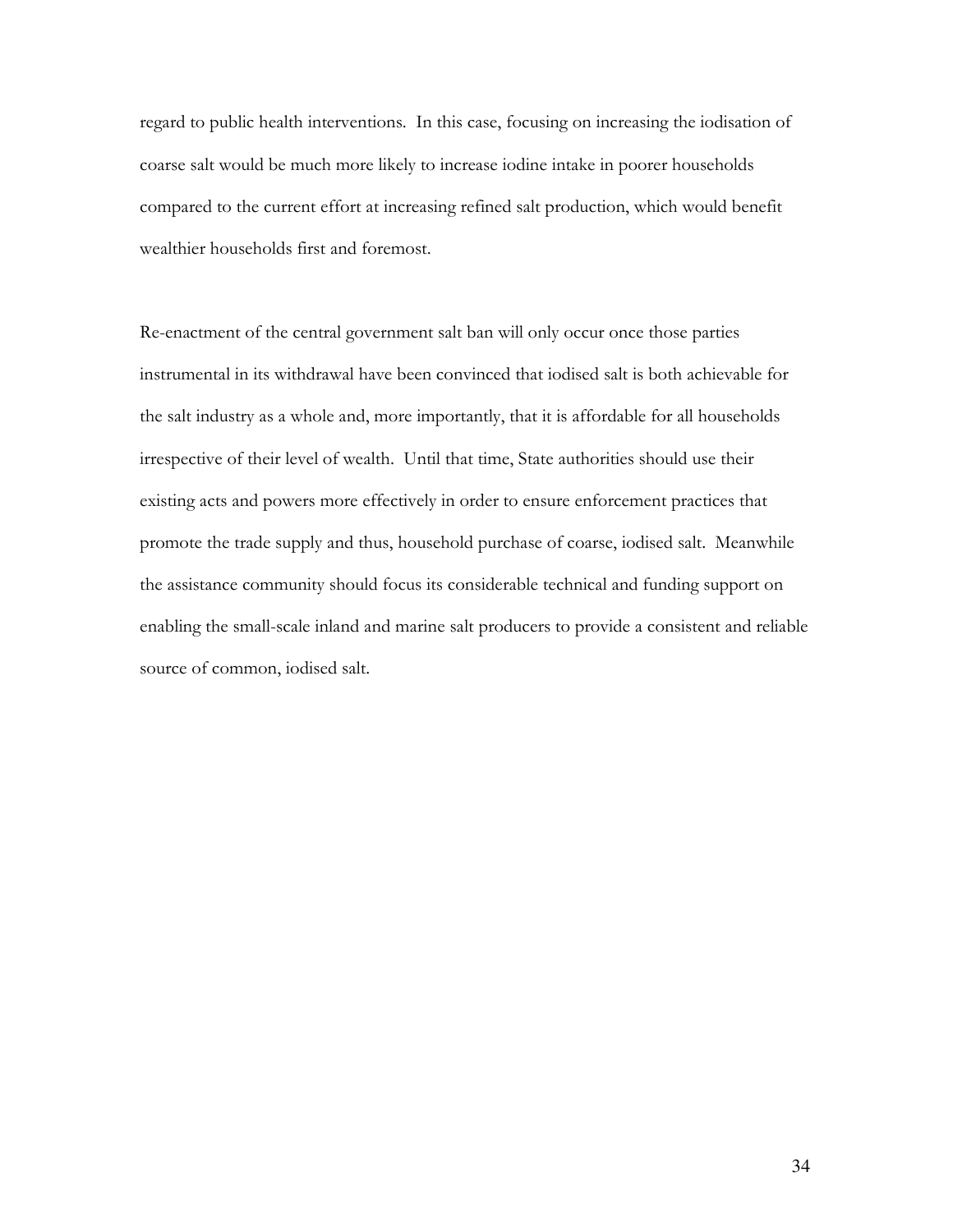regard to public health interventions. In this case, focusing on increasing the iodisation of coarse salt would be much more likely to increase iodine intake in poorer households compared to the current effort at increasing refined salt production, which would benefit wealthier households first and foremost.

Re-enactment of the central government salt ban will only occur once those parties instrumental in its withdrawal have been convinced that iodised salt is both achievable for the salt industry as a whole and, more importantly, that it is affordable for all households irrespective of their level of wealth. Until that time, State authorities should use their existing acts and powers more effectively in order to ensure enforcement practices that promote the trade supply and thus, household purchase of coarse, iodised salt. Meanwhile the assistance community should focus its considerable technical and funding support on enabling the small-scale inland and marine salt producers to provide a consistent and reliable source of common, iodised salt.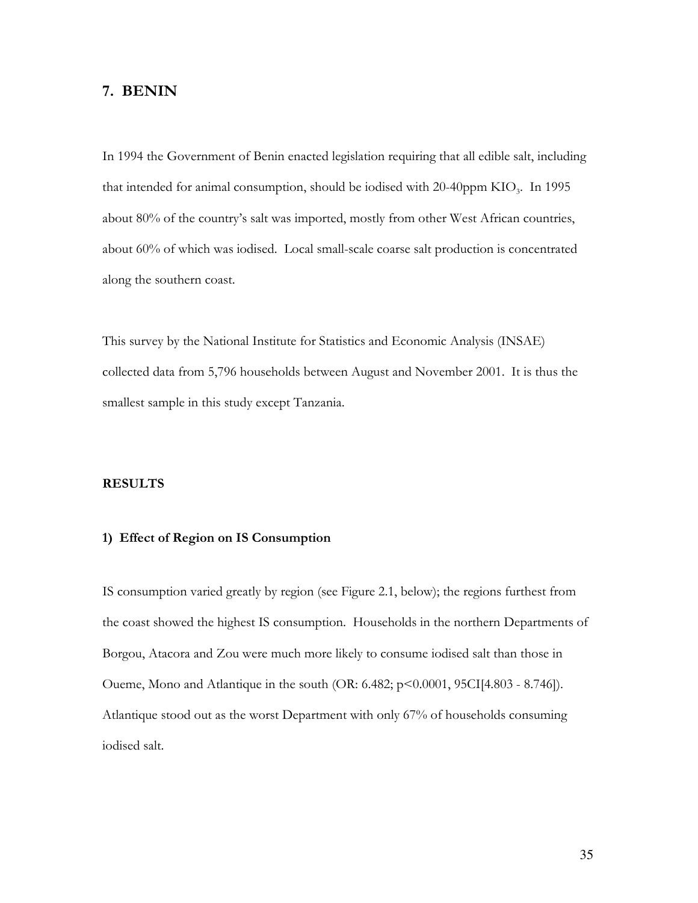## 7. BENIN

In 1994 the Government of Benin enacted legislation requiring that all edible salt, including that intended for animal consumption, should be iodised with 20-40ppm $KIO_3$. In 1995 about 80% of the country's salt was imported, mostly from other West African countries, about 60% of which was iodised. Local small-scale coarse salt production is concentrated along the southern coast.

This survey by the National Institute for Statistics and Economic Analysis (INSAE) collected data from 5,796 households between August and November 2001. It is thus the smallest sample in this study except Tanzania.

### RESULTS

#### 1) Effect of Region on IS Consumption

IS consumption varied greatly by region (see Figure 2.1, below); the regions furthest from the coast showed the highest IS consumption. Households in the northern Departments of Borgou, Atacora and Zou were much more likely to consume iodised salt than those in Oueme, Mono and Atlantique in the south (OR: 6.482; $p<0.0001$, 95CI[4.803 - 8.746]). Atlantique stood out as the worst Department with only 67% of households consuming iodised salt.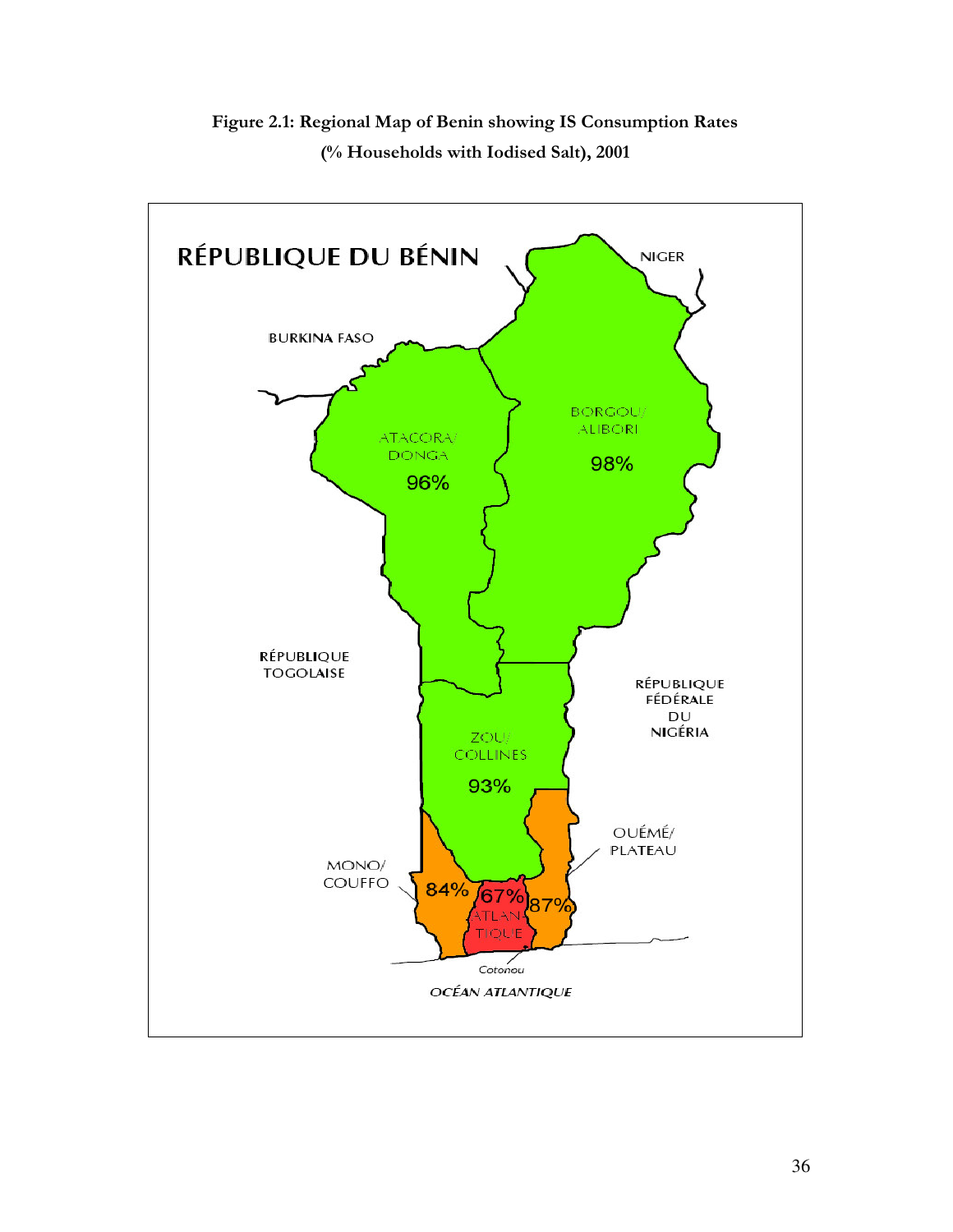**Figure 2.1: Regional Map of Benin showing IS Consumption Rates (% Households with Iodised Salt), 2001**

RÉPUBLIQUE DU BÉNIN

NIGER

BURKINA FASO

ATACORA/ DONGA 96%

BORGOU/ ALIBORI 98%

RÉPUBLIQUE TOGOLAISE

RÉPUBLIQUE FÉDÉRALE DU NIGÉRIA

ZOU/ COLLINES 93%

OUÉMÉ/ PLATEAU 87%

MONO/ COUFFO 84%

ATLANTIQUE 67%

Cotonou

OCÉAN ATLANTIQUE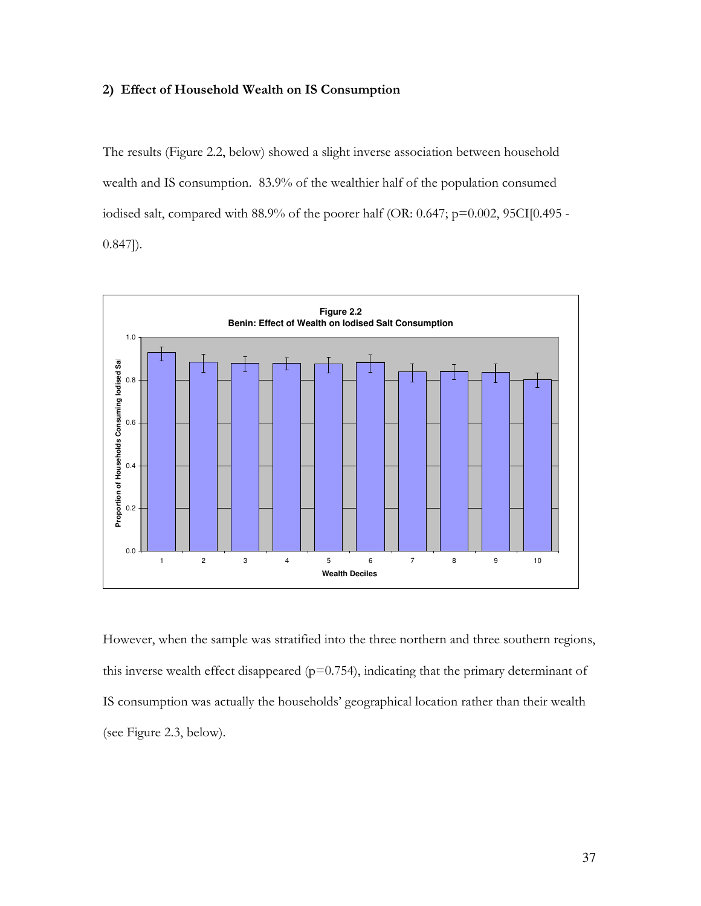**2) Effect of Household Wealth on IS Consumption**

The results (Figure 2.2, below) showed a slight inverse association between household wealth and IS consumption. 83.9% of the wealthier half of the population consumed iodised salt, compared with 88.9% of the poorer half (OR: 0.647; p=0.002, 95CI[0.495 - 0.847]).

However, when the sample was stratified into the three northern and three southern regions, this inverse wealth effect disappeared (p=0.754), indicating that the primary determinant of IS consumption was actually the households' geographical location rather than their wealth (see Figure 2.3, below).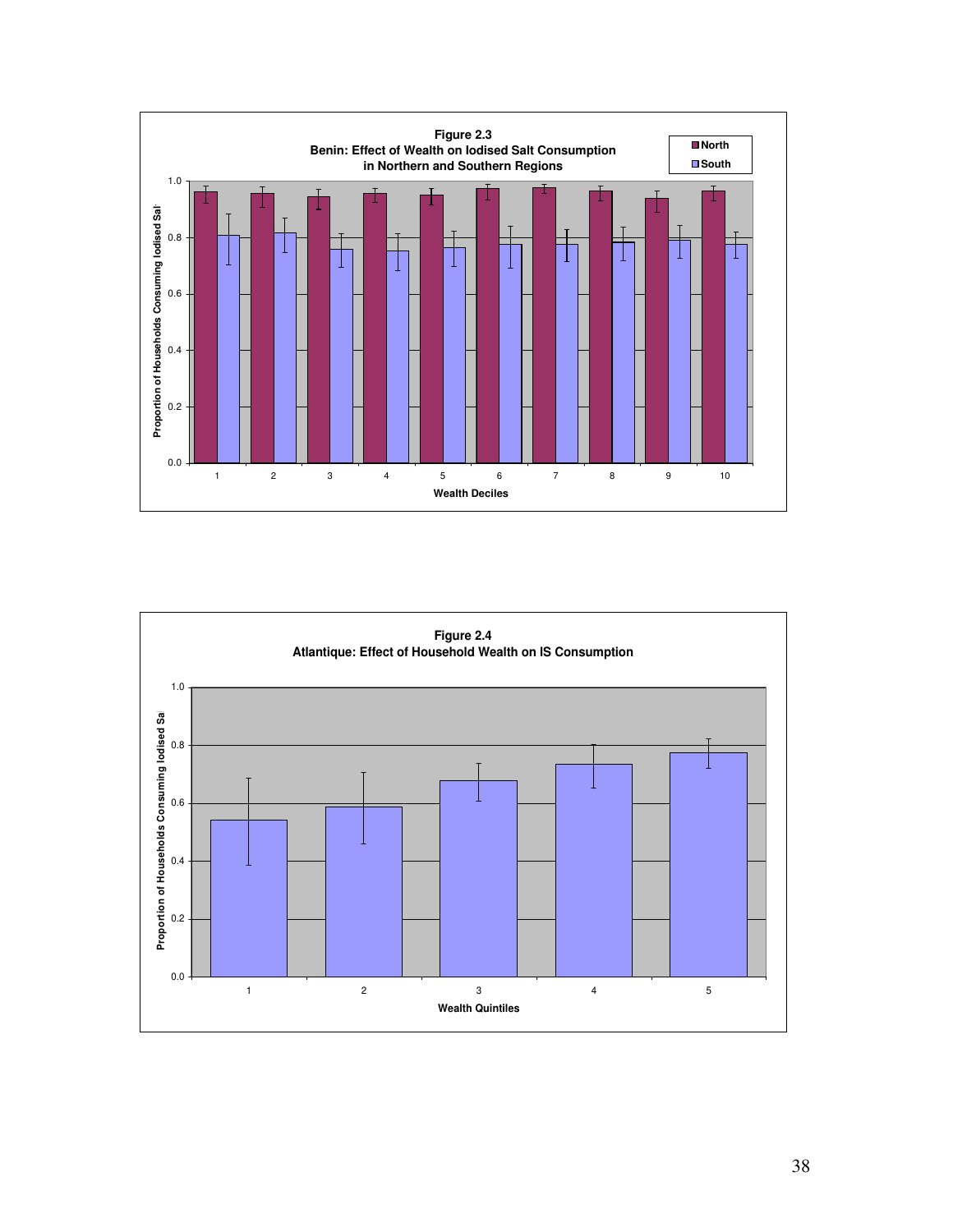**Figure 2.3**
**Benin: Effect of Wealth on Iodised Salt Consumption in Northern and Southern Regions**

**Figure 2.4**
**Atlantique: Effect of Household Wealth on IS Consumption**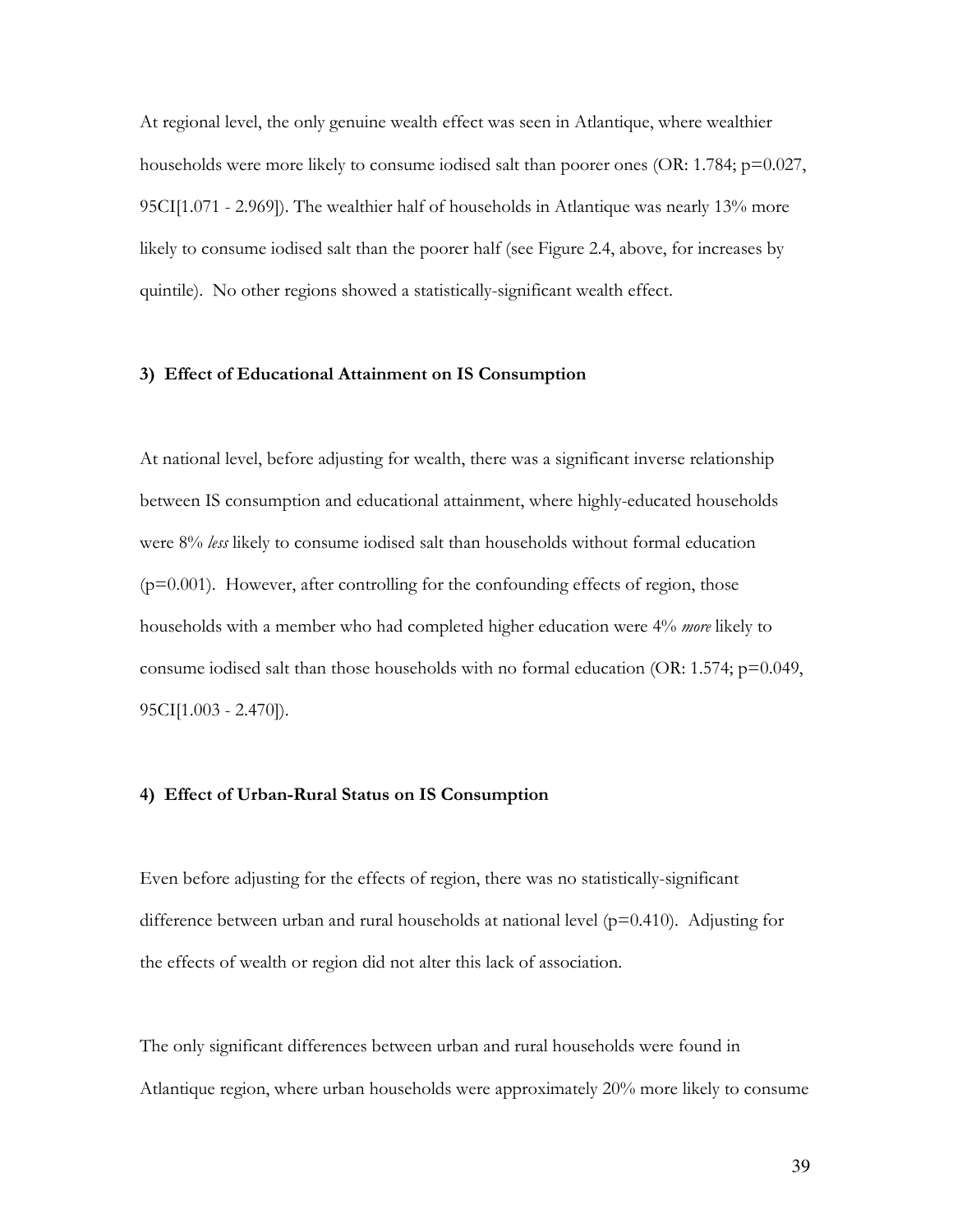At regional level, the only genuine wealth effect was seen in Atlantique, where wealthier households were more likely to consume iodised salt than poorer ones (OR: 1.784; p=0.027, 95CI[1.071 - 2.969]). The wealthier half of households in Atlantique was nearly 13% more likely to consume iodised salt than the poorer half (see Figure 2.4, above, for increases by quintile). No other regions showed a statistically-significant wealth effect.

### 3) Effect of Educational Attainment on IS Consumption

At national level, before adjusting for wealth, there was a significant inverse relationship between IS consumption and educational attainment, where highly-educated households were 8% *less* likely to consume iodised salt than households without formal education (p=0.001). However, after controlling for the confounding effects of region, those households with a member who had completed higher education were 4% *more* likely to consume iodised salt than those households with no formal education (OR: 1.574; p=0.049, 95CI[1.003 - 2.470]).

### 4) Effect of Urban-Rural Status on IS Consumption

Even before adjusting for the effects of region, there was no statistically-significant difference between urban and rural households at national level (p=0.410). Adjusting for the effects of wealth or region did not alter this lack of association.

The only significant differences between urban and rural households were found in Atlantique region, where urban households were approximately 20% more likely to consume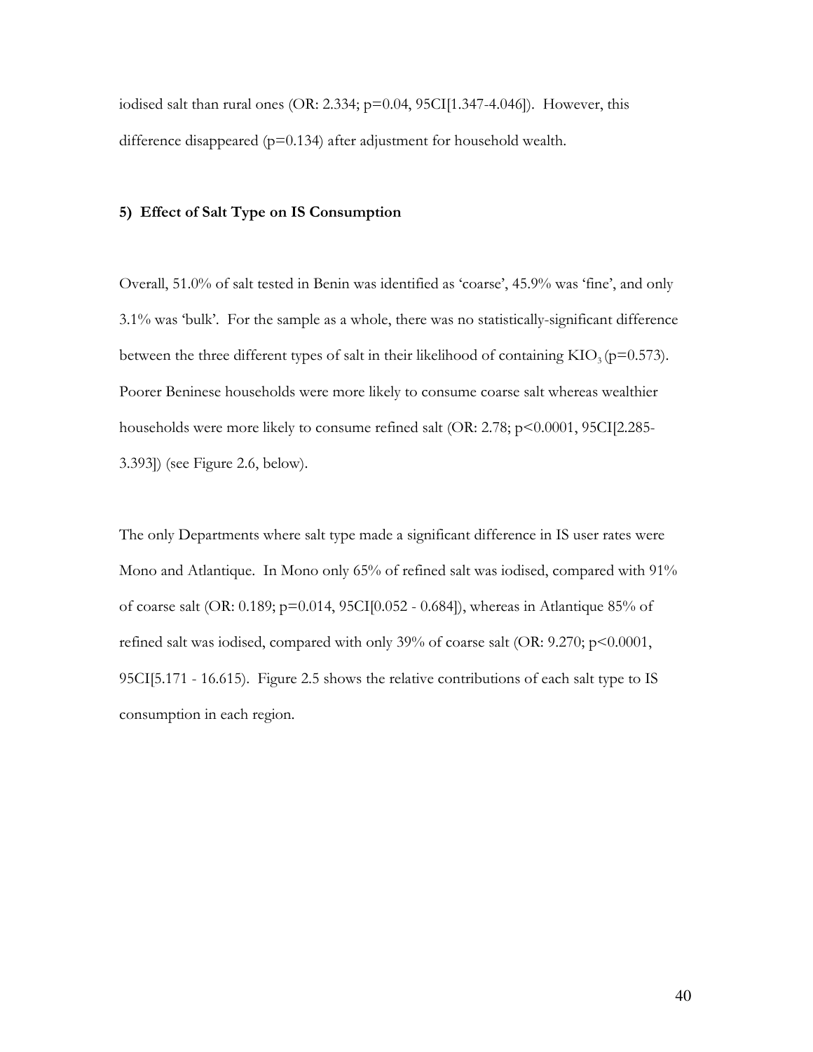iodised salt than rural ones (OR: 2.334; p=0.04, 95CI[1.347-4.046]). However, this difference disappeared (p=0.134) after adjustment for household wealth.

**5) Effect of Salt Type on IS Consumption**

Overall, 51.0% of salt tested in Benin was identified as 'coarse', 45.9% was 'fine', and only 3.1% was 'bulk'. For the sample as a whole, there was no statistically-significant difference between the three different types of salt in their likelihood of containing $KIO_3$ (p=0.573). Poorer Beninese households were more likely to consume coarse salt whereas wealthier households were more likely to consume refined salt (OR: 2.78; p<0.0001, 95CI[2.285-3.393]) (see Figure 2.6, below).

The only Departments where salt type made a significant difference in IS user rates were Mono and Atlantique. In Mono only 65% of refined salt was iodised, compared with 91% of coarse salt (OR: 0.189; p=0.014, 95CI[0.052 - 0.684]), whereas in Atlantique 85% of refined salt was iodised, compared with only 39% of coarse salt (OR: 9.270; p<0.0001, 95CI[5.171 - 16.615). Figure 2.5 shows the relative contributions of each salt type to IS consumption in each region.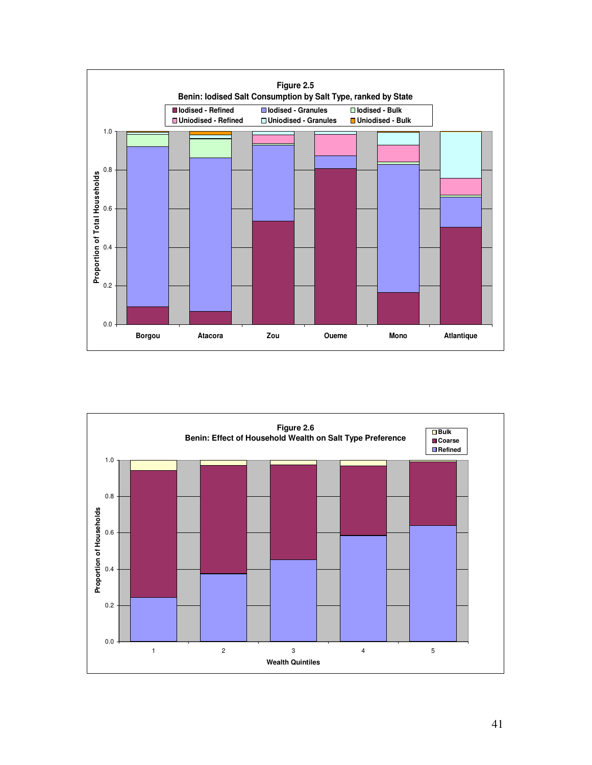**Figure 2.5**

**Benin: Iodised Salt Consumption by Salt Type, ranked by State**

**Figure 2.6**

**Benin: Effect of Household Wealth on Salt Type Preference**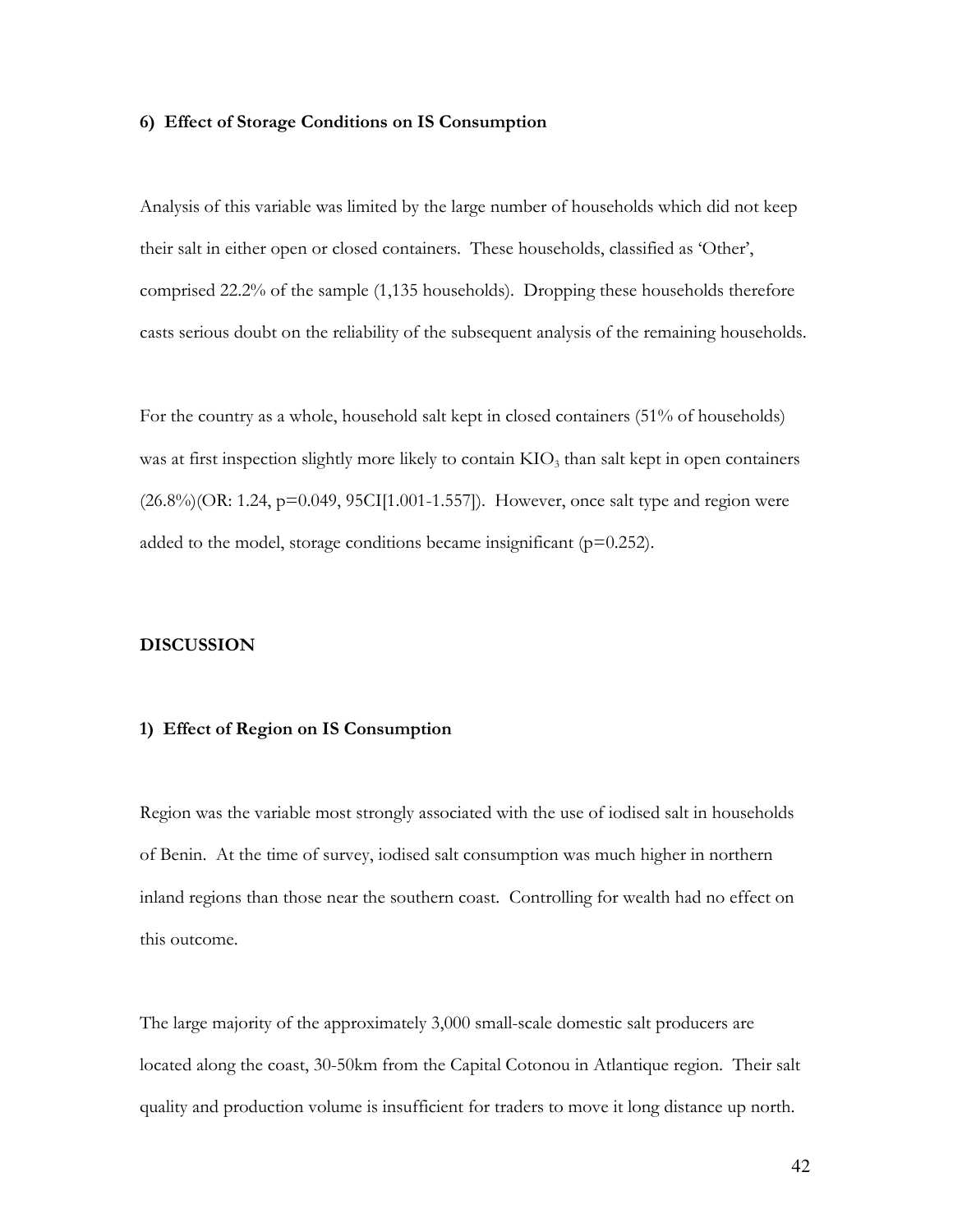#### 6) Effect of Storage Conditions on IS Consumption

Analysis of this variable was limited by the large number of households which did not keep their salt in either open or closed containers. These households, classified as 'Other', comprised 22.2% of the sample (1,135 households). Dropping these households therefore casts serious doubt on the reliability of the subsequent analysis of the remaining households.

For the country as a whole, household salt kept in closed containers (51% of households) was at first inspection slightly more likely to contain $KIO_3$ than salt kept in open containers (26.8%)(OR: 1.24, p=0.049, 95CI[1.001-1.557]). However, once salt type and region were added to the model, storage conditions became insignificant (p=0.252).

### DISCUSSION

#### 1) Effect of Region on IS Consumption

Region was the variable most strongly associated with the use of iodised salt in households of Benin. At the time of survey, iodised salt consumption was much higher in northern inland regions than those near the southern coast. Controlling for wealth had no effect on this outcome.

The large majority of the approximately 3,000 small-scale domestic salt producers are located along the coast, 30-50km from the Capital Cotonou in Atlantique region. Their salt quality and production volume is insufficient for traders to move it long distance up north.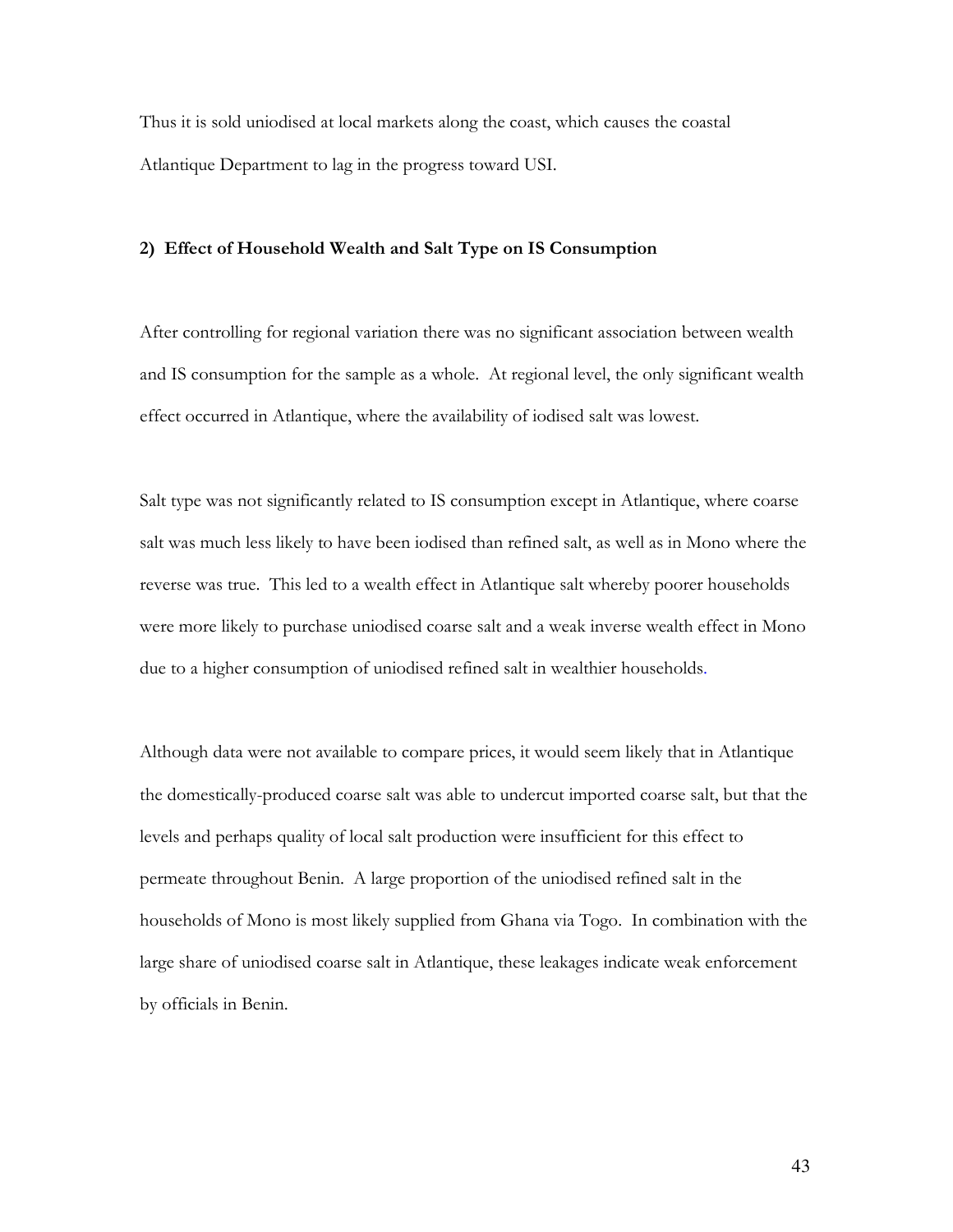Thus it is sold uniodised at local markets along the coast, which causes the coastal Atlantique Department to lag in the progress toward USI.

**2) Effect of Household Wealth and Salt Type on IS Consumption**

After controlling for regional variation there was no significant association between wealth and IS consumption for the sample as a whole. At regional level, the only significant wealth effect occurred in Atlantique, where the availability of iodised salt was lowest.

Salt type was not significantly related to IS consumption except in Atlantique, where coarse salt was much less likely to have been iodised than refined salt, as well as in Mono where the reverse was true. This led to a wealth effect in Atlantique salt whereby poorer households were more likely to purchase uniodised coarse salt and a weak inverse wealth effect in Mono due to a higher consumption of uniodised refined salt in wealthier households.

Although data were not available to compare prices, it would seem likely that in Atlantique the domestically-produced coarse salt was able to undercut imported coarse salt, but that the levels and perhaps quality of local salt production were insufficient for this effect to permeate throughout Benin. A large proportion of the uniodised refined salt in the households of Mono is most likely supplied from Ghana via Togo. In combination with the large share of uniodised coarse salt in Atlantique, these leakages indicate weak enforcement by officials in Benin.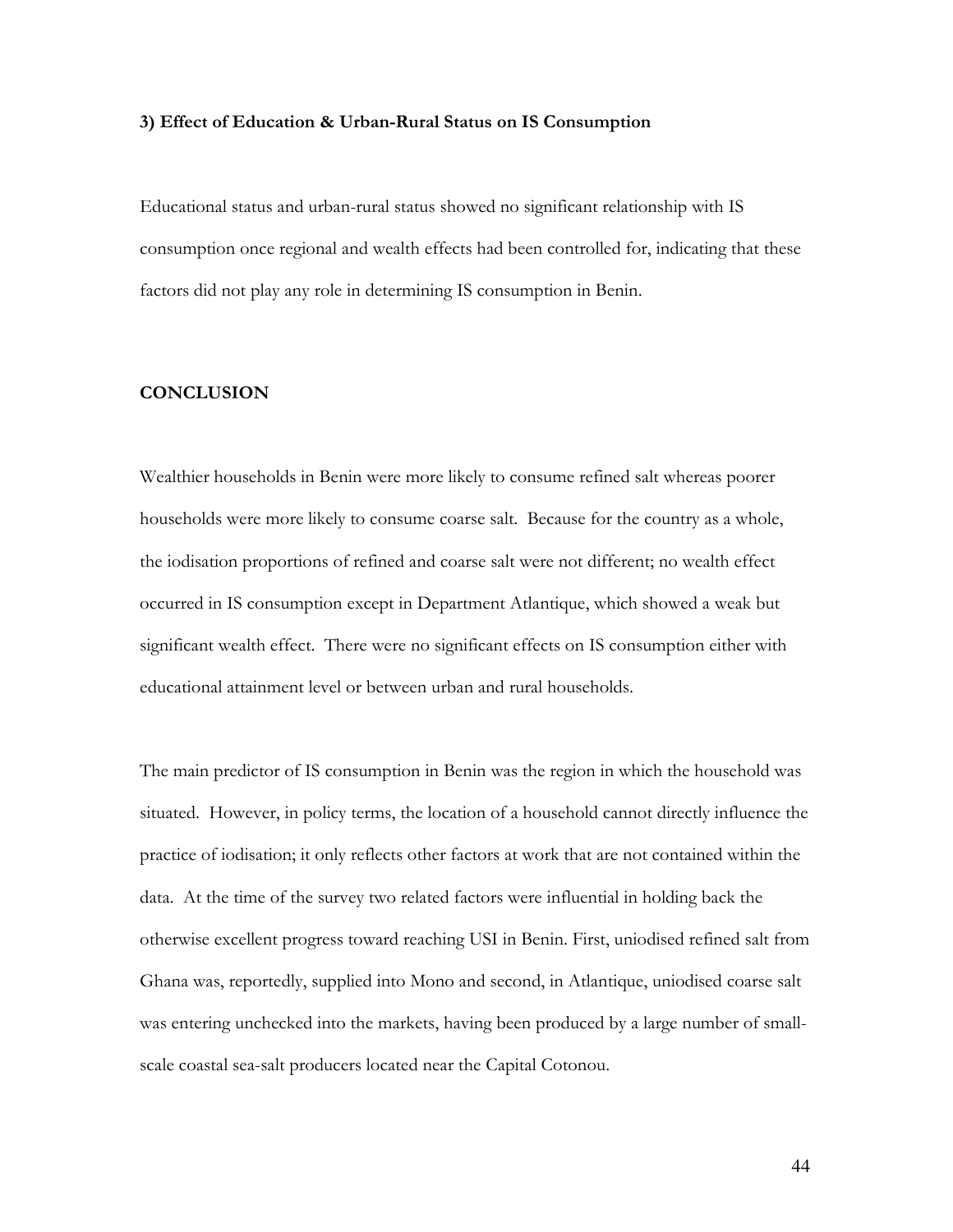**3) Effect of Education & Urban-Rural Status on IS Consumption**

Educational status and urban-rural status showed no significant relationship with IS consumption once regional and wealth effects had been controlled for, indicating that these factors did not play any role in determining IS consumption in Benin.

## CONCLUSION

Wealthier households in Benin were more likely to consume refined salt whereas poorer households were more likely to consume coarse salt. Because for the country as a whole, the iodisation proportions of refined and coarse salt were not different; no wealth effect occurred in IS consumption except in Department Atlantique, which showed a weak but significant wealth effect. There were no significant effects on IS consumption either with educational attainment level or between urban and rural households.

The main predictor of IS consumption in Benin was the region in which the household was situated. However, in policy terms, the location of a household cannot directly influence the practice of iodisation; it only reflects other factors at work that are not contained within the data. At the time of the survey two related factors were influential in holding back the otherwise excellent progress toward reaching USI in Benin. First, uniodised refined salt from Ghana was, reportedly, supplied into Mono and second, in Atlantique, uniodised coarse salt was entering unchecked into the markets, having been produced by a large number of small-scale coastal sea-salt producers located near the Capital Cotonou.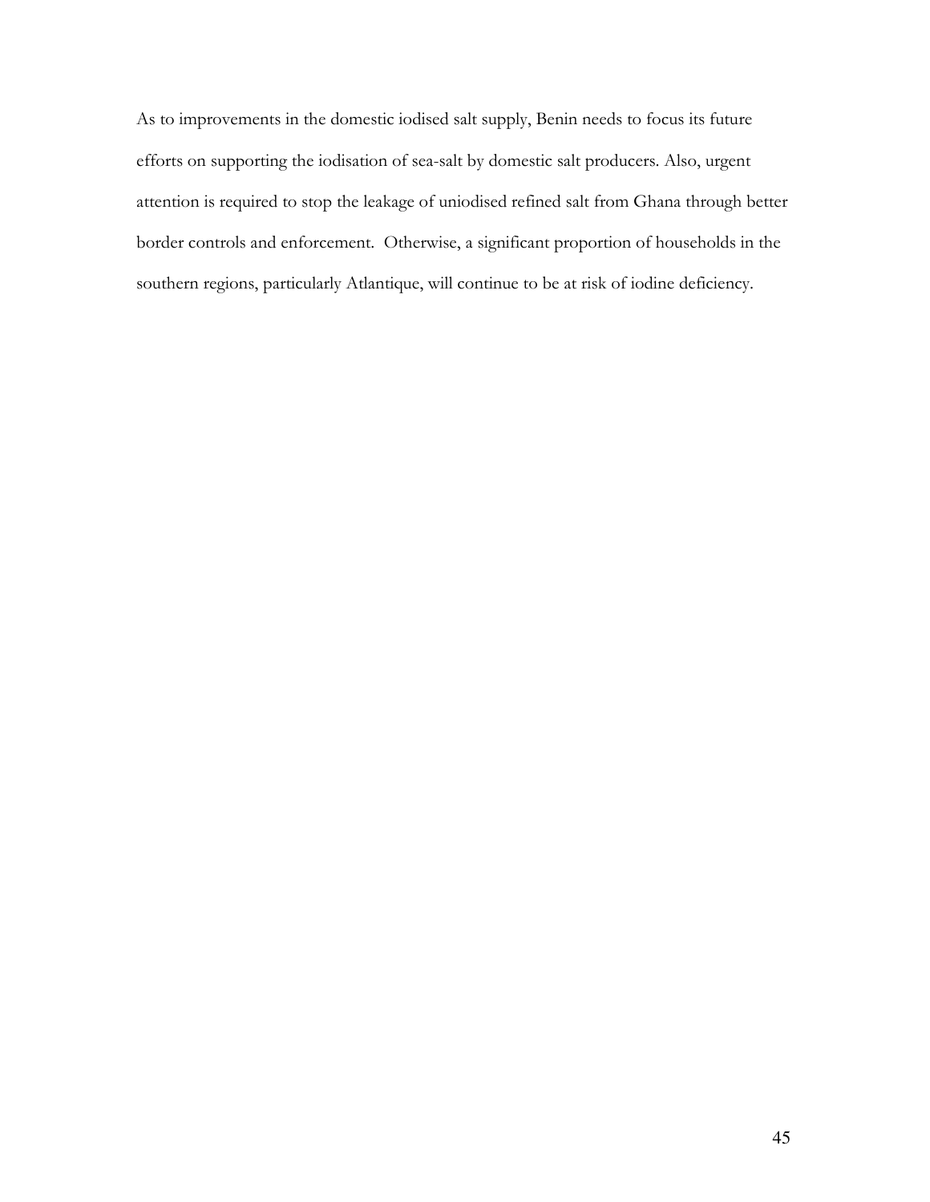As to improvements in the domestic iodised salt supply, Benin needs to focus its future efforts on supporting the iodisation of sea-salt by domestic salt producers. Also, urgent attention is required to stop the leakage of uniodised refined salt from Ghana through better border controls and enforcement. Otherwise, a significant proportion of households in the southern regions, particularly Atlantique, will continue to be at risk of iodine deficiency.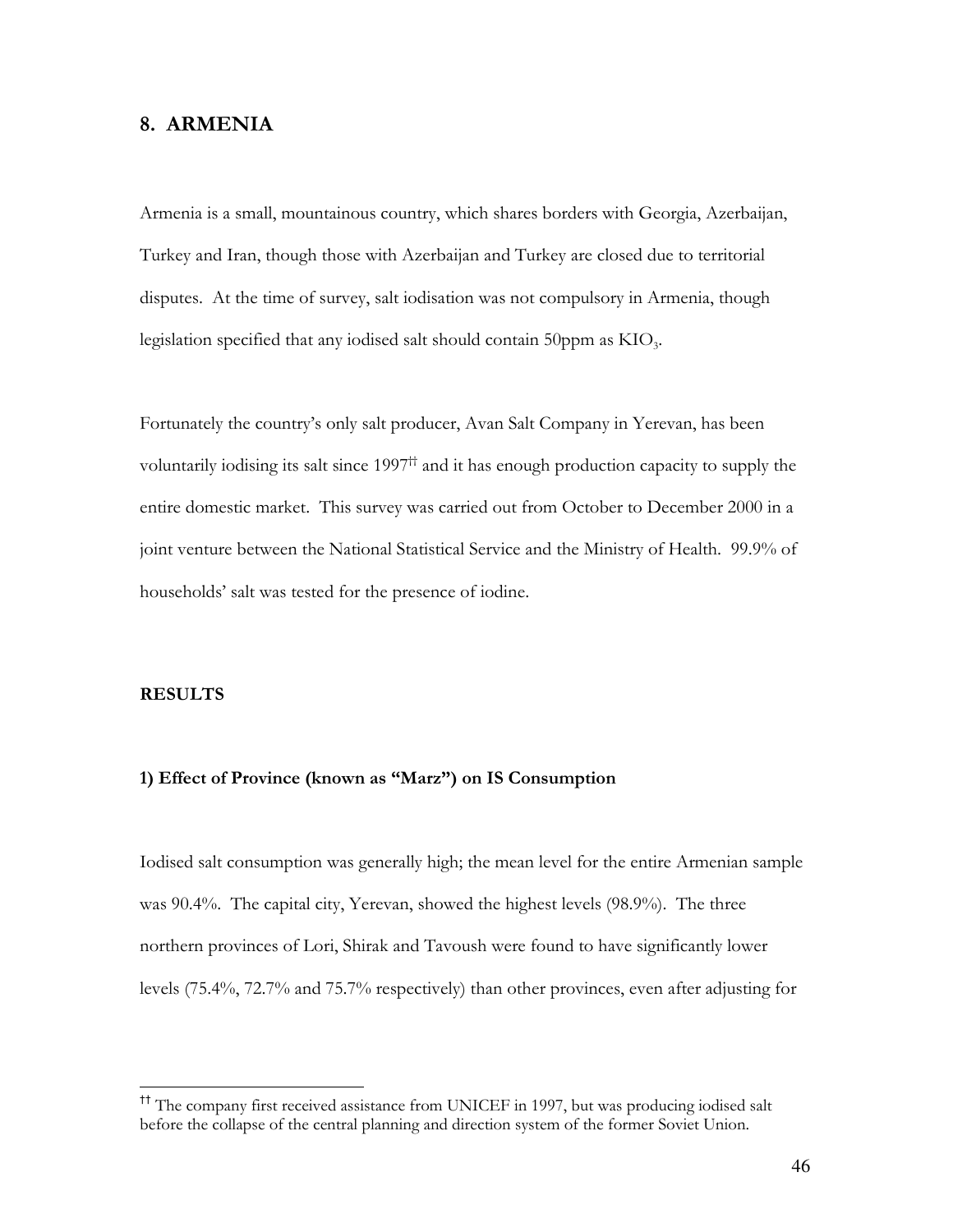## 8. ARMENIA

Armenia is a small, mountainous country, which shares borders with Georgia, Azerbaijan, Turkey and Iran, though those with Azerbaijan and Turkey are closed due to territorial disputes. At the time of survey, salt iodisation was not compulsory in Armenia, though legislation specified that any iodised salt should contain 50ppm as $KIO_3$.

Fortunately the country's only salt producer, Avan Salt Company in Yerevan, has been voluntarily iodising its salt since 1997[††] and it has enough production capacity to supply the entire domestic market. This survey was carried out from October to December 2000 in a joint venture between the National Statistical Service and the Ministry of Health. 99.9% of households' salt was tested for the presence of iodine.

### RESULTS

#### 1) Effect of Province (known as "Marz") on IS Consumption

Iodised salt consumption was generally high; the mean level for the entire Armenian sample was 90.4%. The capital city, Yerevan, showed the highest levels (98.9%). The three northern provinces of Lori, Shirak and Tavoush were found to have significantly lower levels (75.4%, 72.7% and 75.7% respectively) than other provinces, even after adjusting for

---

[††] The company first received assistance from UNICEF in 1997, but was producing iodised salt before the collapse of the central planning and direction system of the former Soviet Union.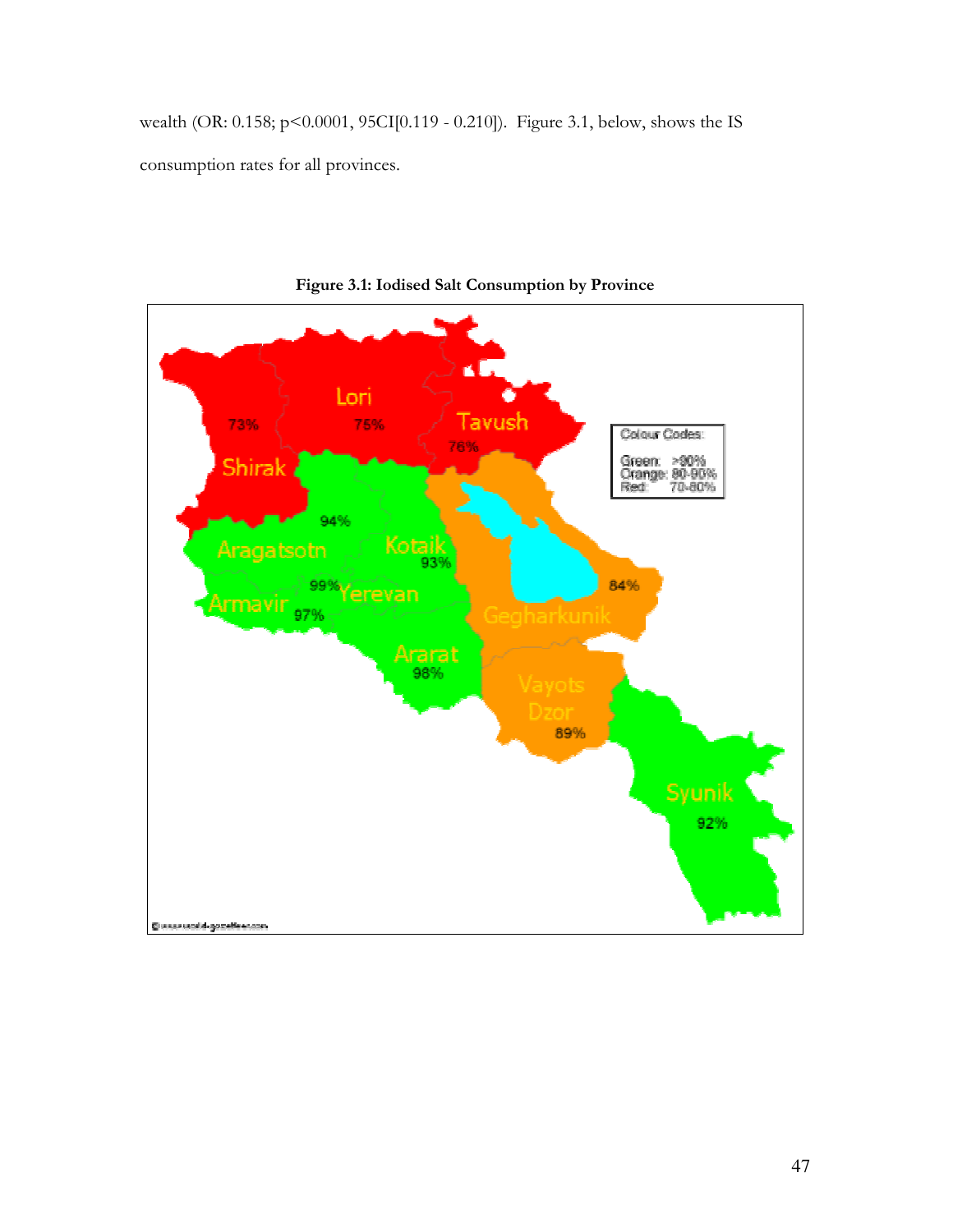wealth (OR: 0.158; $p<0.0001$, 95CI[0.119 - 0.210]). Figure 3.1, below, shows the IS consumption rates for all provinces.

**Figure 3.1: Iodised Salt Consumption by Province**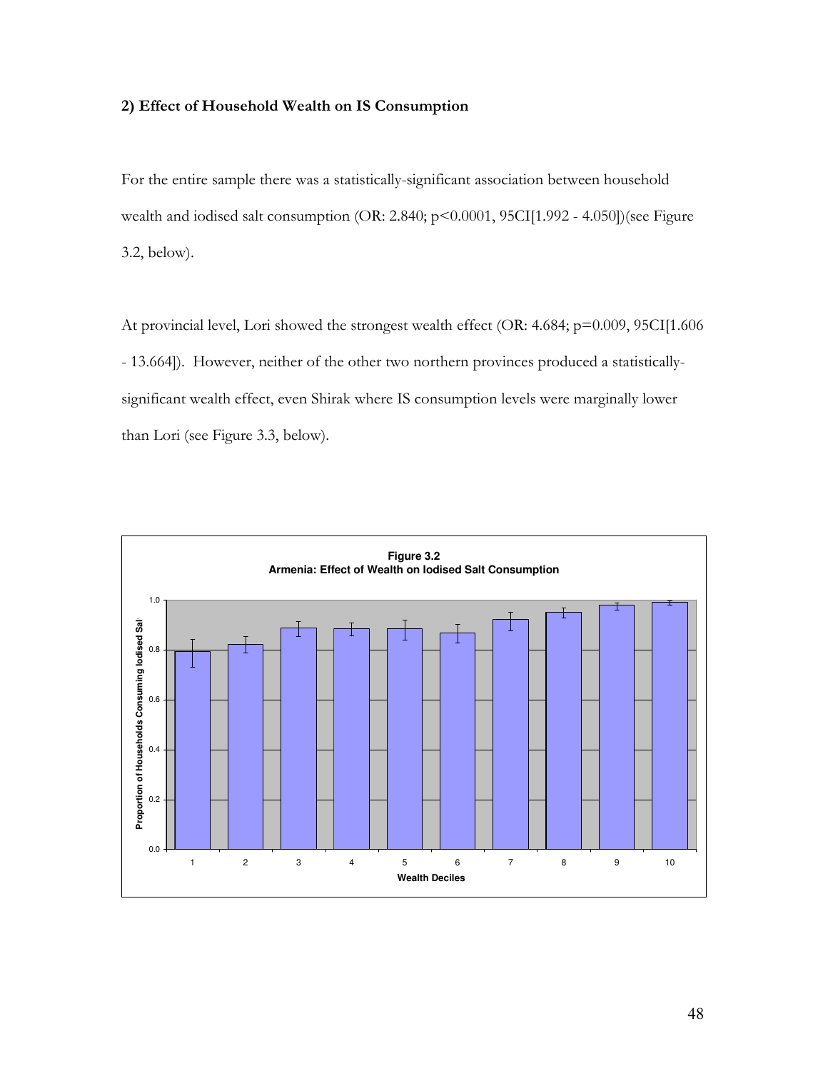### 2) Effect of Household Wealth on IS Consumption

For the entire sample there was a statistically-significant association between household wealth and iodised salt consumption (OR: 2.840; $p<0.0001$, 95CI[1.992 - 4.050])(see Figure 3.2, below).

At provincial level, Lori showed the strongest wealth effect (OR: 4.684; $p=0.009$, 95CI[1.606 - 13.664]). However, neither of the other two northern provinces produced a statistically-significant wealth effect, even Shirak where IS consumption levels were marginally lower than Lori (see Figure 3.3, below).

**Figure 3.2**
**Armenia: Effect of Wealth on Iodised Salt Consumption**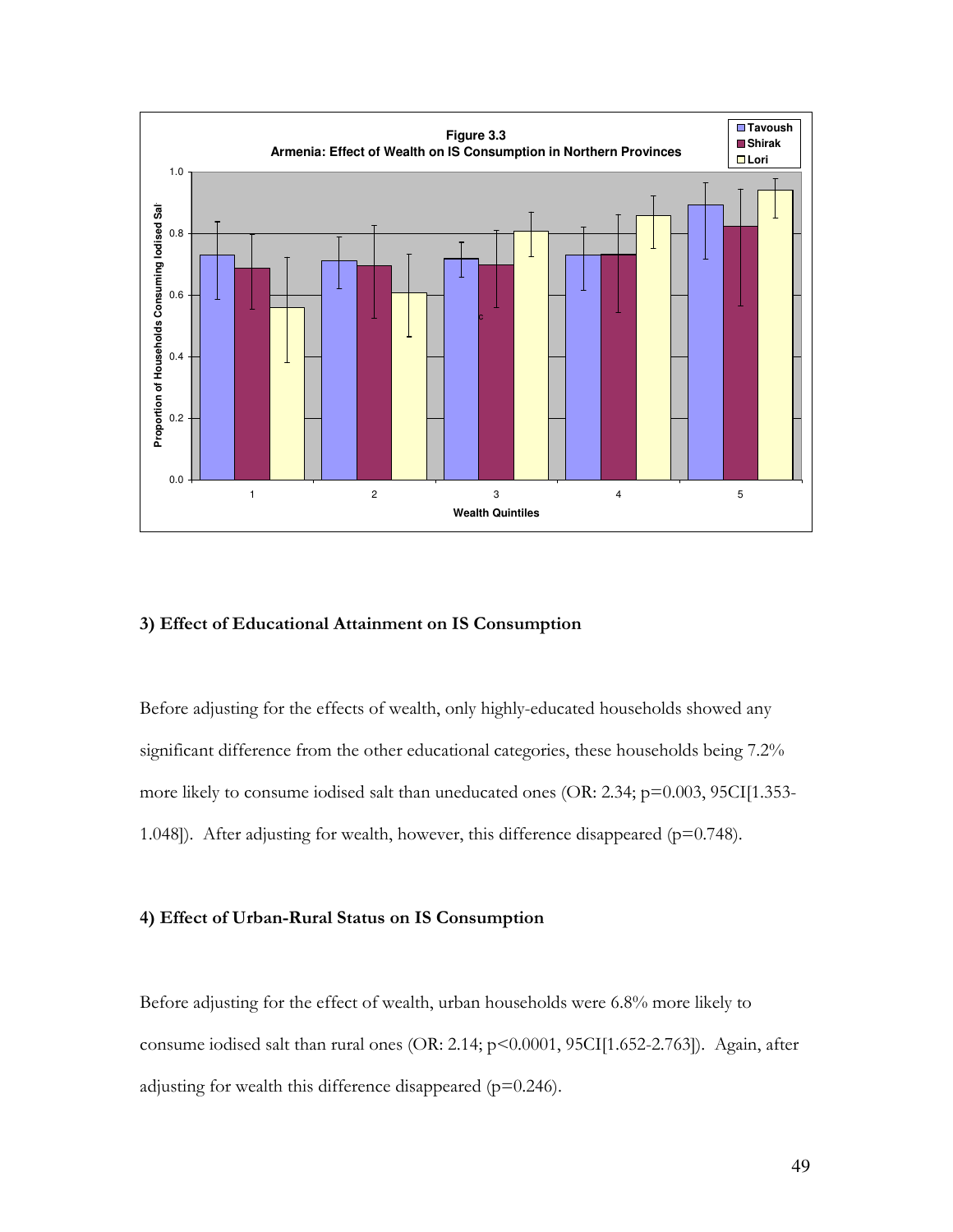**Figure 3.3**
**Armenia: Effect of Wealth on IS Consumption in Northern Provinces**

### 3) Effect of Educational Attainment on IS Consumption

Before adjusting for the effects of wealth, only highly-educated households showed any significant difference from the other educational categories, these households being 7.2% more likely to consume iodised salt than uneducated ones (OR: 2.34; p=0.003, 95CI[1.353-1.048]). After adjusting for wealth, however, this difference disappeared (p=0.748).

### 4) Effect of Urban-Rural Status on IS Consumption

Before adjusting for the effect of wealth, urban households were 6.8% more likely to consume iodised salt than rural ones (OR: 2.14; p<0.0001, 95CI[1.652-2.763]). Again, after adjusting for wealth this difference disappeared (p=0.246).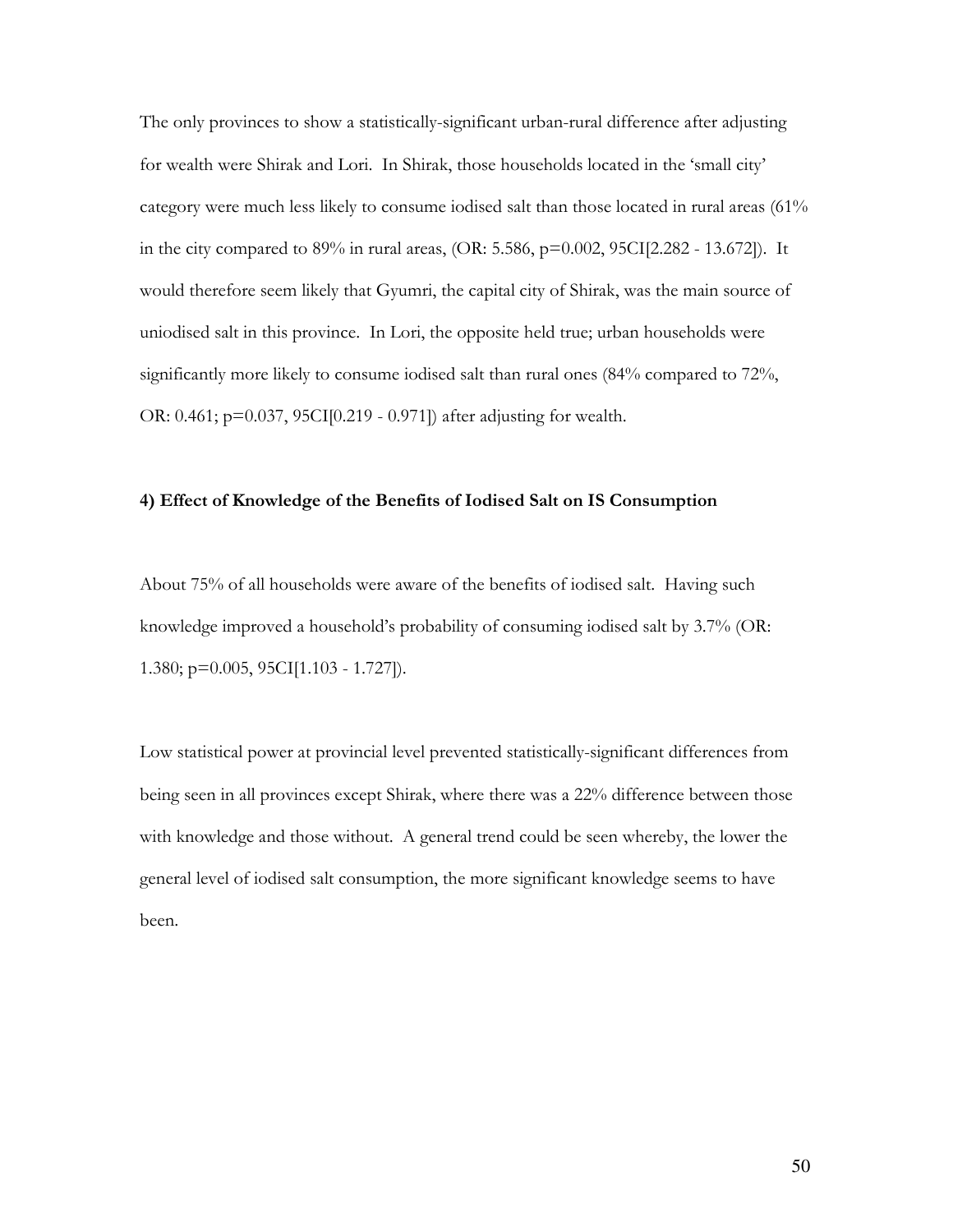The only provinces to show a statistically-significant urban-rural difference after adjusting for wealth were Shirak and Lori. In Shirak, those households located in the 'small city' category were much less likely to consume iodised salt than those located in rural areas (61% in the city compared to 89% in rural areas, (OR: 5.586, p=0.002, 95CI[2.282 - 13.672]). It would therefore seem likely that Gyumri, the capital city of Shirak, was the main source of uniodised salt in this province. In Lori, the opposite held true; urban households were significantly more likely to consume iodised salt than rural ones (84% compared to 72%, OR: 0.461; p=0.037, 95CI[0.219 - 0.971]) after adjusting for wealth.

#### 4) Effect of Knowledge of the Benefits of Iodised Salt on IS Consumption

About 75% of all households were aware of the benefits of iodised salt. Having such knowledge improved a household's probability of consuming iodised salt by 3.7% (OR: 1.380; p=0.005, 95CI[1.103 - 1.727]).

Low statistical power at provincial level prevented statistically-significant differences from being seen in all provinces except Shirak, where there was a 22% difference between those with knowledge and those without. A general trend could be seen whereby, the lower the general level of iodised salt consumption, the more significant knowledge seems to have been.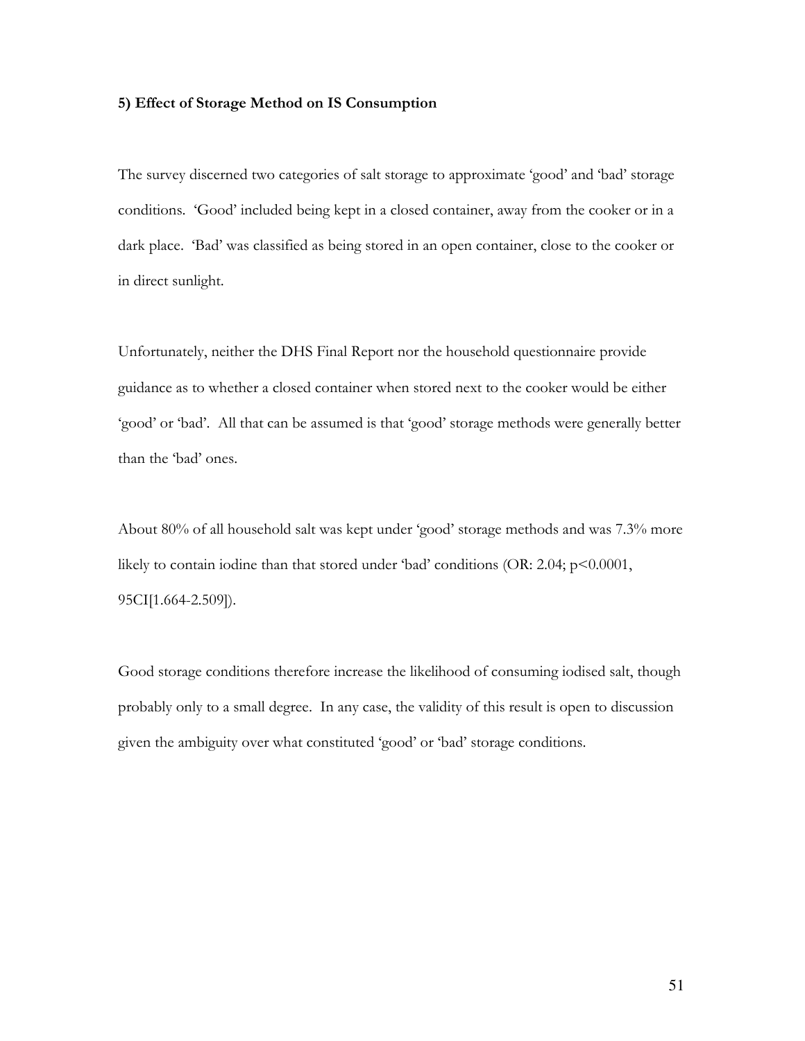**5) Effect of Storage Method on IS Consumption**

The survey discerned two categories of salt storage to approximate 'good' and 'bad' storage conditions. 'Good' included being kept in a closed container, away from the cooker or in a dark place. 'Bad' was classified as being stored in an open container, close to the cooker or in direct sunlight.

Unfortunately, neither the DHS Final Report nor the household questionnaire provide guidance as to whether a closed container when stored next to the cooker would be either 'good' or 'bad'. All that can be assumed is that 'good' storage methods were generally better than the 'bad' ones.

About 80% of all household salt was kept under 'good' storage methods and was 7.3% more likely to contain iodine than that stored under 'bad' conditions (OR: 2.04; $p<0.0001$, 95CI[1.664-2.509]).

Good storage conditions therefore increase the likelihood of consuming iodised salt, though probably only to a small degree. In any case, the validity of this result is open to discussion given the ambiguity over what constituted 'good' or 'bad' storage conditions.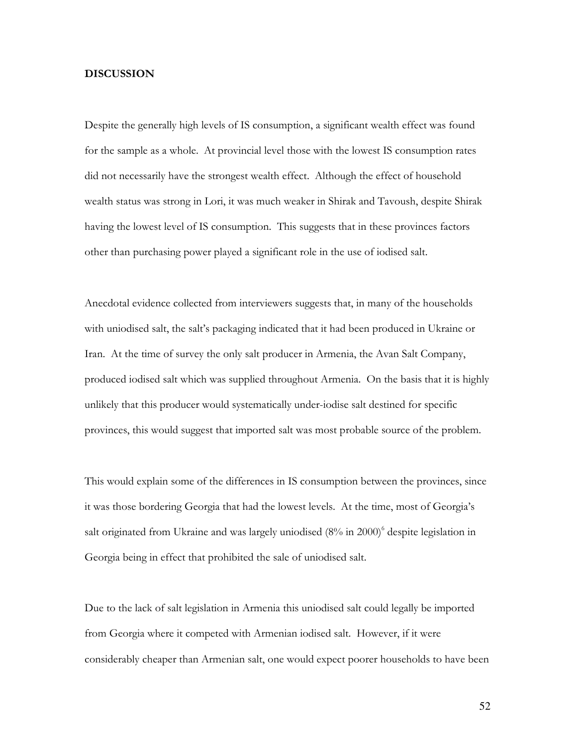**DISCUSSION**

Despite the generally high levels of IS consumption, a significant wealth effect was found for the sample as a whole. At provincial level those with the lowest IS consumption rates did not necessarily have the strongest wealth effect. Although the effect of household wealth status was strong in Lori, it was much weaker in Shirak and Tavoush, despite Shirak having the lowest level of IS consumption. This suggests that in these provinces factors other than purchasing power played a significant role in the use of iodised salt.

Anecdotal evidence collected from interviewers suggests that, in many of the households with uniodised salt, the salt's packaging indicated that it had been produced in Ukraine or Iran. At the time of survey the only salt producer in Armenia, the Avan Salt Company, produced iodised salt which was supplied throughout Armenia. On the basis that it is highly unlikely that this producer would systematically under-iodise salt destined for specific provinces, this would suggest that imported salt was most probable source of the problem.

This would explain some of the differences in IS consumption between the provinces, since it was those bordering Georgia that had the lowest levels. At the time, most of Georgia's salt originated from Ukraine and was largely uniodised (8% in 2000)[6] despite legislation in Georgia being in effect that prohibited the sale of uniodised salt.

Due to the lack of salt legislation in Armenia this uniodised salt could legally be imported from Georgia where it competed with Armenian iodised salt. However, if it were considerably cheaper than Armenian salt, one would expect poorer households to have been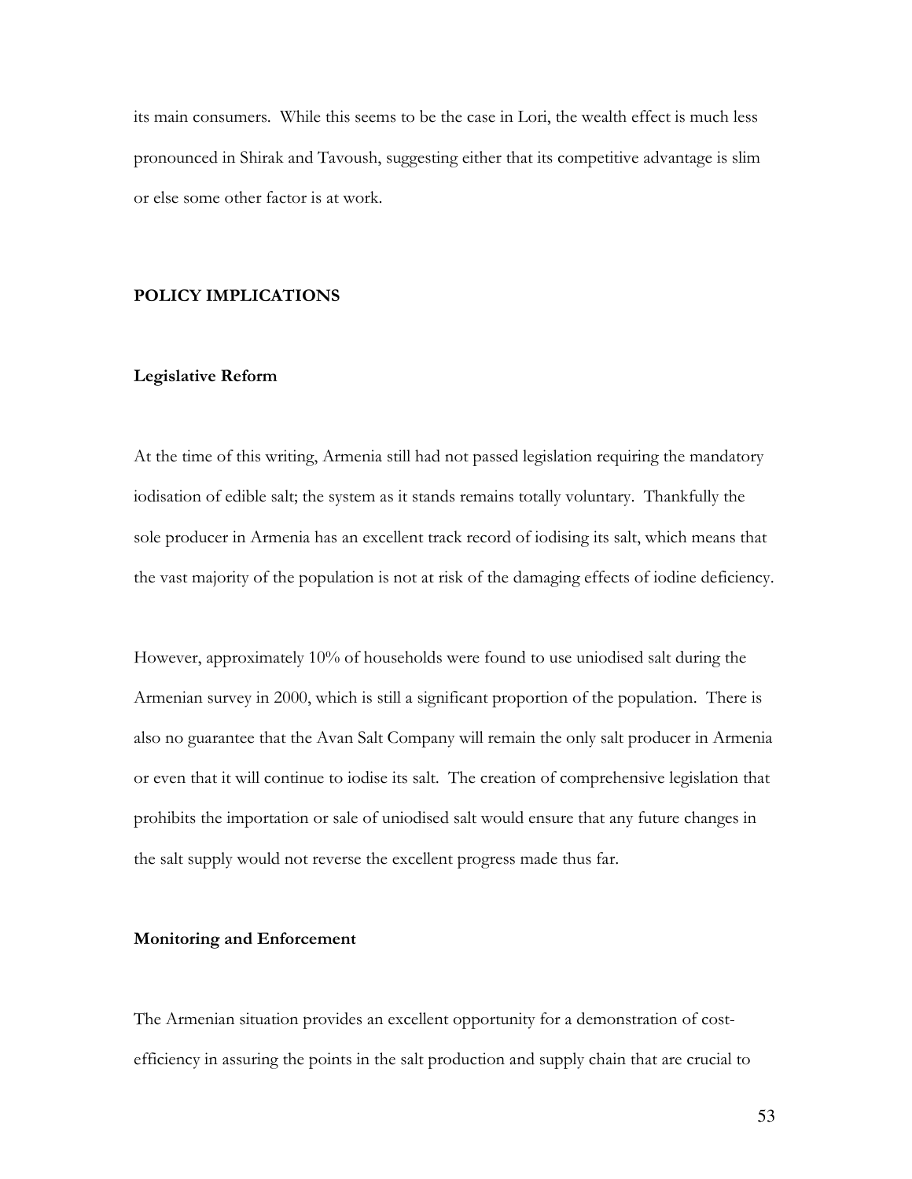its main consumers. While this seems to be the case in Lori, the wealth effect is much less pronounced in Shirak and Tavoush, suggesting either that its competitive advantage is slim or else some other factor is at work.

## POLICY IMPLICATIONS

### Legislative Reform

At the time of this writing, Armenia still had not passed legislation requiring the mandatory iodisation of edible salt; the system as it stands remains totally voluntary. Thankfully the sole producer in Armenia has an excellent track record of iodising its salt, which means that the vast majority of the population is not at risk of the damaging effects of iodine deficiency.

However, approximately 10% of households were found to use uniodised salt during the Armenian survey in 2000, which is still a significant proportion of the population. There is also no guarantee that the Avan Salt Company will remain the only salt producer in Armenia or even that it will continue to iodise its salt. The creation of comprehensive legislation that prohibits the importation or sale of uniodised salt would ensure that any future changes in the salt supply would not reverse the excellent progress made thus far.

### Monitoring and Enforcement

The Armenian situation provides an excellent opportunity for a demonstration of cost-efficiency in assuring the points in the salt production and supply chain that are crucial to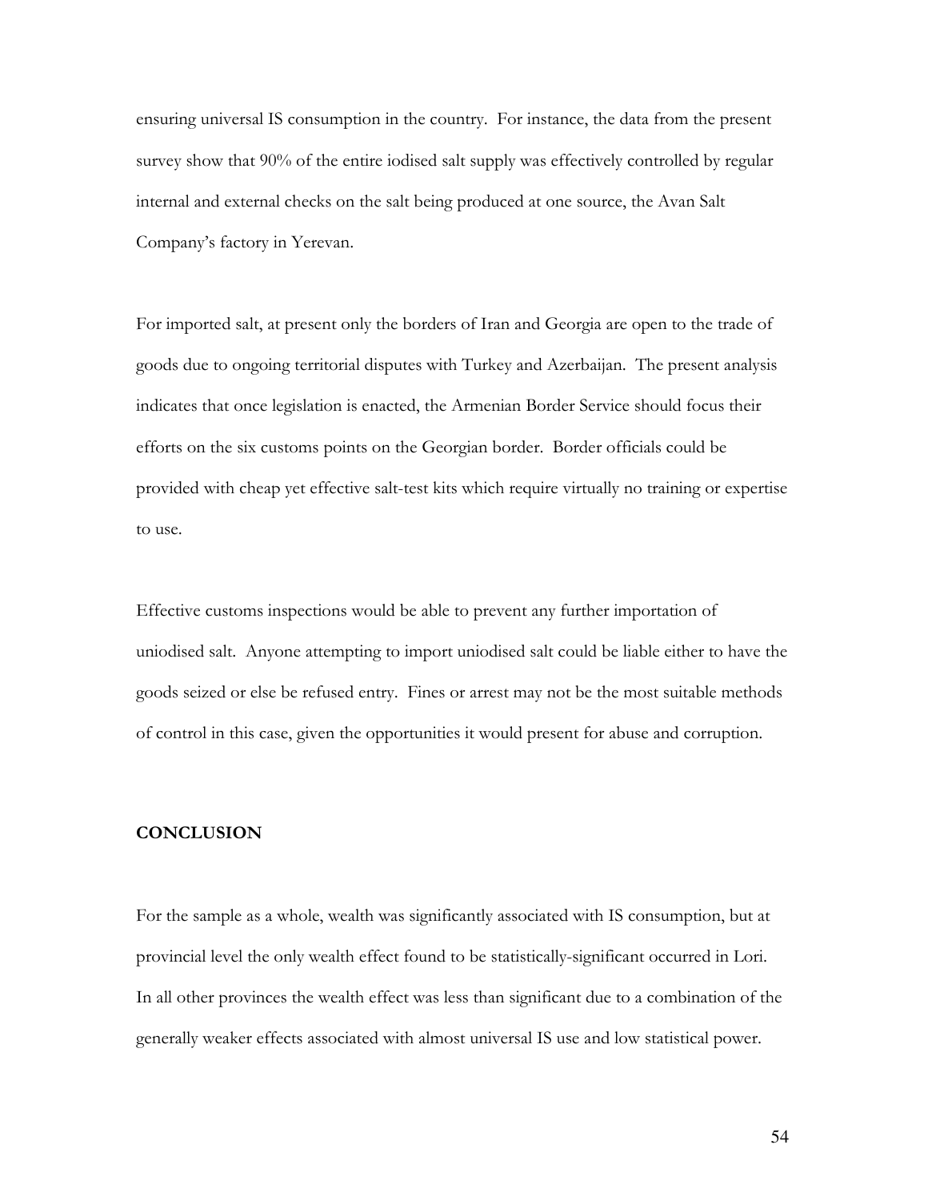ensuring universal IS consumption in the country. For instance, the data from the present survey show that 90% of the entire iodised salt supply was effectively controlled by regular internal and external checks on the salt being produced at one source, the Avan Salt Company's factory in Yerevan.

For imported salt, at present only the borders of Iran and Georgia are open to the trade of goods due to ongoing territorial disputes with Turkey and Azerbaijan. The present analysis indicates that once legislation is enacted, the Armenian Border Service should focus their efforts on the six customs points on the Georgian border. Border officials could be provided with cheap yet effective salt-test kits which require virtually no training or expertise to use.

Effective customs inspections would be able to prevent any further importation of uniodised salt. Anyone attempting to import uniodised salt could be liable either to have the goods seized or else be refused entry. Fines or arrest may not be the most suitable methods of control in this case, given the opportunities it would present for abuse and corruption.

## CONCLUSION

For the sample as a whole, wealth was significantly associated with IS consumption, but at provincial level the only wealth effect found to be statistically-significant occurred in Lori. In all other provinces the wealth effect was less than significant due to a combination of the generally weaker effects associated with almost universal IS use and low statistical power.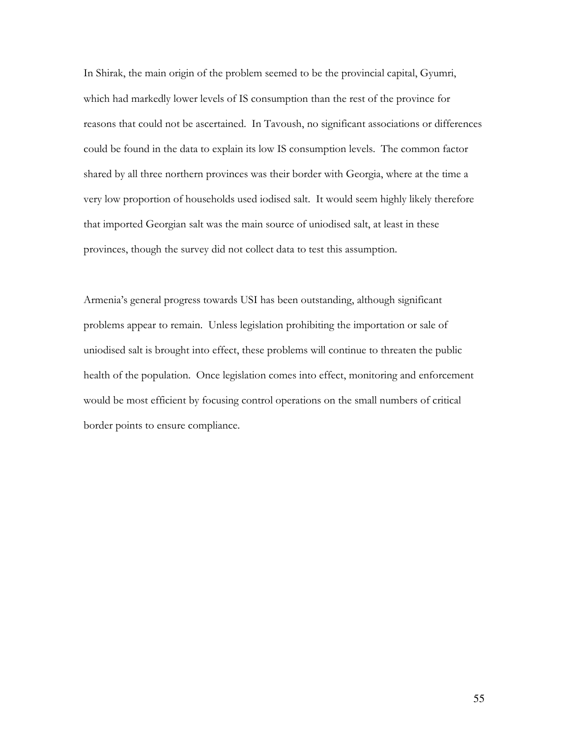In Shirak, the main origin of the problem seemed to be the provincial capital, Gyumri, which had markedly lower levels of IS consumption than the rest of the province for reasons that could not be ascertained. In Tavoush, no significant associations or differences could be found in the data to explain its low IS consumption levels. The common factor shared by all three northern provinces was their border with Georgia, where at the time a very low proportion of households used iodised salt. It would seem highly likely therefore that imported Georgian salt was the main source of uniodised salt, at least in these provinces, though the survey did not collect data to test this assumption.

Armenia's general progress towards USI has been outstanding, although significant problems appear to remain. Unless legislation prohibiting the importation or sale of uniodised salt is brought into effect, these problems will continue to threaten the public health of the population. Once legislation comes into effect, monitoring and enforcement would be most efficient by focusing control operations on the small numbers of critical border points to ensure compliance.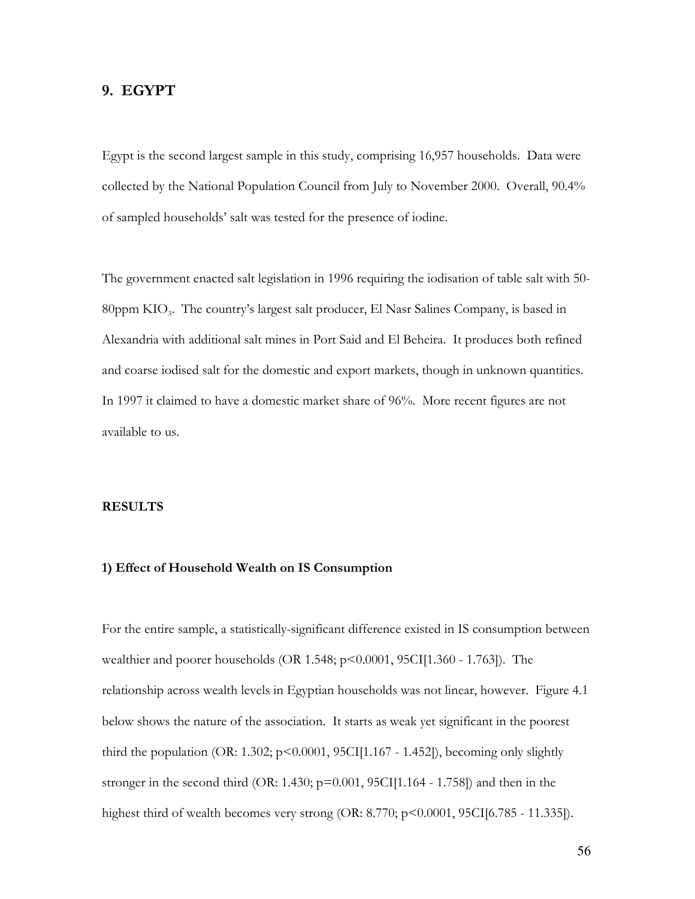## 9. EGYPT

Egypt is the second largest sample in this study, comprising 16,957 households. Data were collected by the National Population Council from July to November 2000. Overall, 90.4% of sampled households' salt was tested for the presence of iodine.

The government enacted salt legislation in 1996 requiring the iodisation of table salt with 50-80ppm $KIO_3$. The country's largest salt producer, El Nasr Salines Company, is based in Alexandria with additional salt mines in Port Said and El Beheira. It produces both refined and coarse iodised salt for the domestic and export markets, though in unknown quantities. In 1997 it claimed to have a domestic market share of 96%. More recent figures are not available to us.

### RESULTS

#### 1) Effect of Household Wealth on IS Consumption

For the entire sample, a statistically-significant difference existed in IS consumption between wealthier and poorer households (OR 1.548; $p<0.0001$, 95CI[1.360 - 1.763]). The relationship across wealth levels in Egyptian households was not linear, however. Figure 4.1 below shows the nature of the association. It starts as weak yet significant in the poorest third the population (OR: 1.302; $p<0.0001$, 95CI[1.167 - 1.452]), becoming only slightly stronger in the second third (OR: 1.430; $p=0.001$, 95CI[1.164 - 1.758]) and then in the highest third of wealth becomes very strong (OR: 8.770; $p<0.0001$, 95CI[6.785 - 11.335]).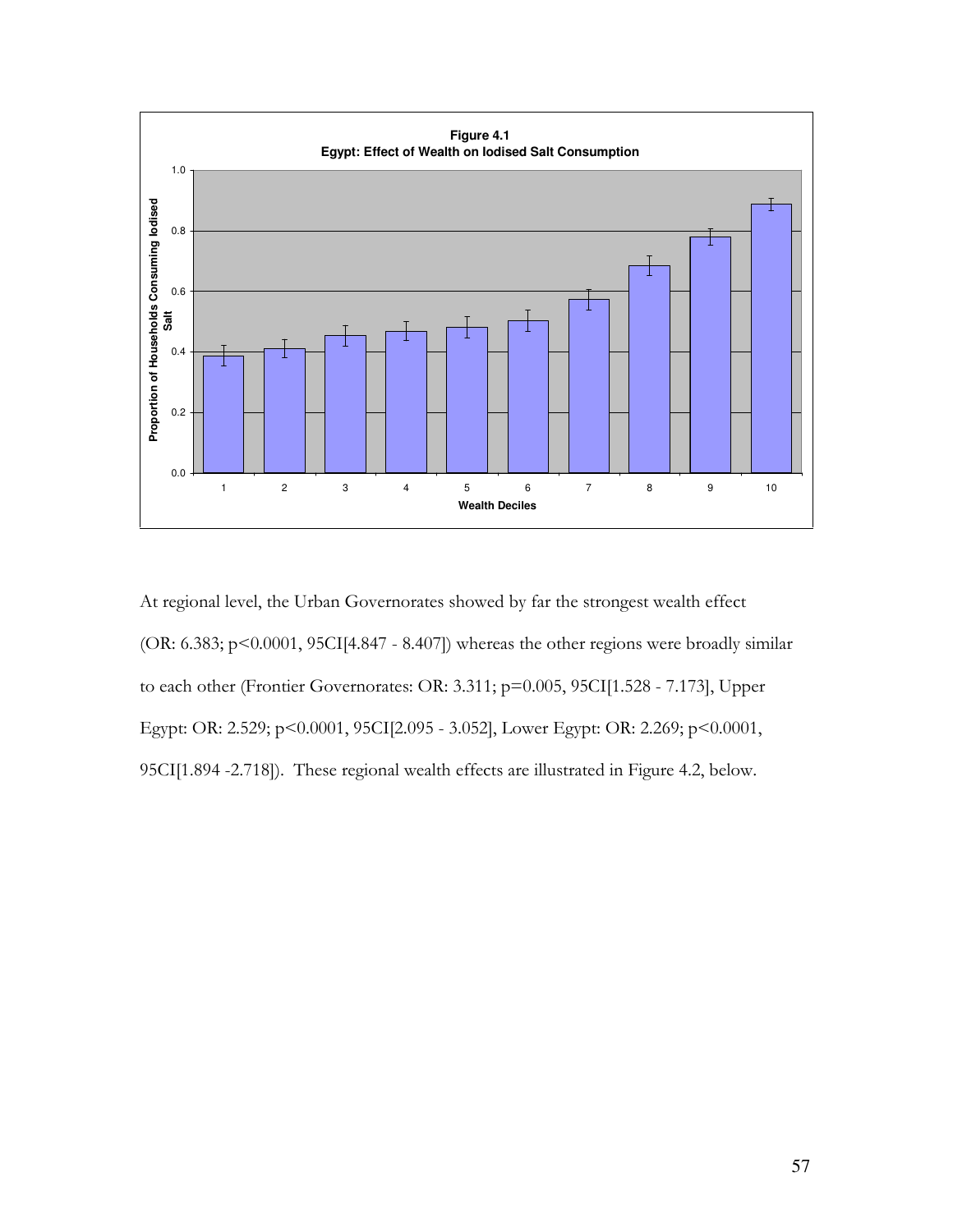**Figure 4.1**
**Egypt: Effect of Wealth on Iodised Salt Consumption**

At regional level, the Urban Governorates showed by far the strongest wealth effect (OR: 6.383; p<0.0001, 95CI[4.847 - 8.407]) whereas the other regions were broadly similar to each other (Frontier Governorates: OR: 3.311; p=0.005, 95CI[1.528 - 7.173], Upper Egypt: OR: 2.529; p<0.0001, 95CI[2.095 - 3.052], Lower Egypt: OR: 2.269; p<0.0001, 95CI[1.894 -2.718]). These regional wealth effects are illustrated in Figure 4.2, below.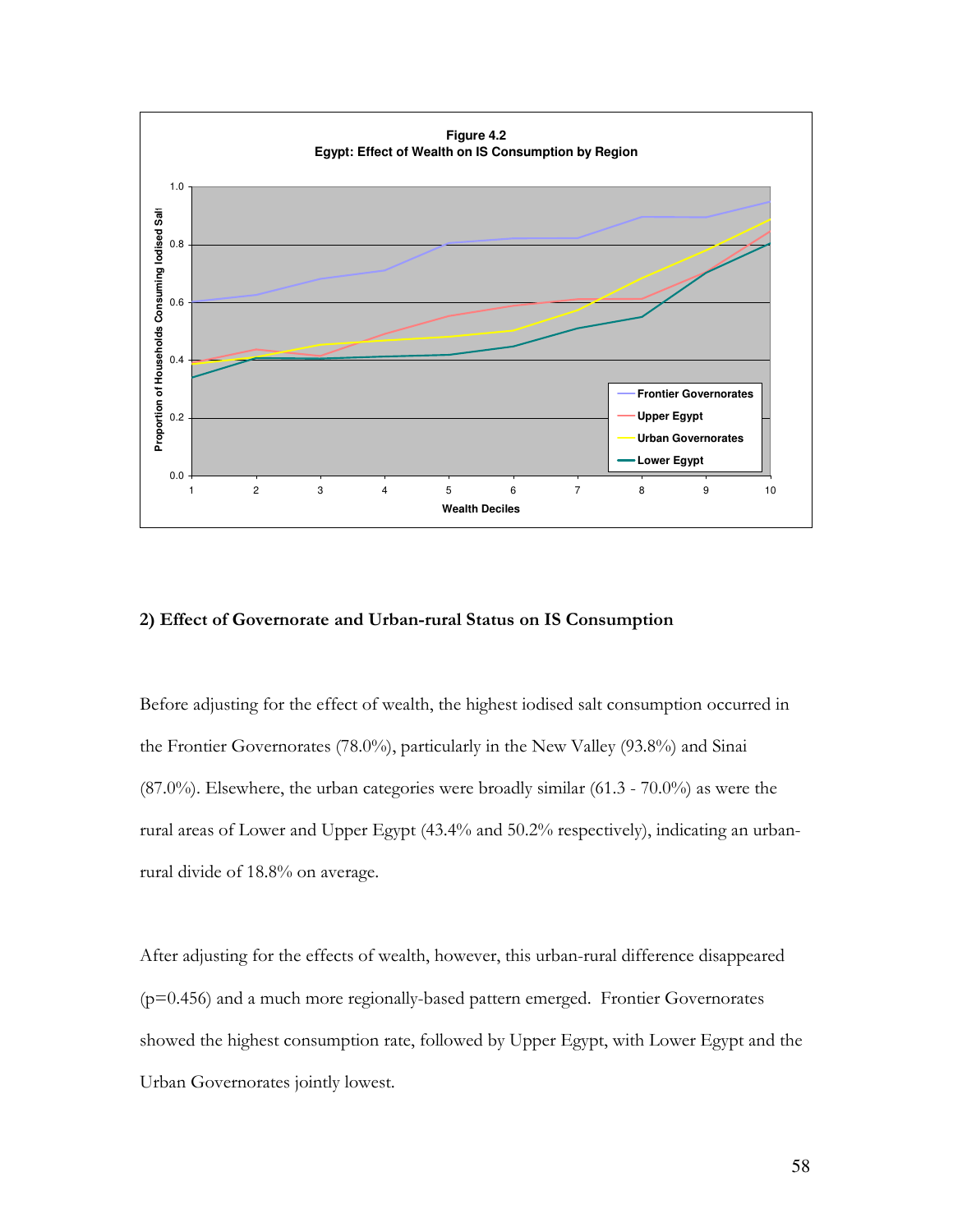**Figure 4.2**
**Egypt: Effect of Wealth on IS Consumption by Region**

## 2) Effect of Governorate and Urban-rural Status on IS Consumption

Before adjusting for the effect of wealth, the highest iodised salt consumption occurred in the Frontier Governorates (78.0%), particularly in the New Valley (93.8%) and Sinai (87.0%). Elsewhere, the urban categories were broadly similar (61.3 - 70.0%) as were the rural areas of Lower and Upper Egypt (43.4% and 50.2% respectively), indicating an urban-rural divide of 18.8% on average.

After adjusting for the effects of wealth, however, this urban-rural difference disappeared ($p=0.456$) and a much more regionally-based pattern emerged. Frontier Governorates showed the highest consumption rate, followed by Upper Egypt, with Lower Egypt and the Urban Governorates jointly lowest.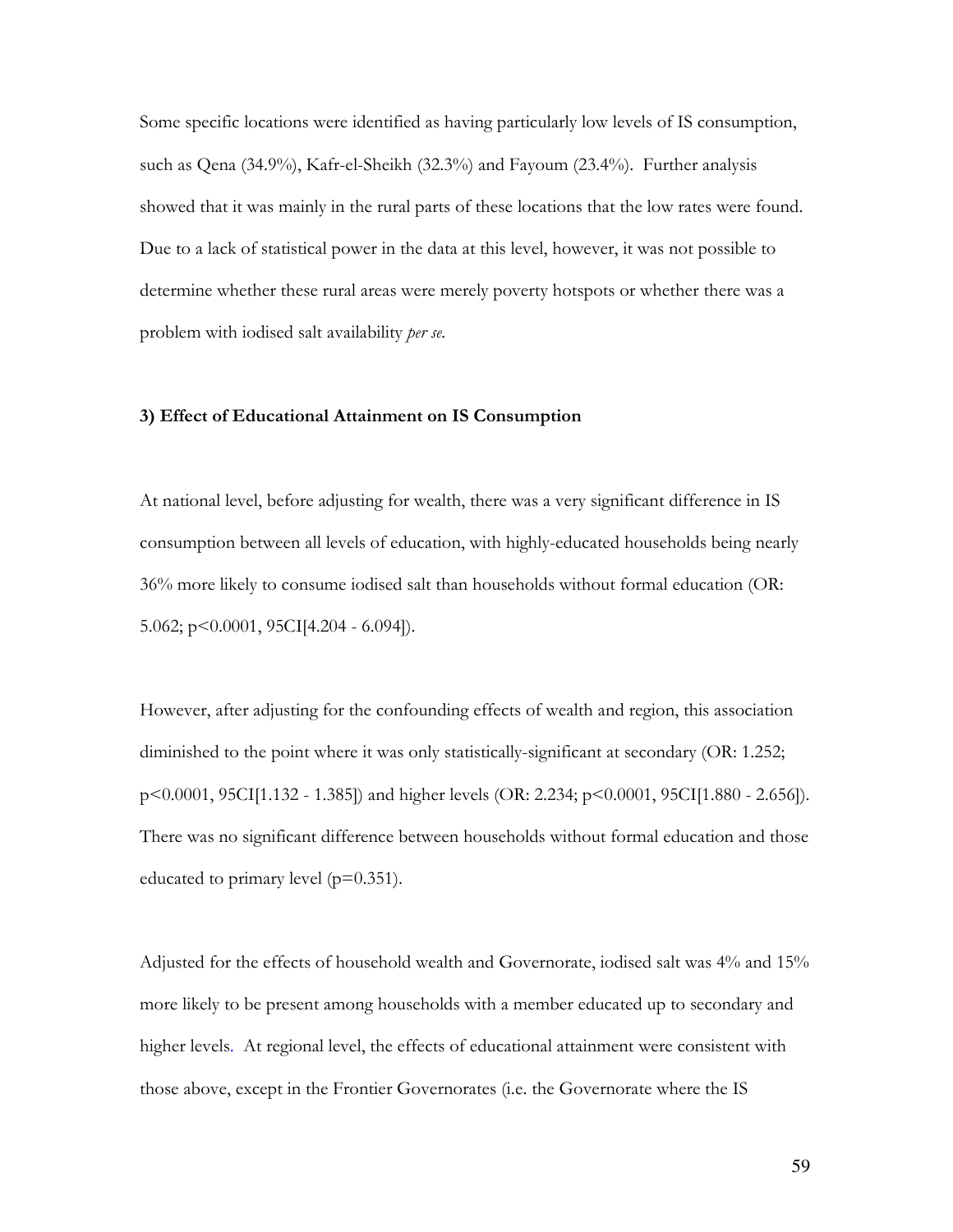Some specific locations were identified as having particularly low levels of IS consumption, such as Qena (34.9%), Kafr-el-Sheikh (32.3%) and Fayoum (23.4%). Further analysis showed that it was mainly in the rural parts of these locations that the low rates were found. Due to a lack of statistical power in the data at this level, however, it was not possible to determine whether these rural areas were merely poverty hotspots or whether there was a problem with iodised salt availability *per se*.

### 3) Effect of Educational Attainment on IS Consumption

At national level, before adjusting for wealth, there was a very significant difference in IS consumption between all levels of education, with highly-educated households being nearly 36% more likely to consume iodised salt than households without formal education (OR: 5.062; $p<0.0001$, 95CI[4.204 - 6.094]).

However, after adjusting for the confounding effects of wealth and region, this association diminished to the point where it was only statistically-significant at secondary (OR: 1.252; $p<0.0001$, 95CI[1.132 - 1.385]) and higher levels (OR: 2.234; $p<0.0001$, 95CI[1.880 - 2.656]). There was no significant difference between households without formal education and those educated to primary level ($p=0.351$).

Adjusted for the effects of household wealth and Governorate, iodised salt was 4% and 15% more likely to be present among households with a member educated up to secondary and higher levels. At regional level, the effects of educational attainment were consistent with those above, except in the Frontier Governorates (i.e. the Governorate where the IS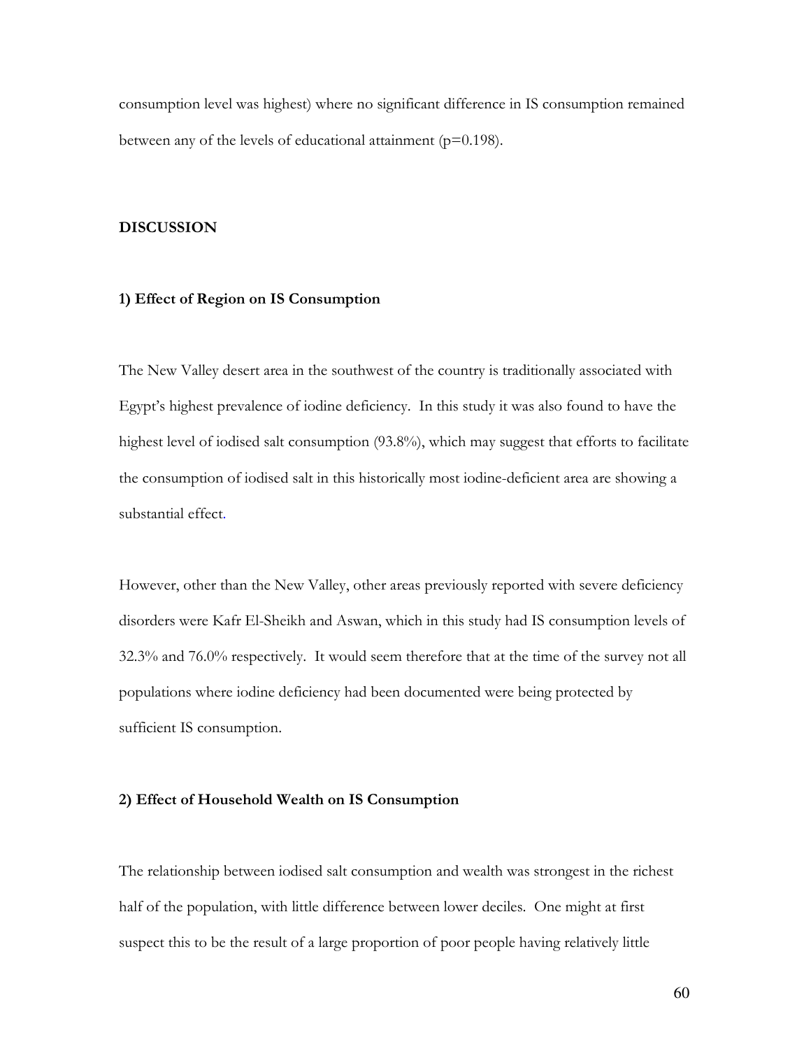consumption level was highest) where no significant difference in IS consumption remained between any of the levels of educational attainment ($p=0.198$).

## DISCUSSION

### 1) Effect of Region on IS Consumption

The New Valley desert area in the southwest of the country is traditionally associated with Egypt's highest prevalence of iodine deficiency. In this study it was also found to have the highest level of iodised salt consumption (93.8%), which may suggest that efforts to facilitate the consumption of iodised salt in this historically most iodine-deficient area are showing a substantial effect.

However, other than the New Valley, other areas previously reported with severe deficiency disorders were Kafr El-Sheikh and Aswan, which in this study had IS consumption levels of 32.3% and 76.0% respectively. It would seem therefore that at the time of the survey not all populations where iodine deficiency had been documented were being protected by sufficient IS consumption.

### 2) Effect of Household Wealth on IS Consumption

The relationship between iodised salt consumption and wealth was strongest in the richest half of the population, with little difference between lower deciles. One might at first suspect this to be the result of a large proportion of poor people having relatively little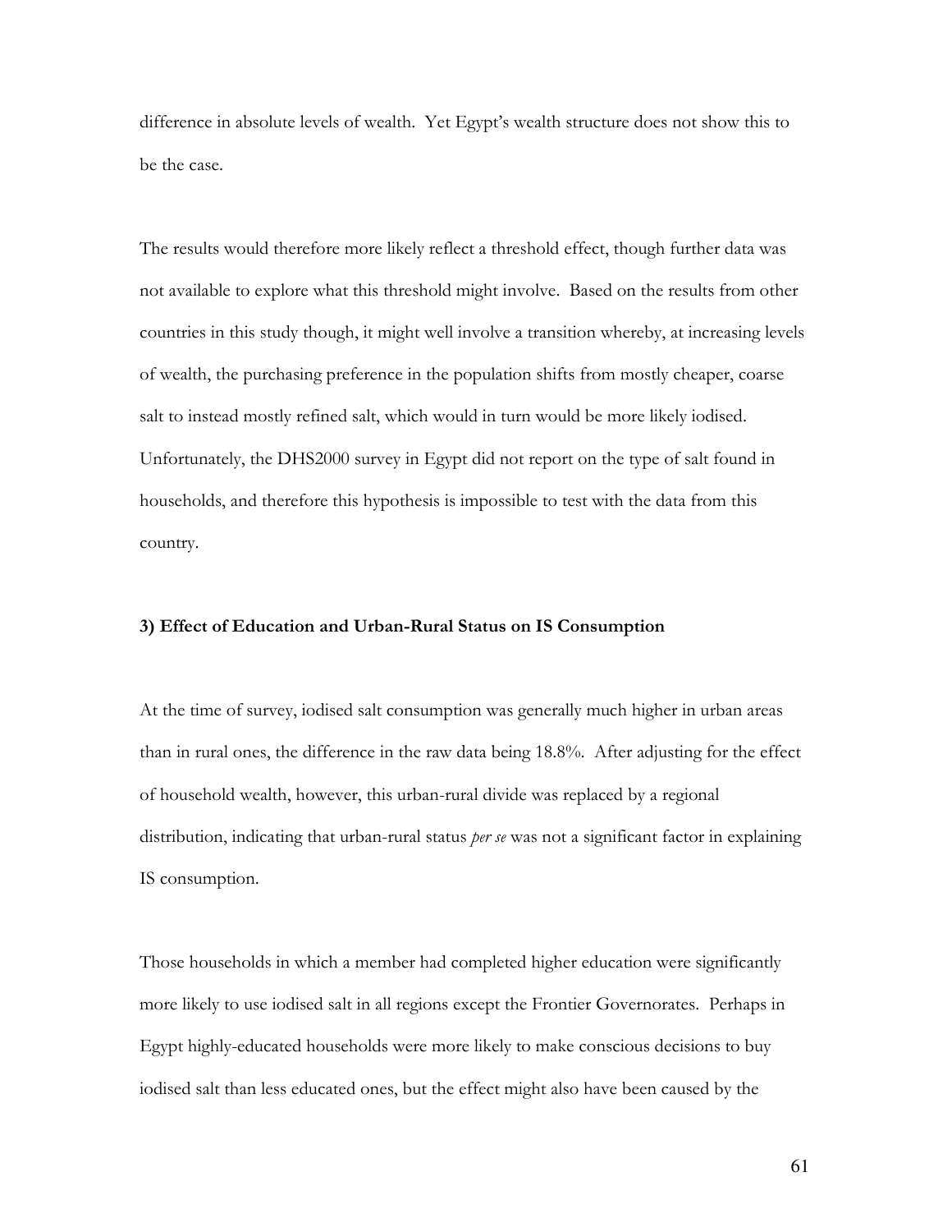difference in absolute levels of wealth. Yet Egypt's wealth structure does not show this to be the case.

The results would therefore more likely reflect a threshold effect, though further data was not available to explore what this threshold might involve. Based on the results from other countries in this study though, it might well involve a transition whereby, at increasing levels of wealth, the purchasing preference in the population shifts from mostly cheaper, coarse salt to instead mostly refined salt, which would in turn would be more likely iodised. Unfortunately, the DHS2000 survey in Egypt did not report on the type of salt found in households, and therefore this hypothesis is impossible to test with the data from this country.

### 3) Effect of Education and Urban-Rural Status on IS Consumption

At the time of survey, iodised salt consumption was generally much higher in urban areas than in rural ones, the difference in the raw data being 18.8%. After adjusting for the effect of household wealth, however, this urban-rural divide was replaced by a regional distribution, indicating that urban-rural status *per se* was not a significant factor in explaining IS consumption.

Those households in which a member had completed higher education were significantly more likely to use iodised salt in all regions except the Frontier Governorates. Perhaps in Egypt highly-educated households were more likely to make conscious decisions to buy iodised salt than less educated ones, but the effect might also have been caused by the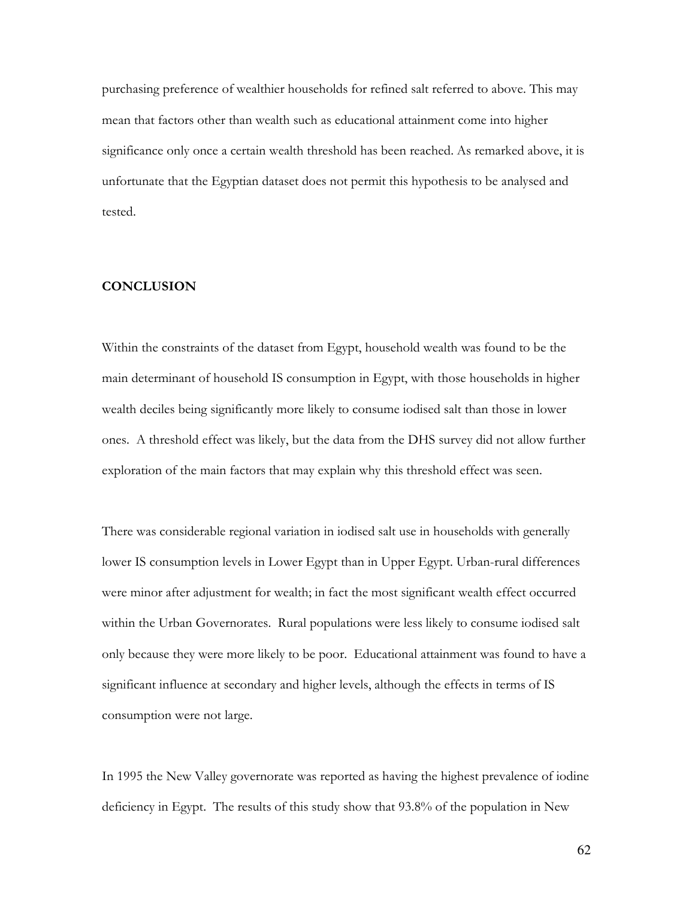purchasing preference of wealthier households for refined salt referred to above. This may mean that factors other than wealth such as educational attainment come into higher significance only once a certain wealth threshold has been reached. As remarked above, it is unfortunate that the Egyptian dataset does not permit this hypothesis to be analysed and tested.

## CONCLUSION

Within the constraints of the dataset from Egypt, household wealth was found to be the main determinant of household IS consumption in Egypt, with those households in higher wealth deciles being significantly more likely to consume iodised salt than those in lower ones. A threshold effect was likely, but the data from the DHS survey did not allow further exploration of the main factors that may explain why this threshold effect was seen.

There was considerable regional variation in iodised salt use in households with generally lower IS consumption levels in Lower Egypt than in Upper Egypt. Urban-rural differences were minor after adjustment for wealth; in fact the most significant wealth effect occurred within the Urban Governorates. Rural populations were less likely to consume iodised salt only because they were more likely to be poor. Educational attainment was found to have a significant influence at secondary and higher levels, although the effects in terms of IS consumption were not large.

In 1995 the New Valley governorate was reported as having the highest prevalence of iodine deficiency in Egypt. The results of this study show that 93.8% of the population in New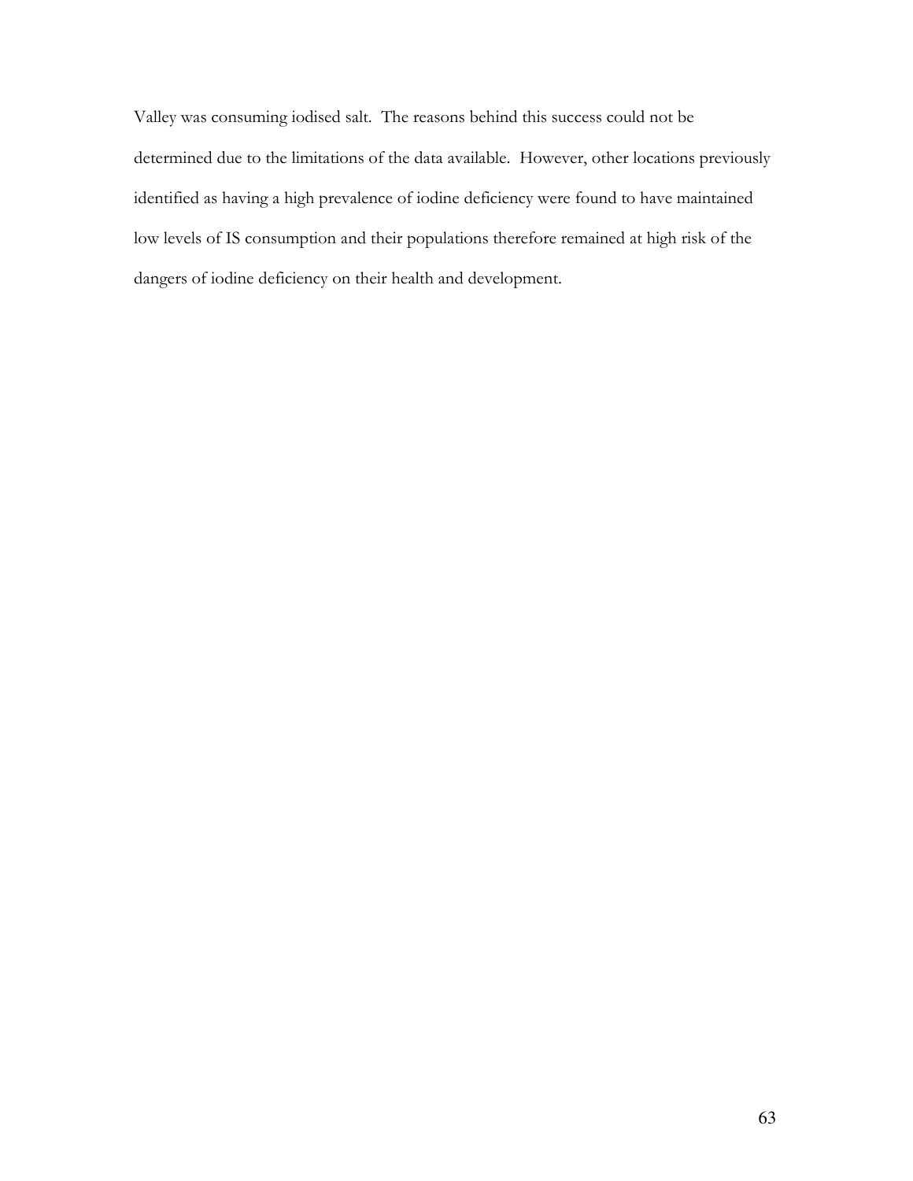Valley was consuming iodised salt. The reasons behind this success could not be determined due to the limitations of the data available. However, other locations previously identified as having a high prevalence of iodine deficiency were found to have maintained low levels of IS consumption and their populations therefore remained at high risk of the dangers of iodine deficiency on their health and development.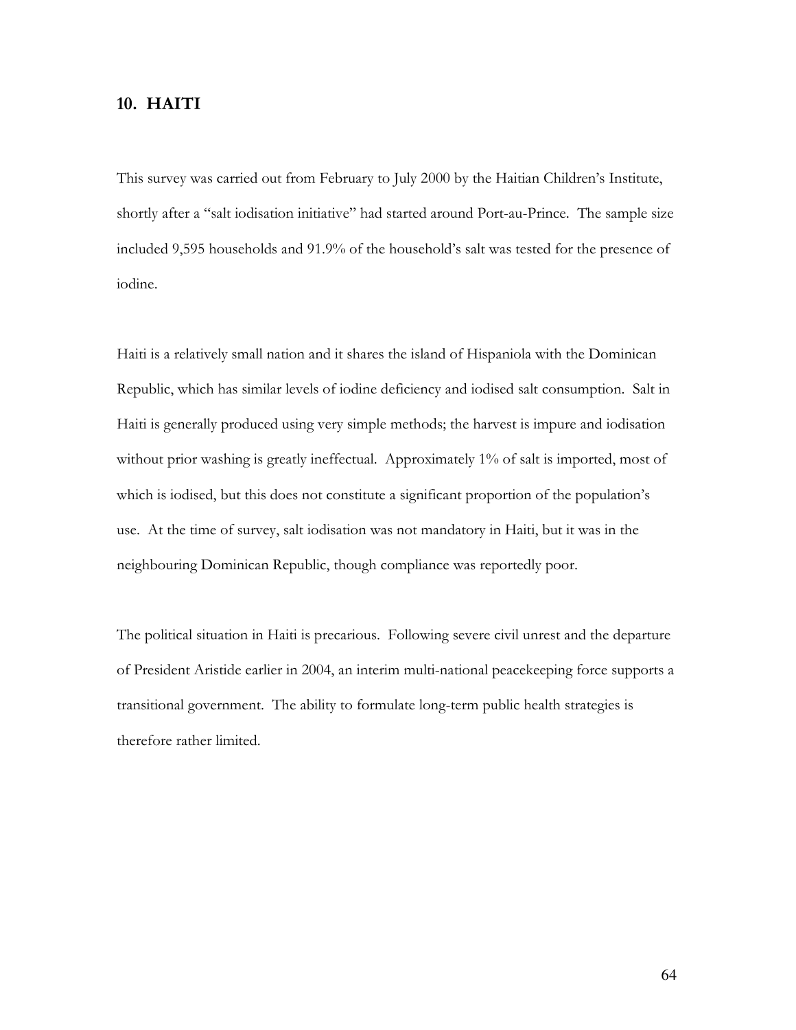## 10. HAITI

This survey was carried out from February to July 2000 by the Haitian Children's Institute, shortly after a "salt iodisation initiative" had started around Port-au-Prince. The sample size included 9,595 households and 91.9% of the household's salt was tested for the presence of iodine.

Haiti is a relatively small nation and it shares the island of Hispaniola with the Dominican Republic, which has similar levels of iodine deficiency and iodised salt consumption. Salt in Haiti is generally produced using very simple methods; the harvest is impure and iodisation without prior washing is greatly ineffectual. Approximately 1% of salt is imported, most of which is iodised, but this does not constitute a significant proportion of the population's use. At the time of survey, salt iodisation was not mandatory in Haiti, but it was in the neighbouring Dominican Republic, though compliance was reportedly poor.

The political situation in Haiti is precarious. Following severe civil unrest and the departure of President Aristide earlier in 2004, an interim multi-national peacekeeping force supports a transitional government. The ability to formulate long-term public health strategies is therefore rather limited.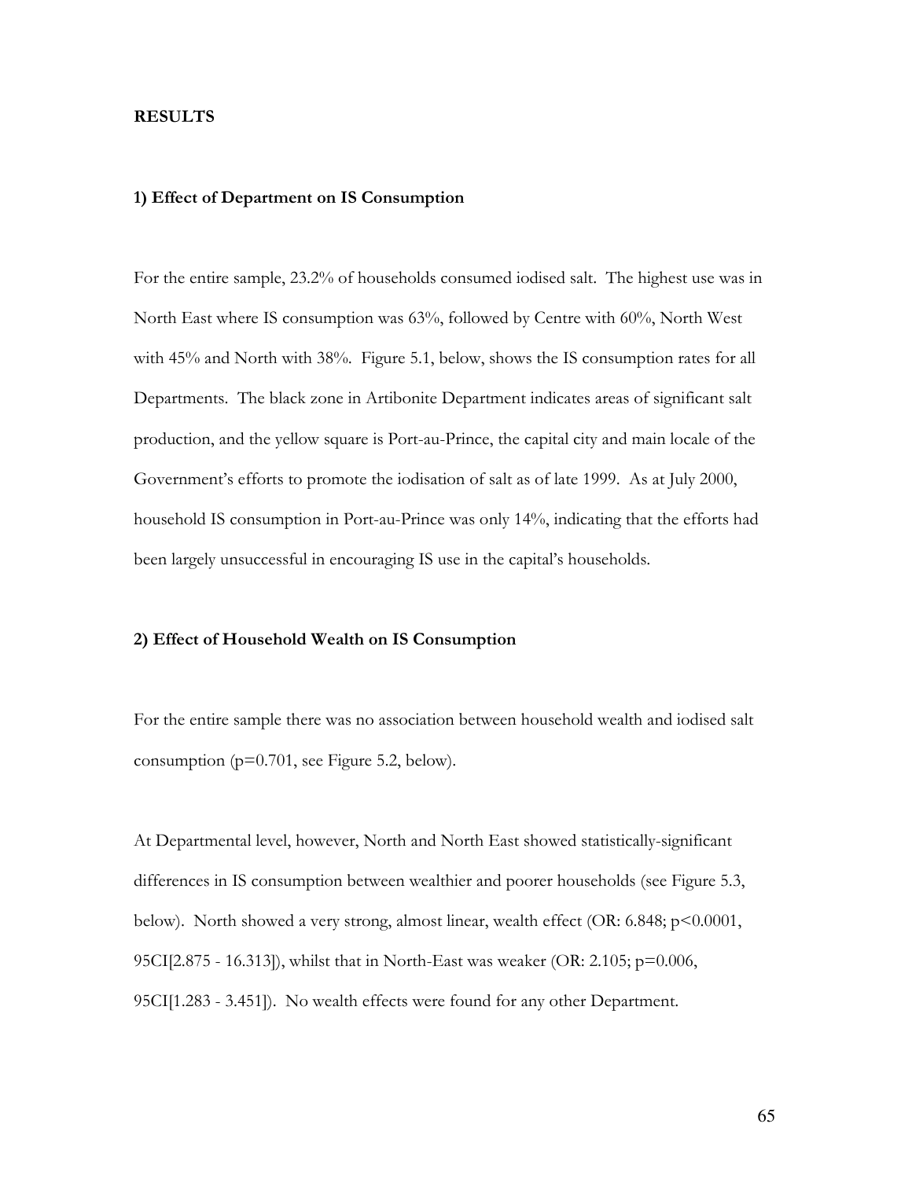**RESULTS**

**1) Effect of Department on IS Consumption**

For the entire sample, 23.2% of households consumed iodised salt. The highest use was in North East where IS consumption was 63%, followed by Centre with 60%, North West with 45% and North with 38%. Figure 5.1, below, shows the IS consumption rates for all Departments. The black zone in Artibonite Department indicates areas of significant salt production, and the yellow square is Port-au-Prince, the capital city and main locale of the Government's efforts to promote the iodisation of salt as of late 1999. As at July 2000, household IS consumption in Port-au-Prince was only 14%, indicating that the efforts had been largely unsuccessful in encouraging IS use in the capital's households.

**2) Effect of Household Wealth on IS Consumption**

For the entire sample there was no association between household wealth and iodised salt consumption ($p=0.701$, see Figure 5.2, below).

At Departmental level, however, North and North East showed statistically-significant differences in IS consumption between wealthier and poorer households (see Figure 5.3, below). North showed a very strong, almost linear, wealth effect (OR: 6.848; $p<0.0001$, 95CI[2.875 - 16.313]), whilst that in North-East was weaker (OR: 2.105; $p=0.006$, 95CI[1.283 - 3.451]). No wealth effects were found for any other Department.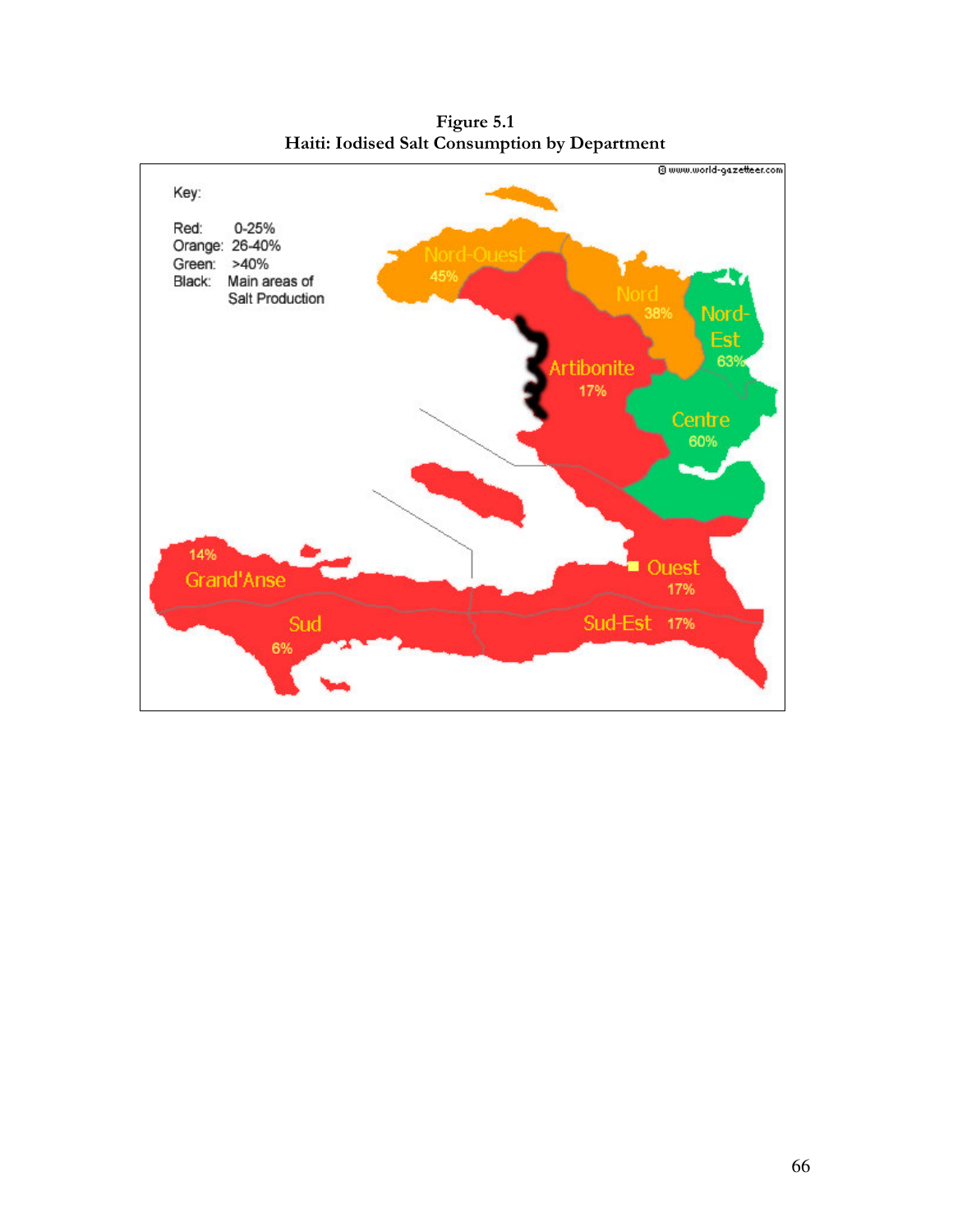**Figure 5.1**
**Haiti: Iodised Salt Consumption by Department**

Key:

Red: 0-25%
Orange: 26-40%
Green: >40%
Black: Main areas of Salt Production

| Department | Iodised Salt Consumption |
| --- | --- |
| Nord-Ouest | 45% |
| Nord | 38% |
| Nord-Est | 63% |
| Artibonite | 17% |
| Centre | 60% |
| Ouest | 17% |
| Grand'Anse | 14% |
| Sud | 6% |
| Sud-Est | 17% |

© www.world-gazetteer.com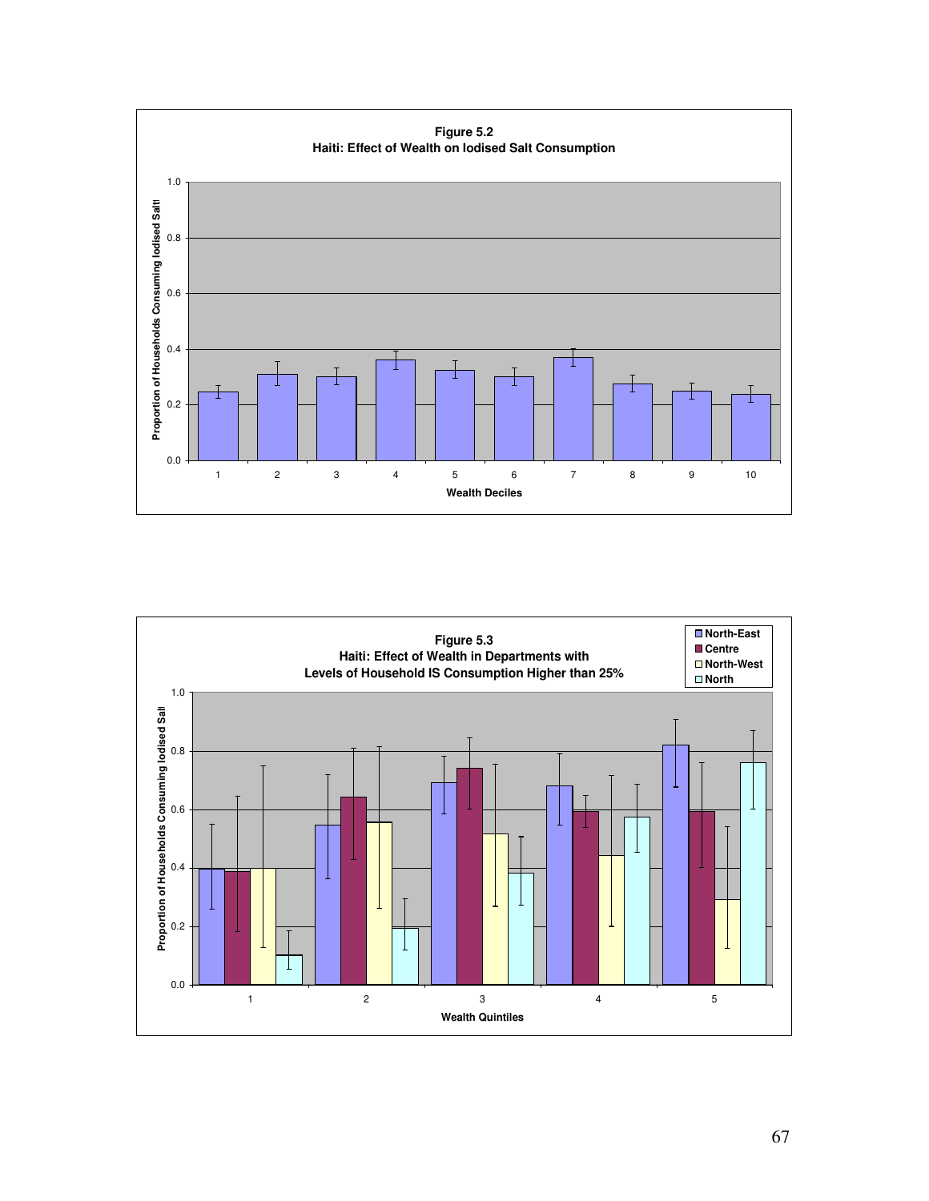**Figure 5.2**
**Haiti: Effect of Wealth on Iodised Salt Consumption**

**Figure 5.3**
**Haiti: Effect of Wealth in Departments with Levels of Household IS Consumption Higher than 25%**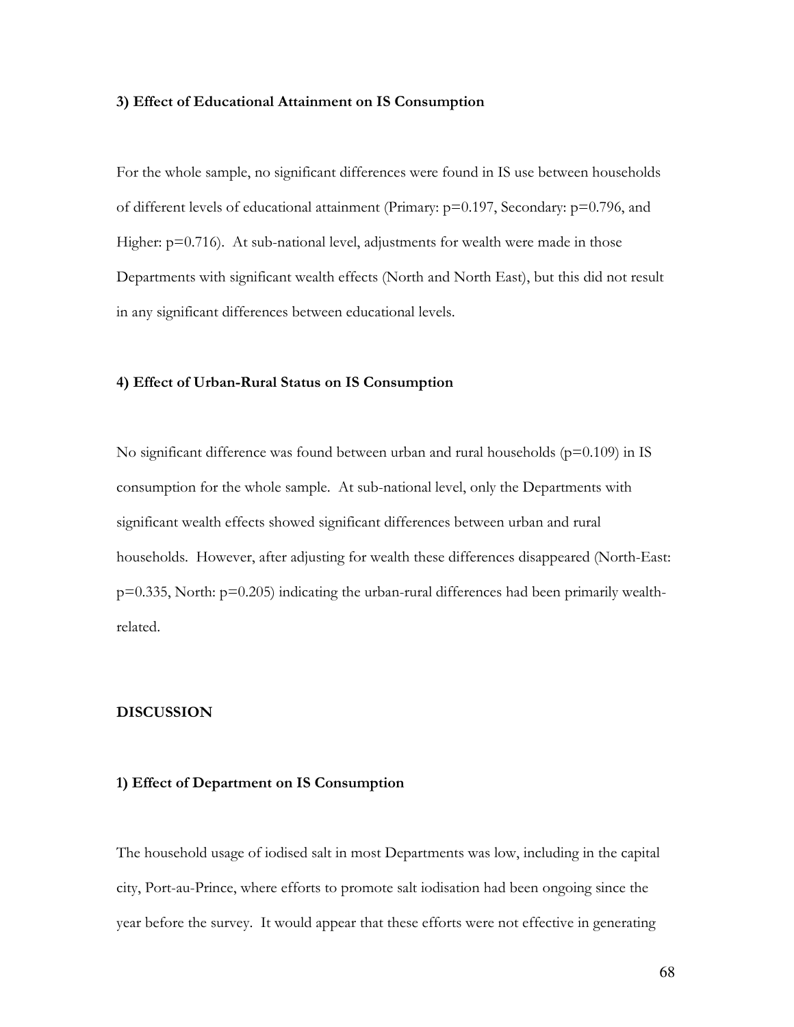**3) Effect of Educational Attainment on IS Consumption**

For the whole sample, no significant differences were found in IS use between households of different levels of educational attainment (Primary: $p=0.197$, Secondary: $p=0.796$, and Higher: $p=0.716$). At sub-national level, adjustments for wealth were made in those Departments with significant wealth effects (North and North East), but this did not result in any significant differences between educational levels.

**4) Effect of Urban-Rural Status on IS Consumption**

No significant difference was found between urban and rural households ($p=0.109$) in IS consumption for the whole sample. At sub-national level, only the Departments with significant wealth effects showed significant differences between urban and rural households. However, after adjusting for wealth these differences disappeared (North-East: $p=0.335$, North: $p=0.205$) indicating the urban-rural differences had been primarily wealth-related.

## DISCUSSION

**1) Effect of Department on IS Consumption**

The household usage of iodised salt in most Departments was low, including in the capital city, Port-au-Prince, where efforts to promote salt iodisation had been ongoing since the year before the survey. It would appear that these efforts were not effective in generating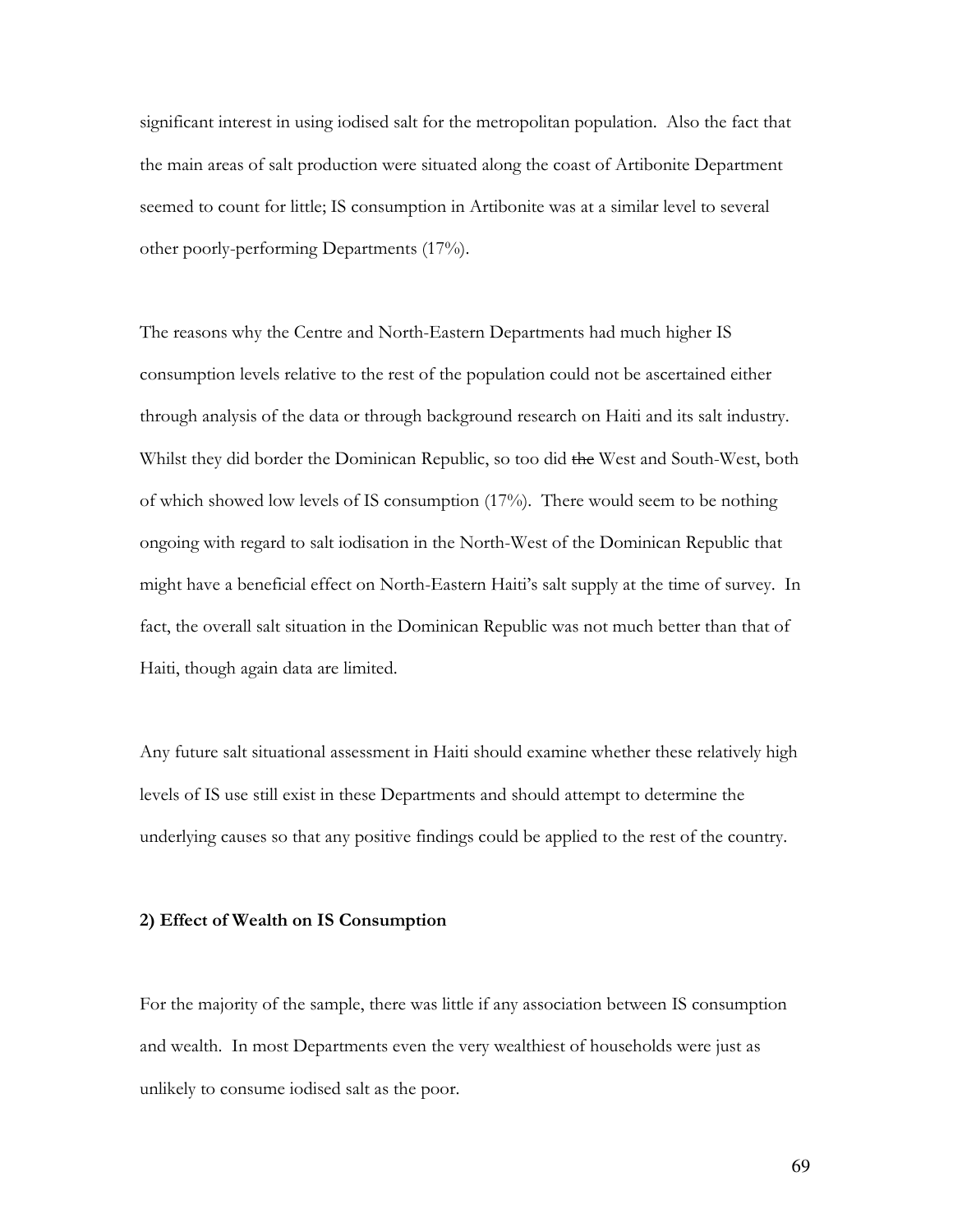significant interest in using iodised salt for the metropolitan population. Also the fact that the main areas of salt production were situated along the coast of Artibonite Department seemed to count for little; IS consumption in Artibonite was at a similar level to several other poorly-performing Departments (17%).

The reasons why the Centre and North-Eastern Departments had much higher IS consumption levels relative to the rest of the population could not be ascertained either through analysis of the data or through background research on Haiti and its salt industry. Whilst they did border the Dominican Republic, so too did ~~the~~ West and South-West, both of which showed low levels of IS consumption (17%). There would seem to be nothing ongoing with regard to salt iodisation in the North-West of the Dominican Republic that might have a beneficial effect on North-Eastern Haiti's salt supply at the time of survey. In fact, the overall salt situation in the Dominican Republic was not much better than that of Haiti, though again data are limited.

Any future salt situational assessment in Haiti should examine whether these relatively high levels of IS use still exist in these Departments and should attempt to determine the underlying causes so that any positive findings could be applied to the rest of the country.

**2) Effect of Wealth on IS Consumption**

For the majority of the sample, there was little if any association between IS consumption and wealth. In most Departments even the very wealthiest of households were just as unlikely to consume iodised salt as the poor.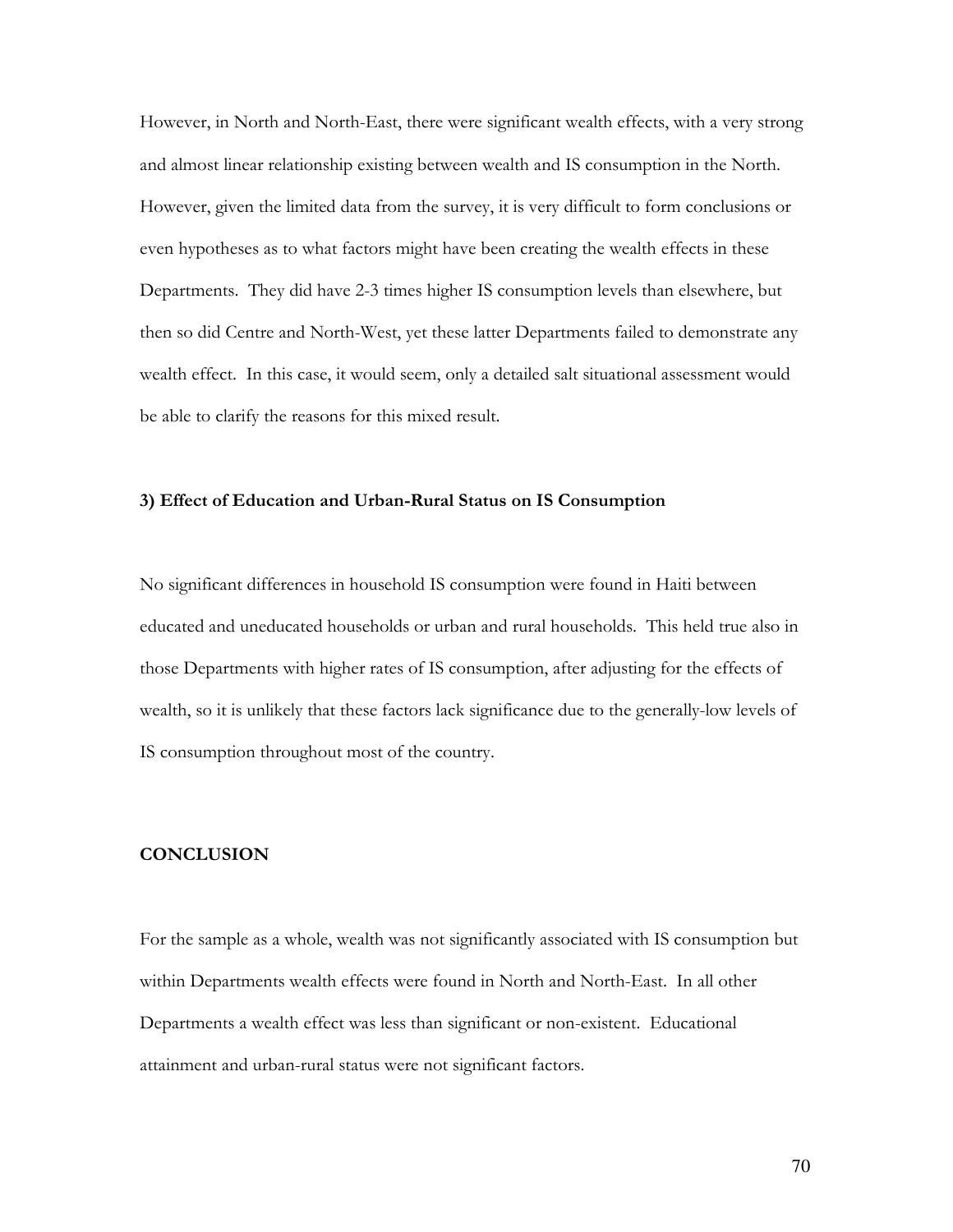However, in North and North-East, there were significant wealth effects, with a very strong and almost linear relationship existing between wealth and IS consumption in the North. However, given the limited data from the survey, it is very difficult to form conclusions or even hypotheses as to what factors might have been creating the wealth effects in these Departments. They did have 2-3 times higher IS consumption levels than elsewhere, but then so did Centre and North-West, yet these latter Departments failed to demonstrate any wealth effect. In this case, it would seem, only a detailed salt situational assessment would be able to clarify the reasons for this mixed result.

**3) Effect of Education and Urban-Rural Status on IS Consumption**

No significant differences in household IS consumption were found in Haiti between educated and uneducated households or urban and rural households. This held true also in those Departments with higher rates of IS consumption, after adjusting for the effects of wealth, so it is unlikely that these factors lack significance due to the generally-low levels of IS consumption throughout most of the country.

## CONCLUSION

For the sample as a whole, wealth was not significantly associated with IS consumption but within Departments wealth effects were found in North and North-East. In all other Departments a wealth effect was less than significant or non-existent. Educational attainment and urban-rural status were not significant factors.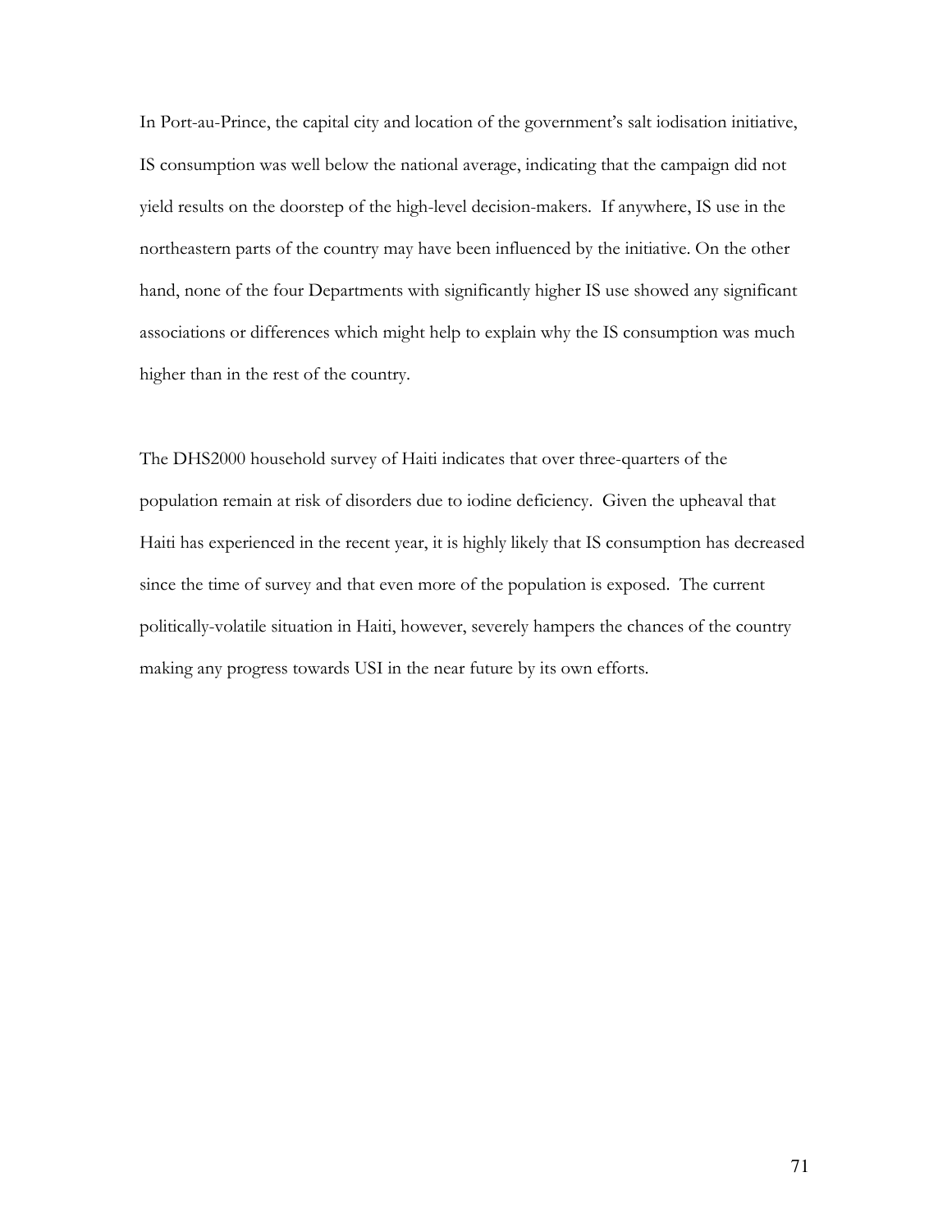In Port-au-Prince, the capital city and location of the government's salt iodisation initiative, IS consumption was well below the national average, indicating that the campaign did not yield results on the doorstep of the high-level decision-makers. If anywhere, IS use in the northeastern parts of the country may have been influenced by the initiative. On the other hand, none of the four Departments with significantly higher IS use showed any significant associations or differences which might help to explain why the IS consumption was much higher than in the rest of the country.

The DHS2000 household survey of Haiti indicates that over three-quarters of the population remain at risk of disorders due to iodine deficiency. Given the upheaval that Haiti has experienced in the recent year, it is highly likely that IS consumption has decreased since the time of survey and that even more of the population is exposed. The current politically-volatile situation in Haiti, however, severely hampers the chances of the country making any progress towards USI in the near future by its own efforts.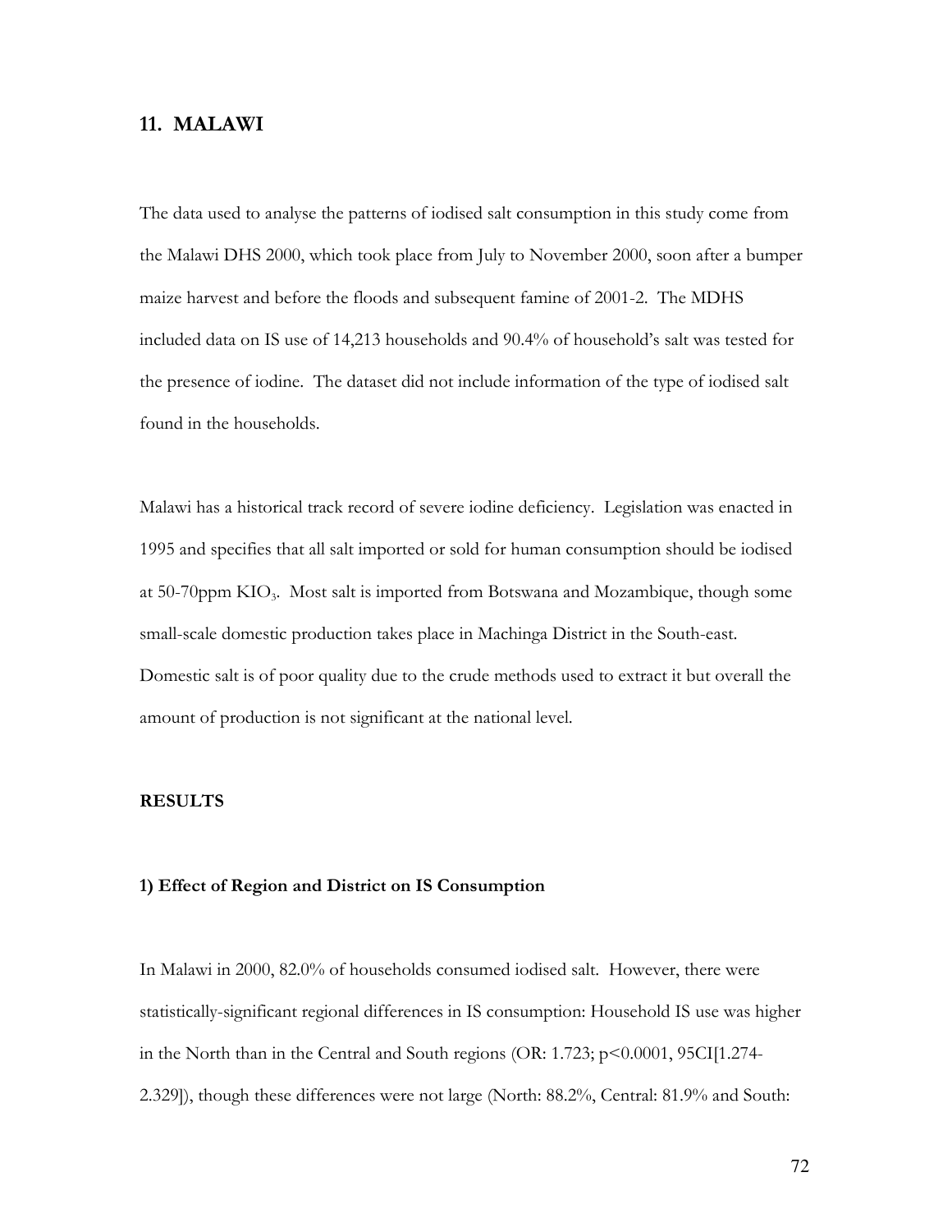## 11. MALAWI

The data used to analyse the patterns of iodised salt consumption in this study come from the Malawi DHS 2000, which took place from July to November 2000, soon after a bumper maize harvest and before the floods and subsequent famine of 2001-2. The MDHS included data on IS use of 14,213 households and 90.4% of household's salt was tested for the presence of iodine. The dataset did not include information of the type of iodised salt found in the households.

Malawi has a historical track record of severe iodine deficiency. Legislation was enacted in 1995 and specifies that all salt imported or sold for human consumption should be iodised at 50-70ppm $KIO_3$. Most salt is imported from Botswana and Mozambique, though some small-scale domestic production takes place in Machinga District in the South-east. Domestic salt is of poor quality due to the crude methods used to extract it but overall the amount of production is not significant at the national level.

### RESULTS

#### 1) Effect of Region and District on IS Consumption

In Malawi in 2000, 82.0% of households consumed iodised salt. However, there were statistically-significant regional differences in IS consumption: Household IS use was higher in the North than in the Central and South regions (OR: 1.723; $p<0.0001$, 95CI[1.274-2.329]), though these differences were not large (North: 88.2%, Central: 81.9% and South: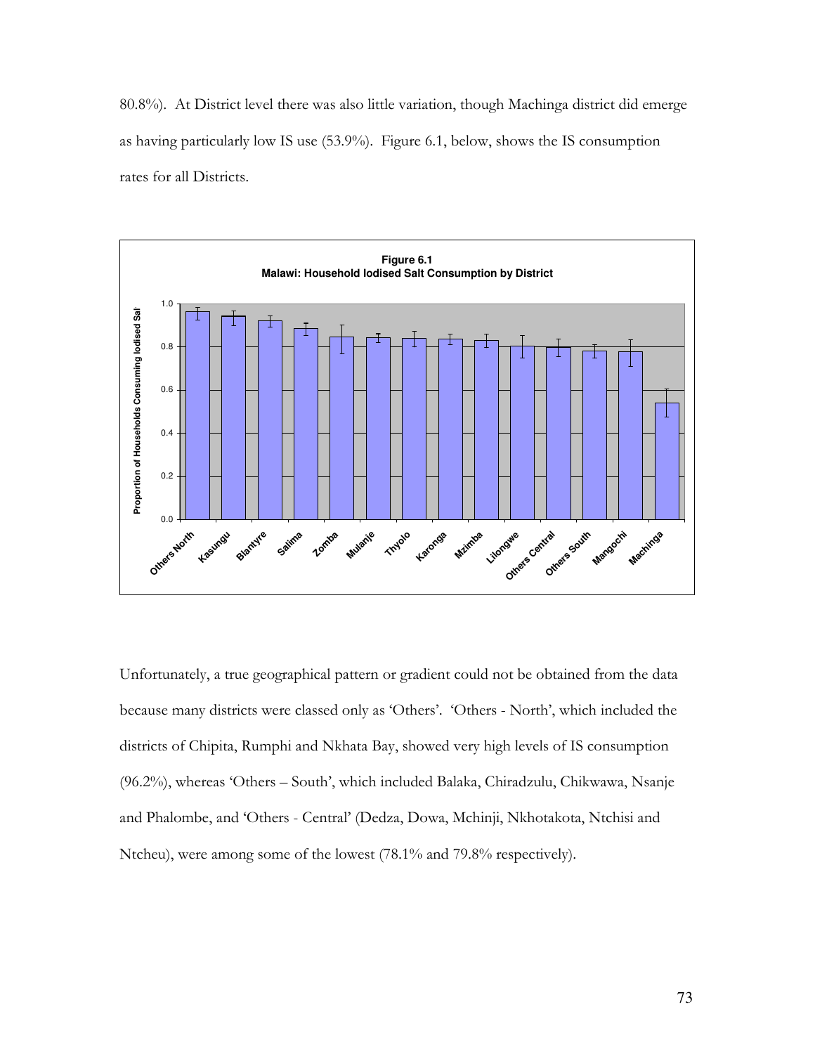80.8%). At District level there was also little variation, though Machinga district did emerge as having particularly low IS use (53.9%). Figure 6.1, below, shows the IS consumption rates for all Districts.

**Figure 6.1**
**Malawi: Household Iodised Salt Consumption by District**

Unfortunately, a true geographical pattern or gradient could not be obtained from the data because many districts were classed only as 'Others'. 'Others - North', which included the districts of Chipita, Rumphi and Nkhata Bay, showed very high levels of IS consumption (96.2%), whereas 'Others – South', which included Balaka, Chiradzulu, Chikwawa, Nsanje and Phalombe, and 'Others - Central' (Dedza, Dowa, Mchinji, Nkhotakota, Ntchisi and Ntcheu), were among some of the lowest (78.1% and 79.8% respectively).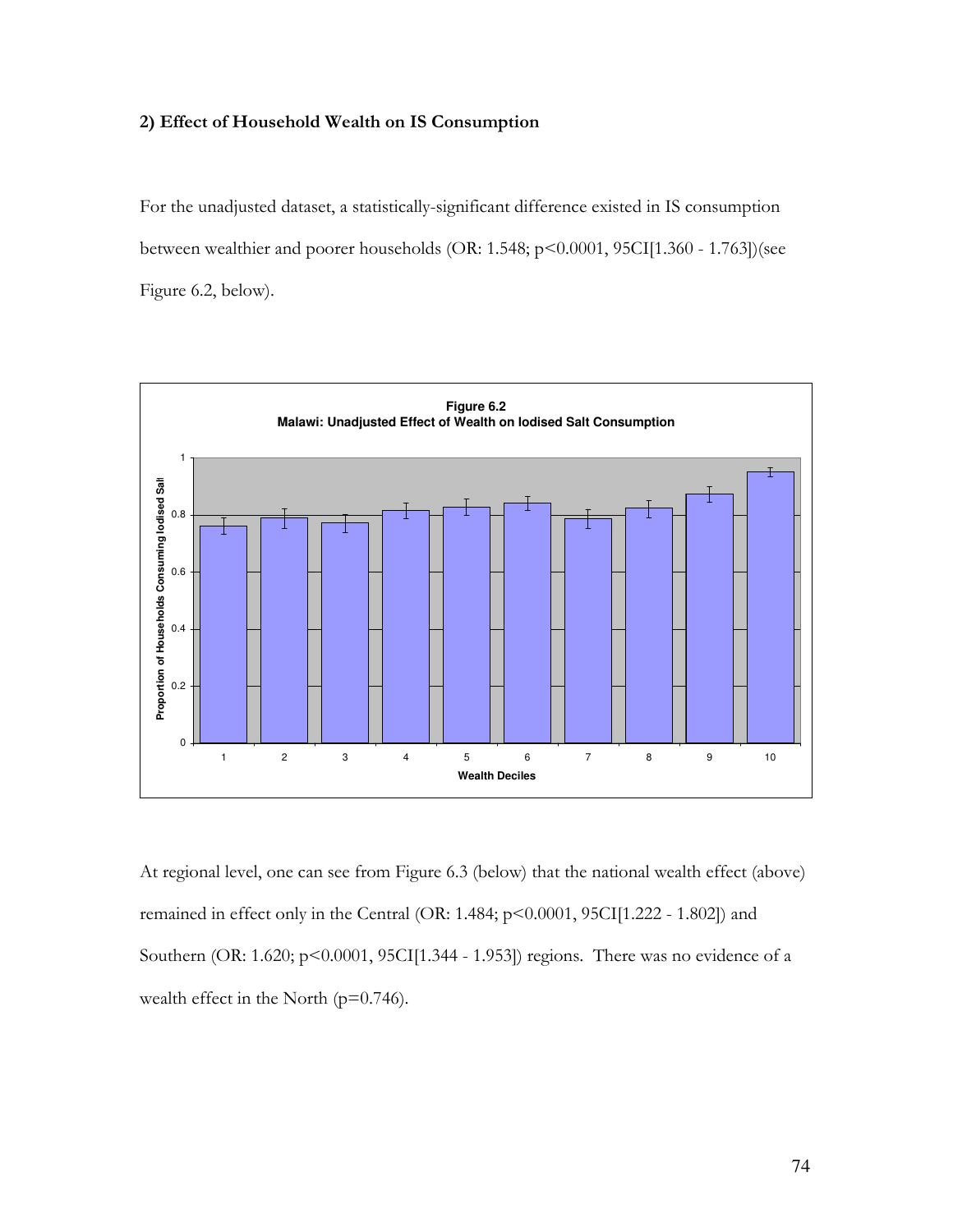### 2) Effect of Household Wealth on IS Consumption

For the unadjusted dataset, a statistically-significant difference existed in IS consumption between wealthier and poorer households (OR: 1.548; $p<0.0001$, 95CI[1.360 - 1.763])(see Figure 6.2, below).

**Figure 6.2**
**Malawi: Unadjusted Effect of Wealth on Iodised Salt Consumption**

At regional level, one can see from Figure 6.3 (below) that the national wealth effect (above) remained in effect only in the Central (OR: 1.484; $p<0.0001$, 95CI[1.222 - 1.802]) and Southern (OR: 1.620; $p<0.0001$, 95CI[1.344 - 1.953]) regions. There was no evidence of a wealth effect in the North ($p=0.746$).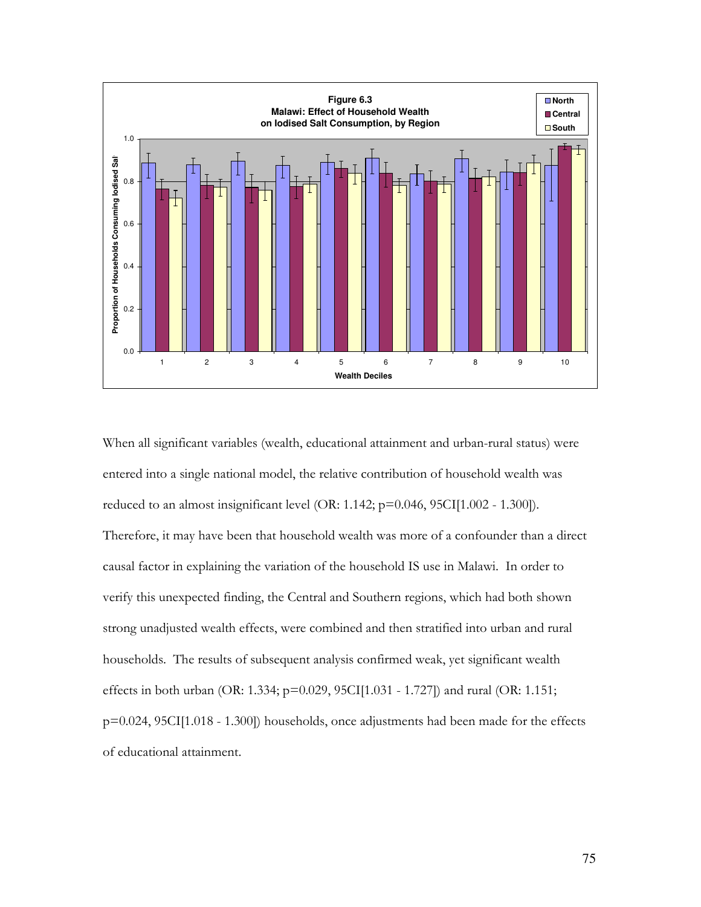**Figure 6.3**
**Malawi: Effect of Household Wealth on Iodised Salt Consumption, by Region**

When all significant variables (wealth, educational attainment and urban-rural status) were entered into a single national model, the relative contribution of household wealth was reduced to an almost insignificant level (OR: 1.142; p=0.046, 95CI[1.002 - 1.300]). Therefore, it may have been that household wealth was more of a confounder than a direct causal factor in explaining the variation of the household IS use in Malawi. In order to verify this unexpected finding, the Central and Southern regions, which had both shown strong unadjusted wealth effects, were combined and then stratified into urban and rural households. The results of subsequent analysis confirmed weak, yet significant wealth effects in both urban (OR: 1.334; p=0.029, 95CI[1.031 - 1.727]) and rural (OR: 1.151; p=0.024, 95CI[1.018 - 1.300]) households, once adjustments had been made for the effects of educational attainment.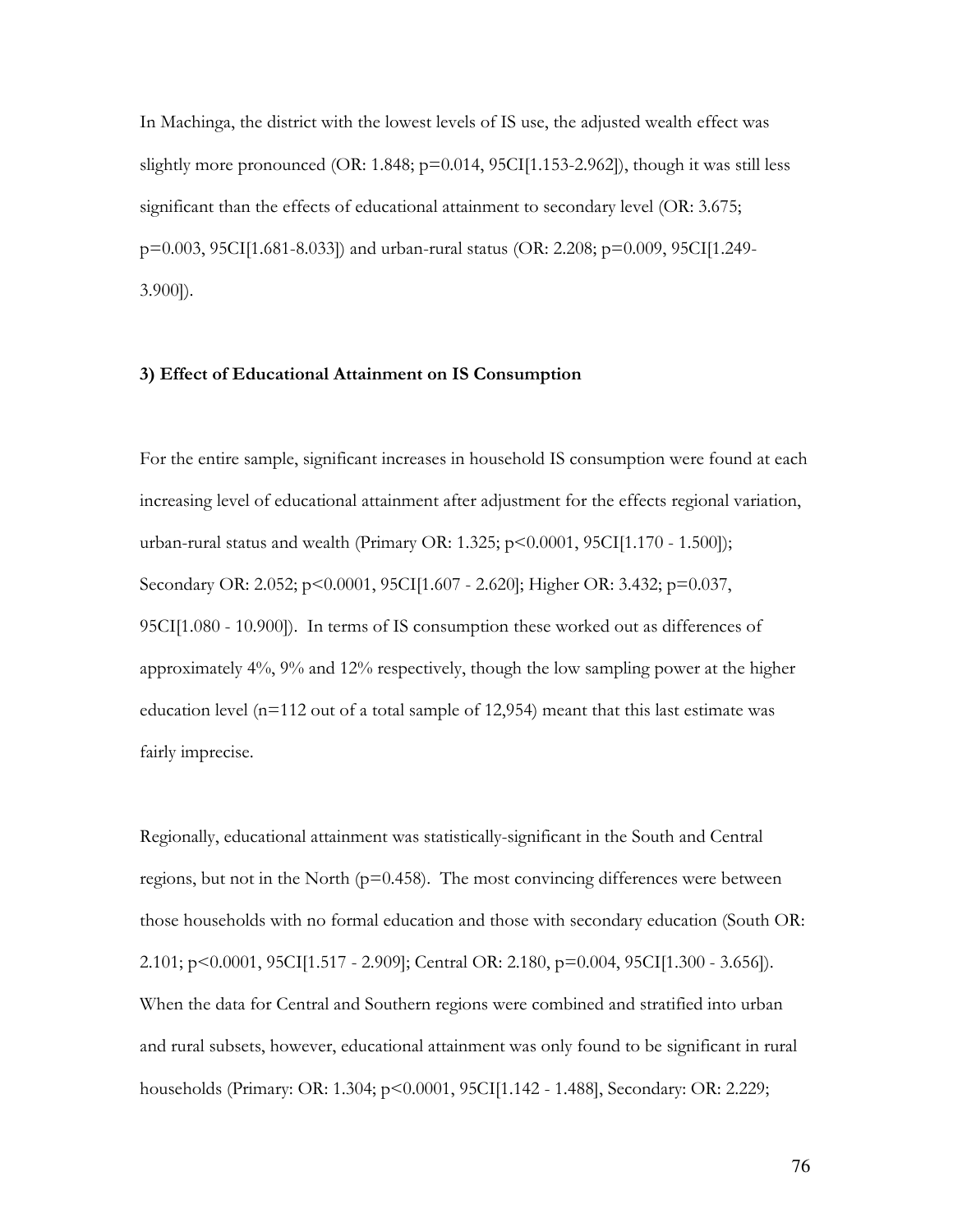In Machinga, the district with the lowest levels of IS use, the adjusted wealth effect was slightly more pronounced (OR: 1.848; p=0.014, 95CI[1.153-2.962]), though it was still less significant than the effects of educational attainment to secondary level (OR: 3.675; p=0.003, 95CI[1.681-8.033]) and urban-rural status (OR: 2.208; p=0.009, 95CI[1.249-3.900]).

**3) Effect of Educational Attainment on IS Consumption**

For the entire sample, significant increases in household IS consumption were found at each increasing level of educational attainment after adjustment for the effects regional variation, urban-rural status and wealth (Primary OR: 1.325; p<0.0001, 95CI[1.170 - 1.500]); Secondary OR: 2.052; p<0.0001, 95CI[1.607 - 2.620]; Higher OR: 3.432; p=0.037, 95CI[1.080 - 10.900]). In terms of IS consumption these worked out as differences of approximately 4%, 9% and 12% respectively, though the low sampling power at the higher education level (n=112 out of a total sample of 12,954) meant that this last estimate was fairly imprecise.

Regionally, educational attainment was statistically-significant in the South and Central regions, but not in the North (p=0.458). The most convincing differences were between those households with no formal education and those with secondary education (South OR: 2.101; p<0.0001, 95CI[1.517 - 2.909]; Central OR: 2.180, p=0.004, 95CI[1.300 - 3.656]). When the data for Central and Southern regions were combined and stratified into urban and rural subsets, however, educational attainment was only found to be significant in rural households (Primary: OR: 1.304; p<0.0001, 95CI[1.142 - 1.488], Secondary: OR: 2.229;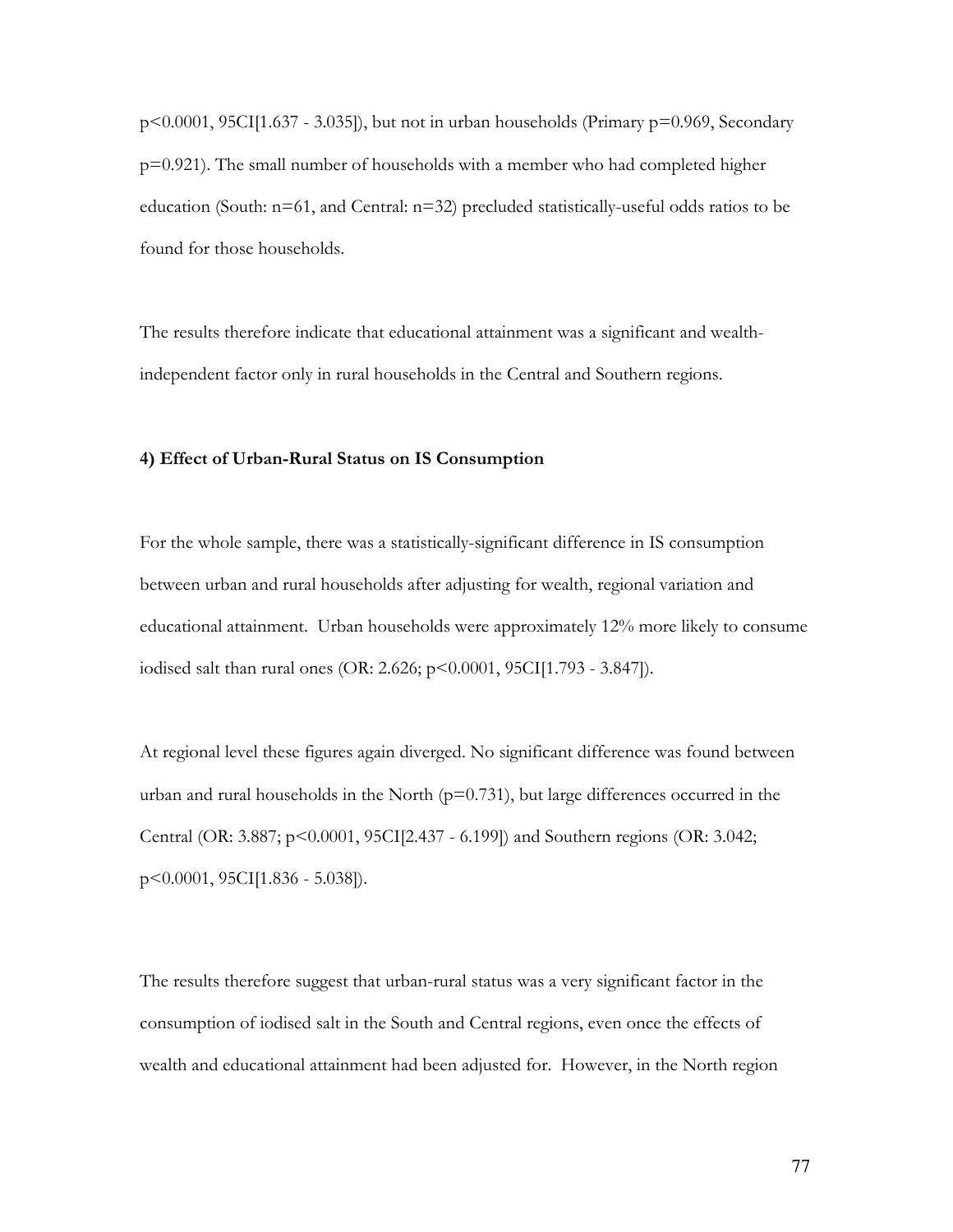p<0.0001, 95CI[1.637 - 3.035]), but not in urban households (Primary p=0.969, Secondary p=0.921). The small number of households with a member who had completed higher education (South: n=61, and Central: n=32) precluded statistically-useful odds ratios to be found for those households.

The results therefore indicate that educational attainment was a significant and wealth-independent factor only in rural households in the Central and Southern regions.

**4) Effect of Urban-Rural Status on IS Consumption**

For the whole sample, there was a statistically-significant difference in IS consumption between urban and rural households after adjusting for wealth, regional variation and educational attainment. Urban households were approximately 12% more likely to consume iodised salt than rural ones (OR: 2.626; p<0.0001, 95CI[1.793 - 3.847]).

At regional level these figures again diverged. No significant difference was found between urban and rural households in the North (p=0.731), but large differences occurred in the Central (OR: 3.887; p<0.0001, 95CI[2.437 - 6.199]) and Southern regions (OR: 3.042; p<0.0001, 95CI[1.836 - 5.038]).

The results therefore suggest that urban-rural status was a very significant factor in the consumption of iodised salt in the South and Central regions, even once the effects of wealth and educational attainment had been adjusted for. However, in the North region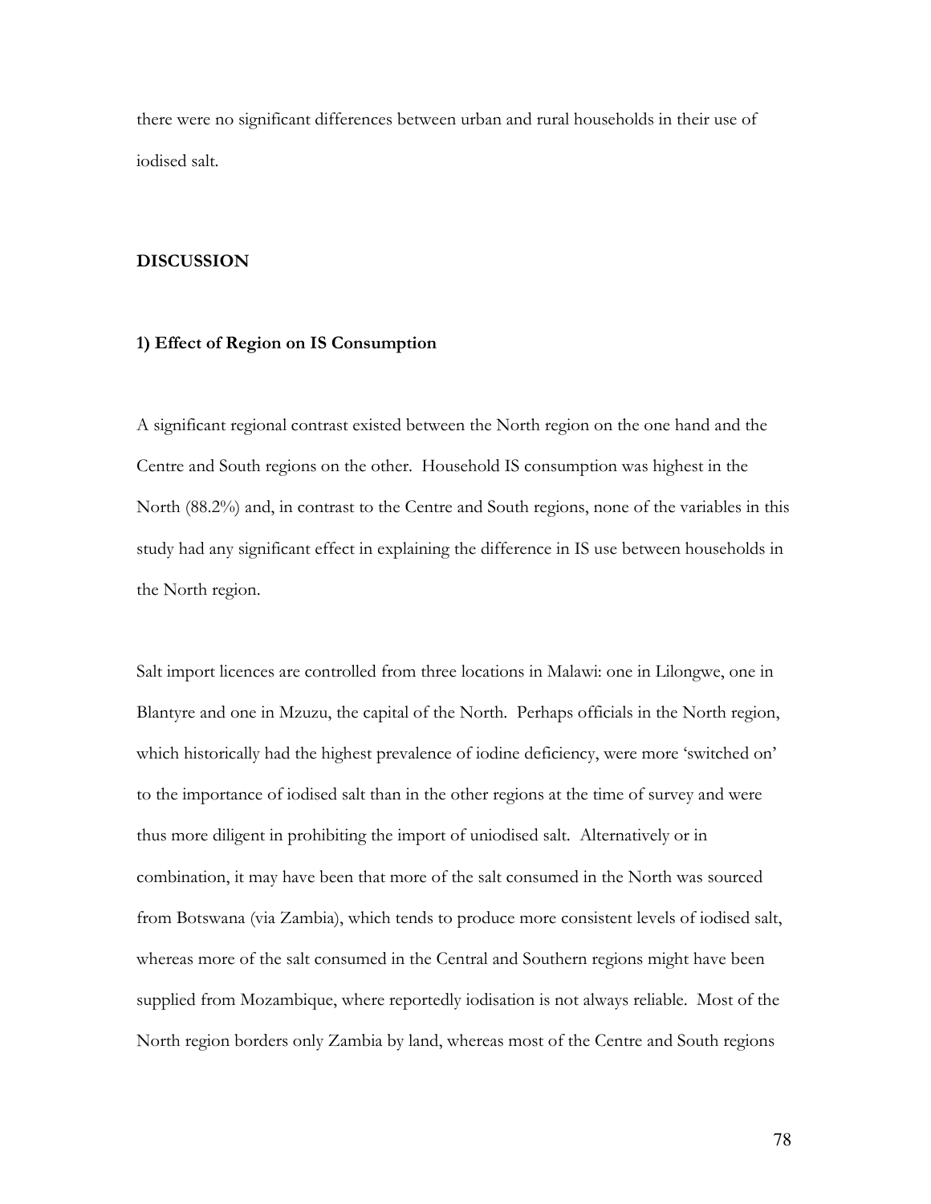there were no significant differences between urban and rural households in their use of iodised salt.

## DISCUSSION

### 1) Effect of Region on IS Consumption

A significant regional contrast existed between the North region on the one hand and the Centre and South regions on the other. Household IS consumption was highest in the North (88.2%) and, in contrast to the Centre and South regions, none of the variables in this study had any significant effect in explaining the difference in IS use between households in the North region.

Salt import licences are controlled from three locations in Malawi: one in Lilongwe, one in Blantyre and one in Mzuzu, the capital of the North. Perhaps officials in the North region, which historically had the highest prevalence of iodine deficiency, were more 'switched on' to the importance of iodised salt than in the other regions at the time of survey and were thus more diligent in prohibiting the import of uniodised salt. Alternatively or in combination, it may have been that more of the salt consumed in the North was sourced from Botswana (via Zambia), which tends to produce more consistent levels of iodised salt, whereas more of the salt consumed in the Central and Southern regions might have been supplied from Mozambique, where reportedly iodisation is not always reliable. Most of the North region borders only Zambia by land, whereas most of the Centre and South regions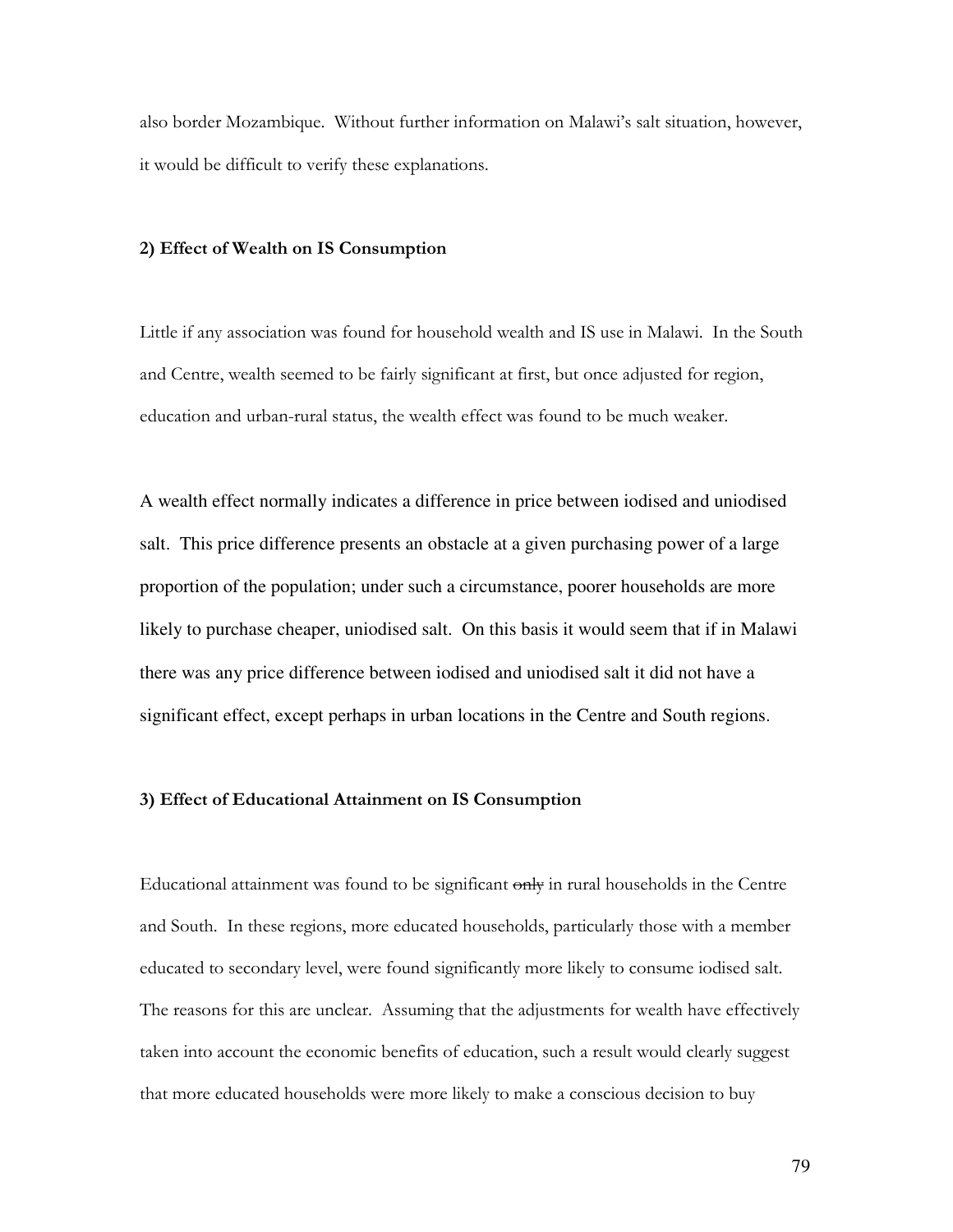also border Mozambique. Without further information on Malawi's salt situation, however, it would be difficult to verify these explanations.

### 2) Effect of Wealth on IS Consumption

Little if any association was found for household wealth and IS use in Malawi. In the South and Centre, wealth seemed to be fairly significant at first, but once adjusted for region, education and urban-rural status, the wealth effect was found to be much weaker.

A wealth effect normally indicates a difference in price between iodised and uniodised salt. This price difference presents an obstacle at a given purchasing power of a large proportion of the population; under such a circumstance, poorer households are more likely to purchase cheaper, uniodised salt. On this basis it would seem that if in Malawi there was any price difference between iodised and uniodised salt it did not have a significant effect, except perhaps in urban locations in the Centre and South regions.

### 3) Effect of Educational Attainment on IS Consumption

Educational attainment was found to be significant ~~only~~ in rural households in the Centre and South. In these regions, more educated households, particularly those with a member educated to secondary level, were found significantly more likely to consume iodised salt. The reasons for this are unclear. Assuming that the adjustments for wealth have effectively taken into account the economic benefits of education, such a result would clearly suggest that more educated households were more likely to make a conscious decision to buy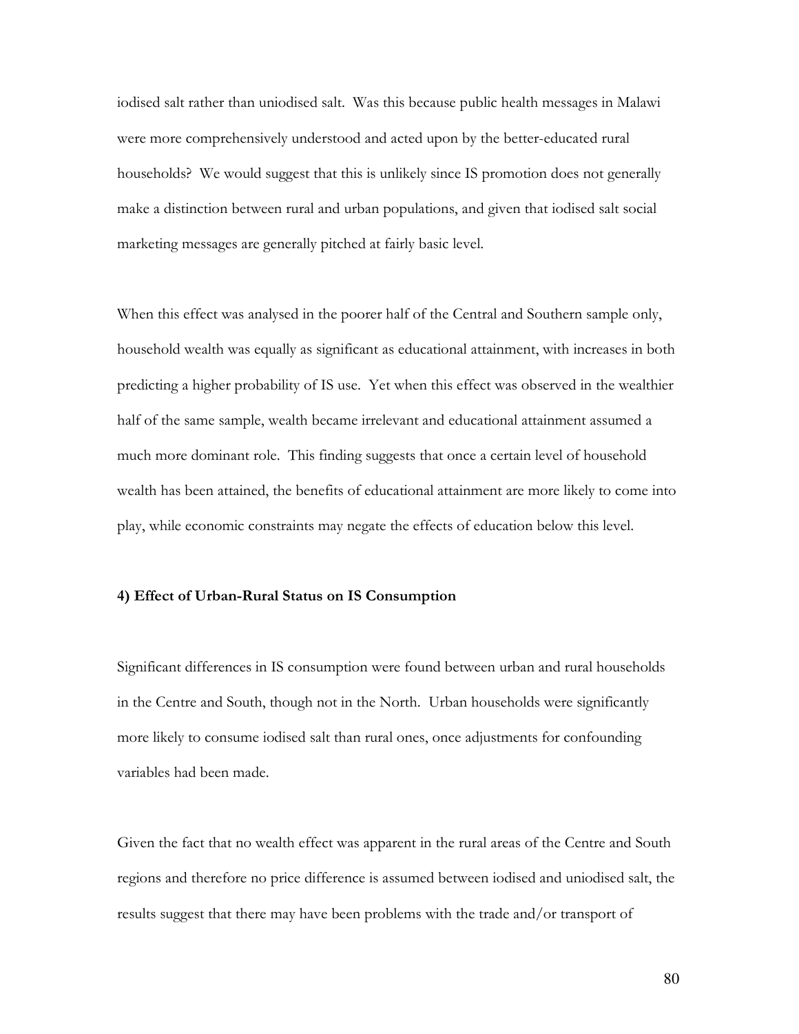iodised salt rather than uniodised salt. Was this because public health messages in Malawi were more comprehensively understood and acted upon by the better-educated rural households? We would suggest that this is unlikely since IS promotion does not generally make a distinction between rural and urban populations, and given that iodised salt social marketing messages are generally pitched at fairly basic level.

When this effect was analysed in the poorer half of the Central and Southern sample only, household wealth was equally as significant as educational attainment, with increases in both predicting a higher probability of IS use. Yet when this effect was observed in the wealthier half of the same sample, wealth became irrelevant and educational attainment assumed a much more dominant role. This finding suggests that once a certain level of household wealth has been attained, the benefits of educational attainment are more likely to come into play, while economic constraints may negate the effects of education below this level.

**4) Effect of Urban-Rural Status on IS Consumption**

Significant differences in IS consumption were found between urban and rural households in the Centre and South, though not in the North. Urban households were significantly more likely to consume iodised salt than rural ones, once adjustments for confounding variables had been made.

Given the fact that no wealth effect was apparent in the rural areas of the Centre and South regions and therefore no price difference is assumed between iodised and uniodised salt, the results suggest that there may have been problems with the trade and/or transport of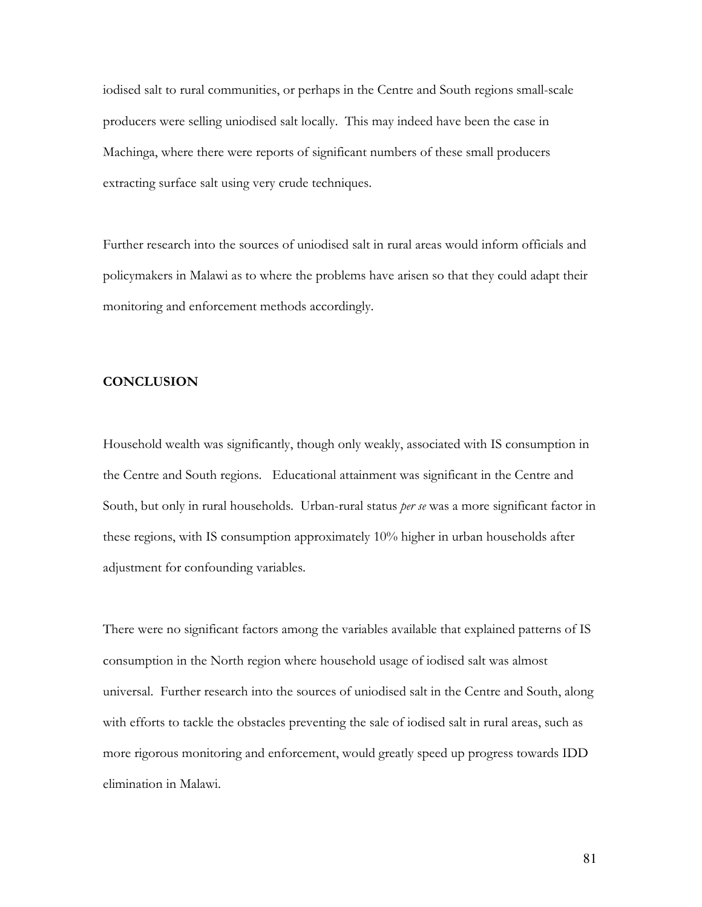iodised salt to rural communities, or perhaps in the Centre and South regions small-scale producers were selling uniodised salt locally. This may indeed have been the case in Machinga, where there were reports of significant numbers of these small producers extracting surface salt using very crude techniques.

Further research into the sources of uniodised salt in rural areas would inform officials and policymakers in Malawi as to where the problems have arisen so that they could adapt their monitoring and enforcement methods accordingly.

## CONCLUSION

Household wealth was significantly, though only weakly, associated with IS consumption in the Centre and South regions. Educational attainment was significant in the Centre and South, but only in rural households. Urban-rural status *per se* was a more significant factor in these regions, with IS consumption approximately 10% higher in urban households after adjustment for confounding variables.

There were no significant factors among the variables available that explained patterns of IS consumption in the North region where household usage of iodised salt was almost universal. Further research into the sources of uniodised salt in the Centre and South, along with efforts to tackle the obstacles preventing the sale of iodised salt in rural areas, such as more rigorous monitoring and enforcement, would greatly speed up progress towards IDD elimination in Malawi.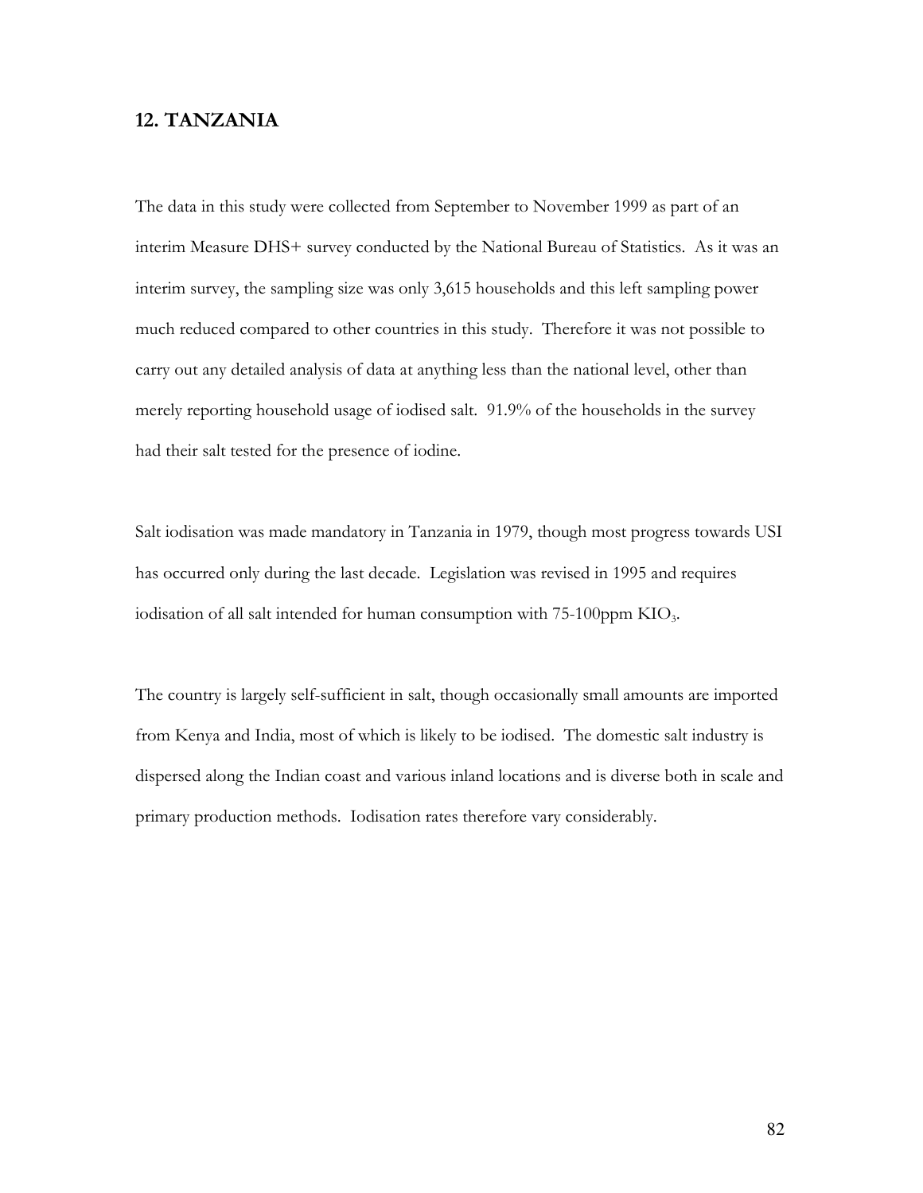## 12. TANZANIA

The data in this study were collected from September to November 1999 as part of an interim Measure DHS+ survey conducted by the National Bureau of Statistics. As it was an interim survey, the sampling size was only 3,615 households and this left sampling power much reduced compared to other countries in this study. Therefore it was not possible to carry out any detailed analysis of data at anything less than the national level, other than merely reporting household usage of iodised salt. 91.9% of the households in the survey had their salt tested for the presence of iodine.

Salt iodisation was made mandatory in Tanzania in 1979, though most progress towards USI has occurred only during the last decade. Legislation was revised in 1995 and requires iodisation of all salt intended for human consumption with 75-100ppm $KIO_3$.

The country is largely self-sufficient in salt, though occasionally small amounts are imported from Kenya and India, most of which is likely to be iodised. The domestic salt industry is dispersed along the Indian coast and various inland locations and is diverse both in scale and primary production methods. Iodisation rates therefore vary considerably.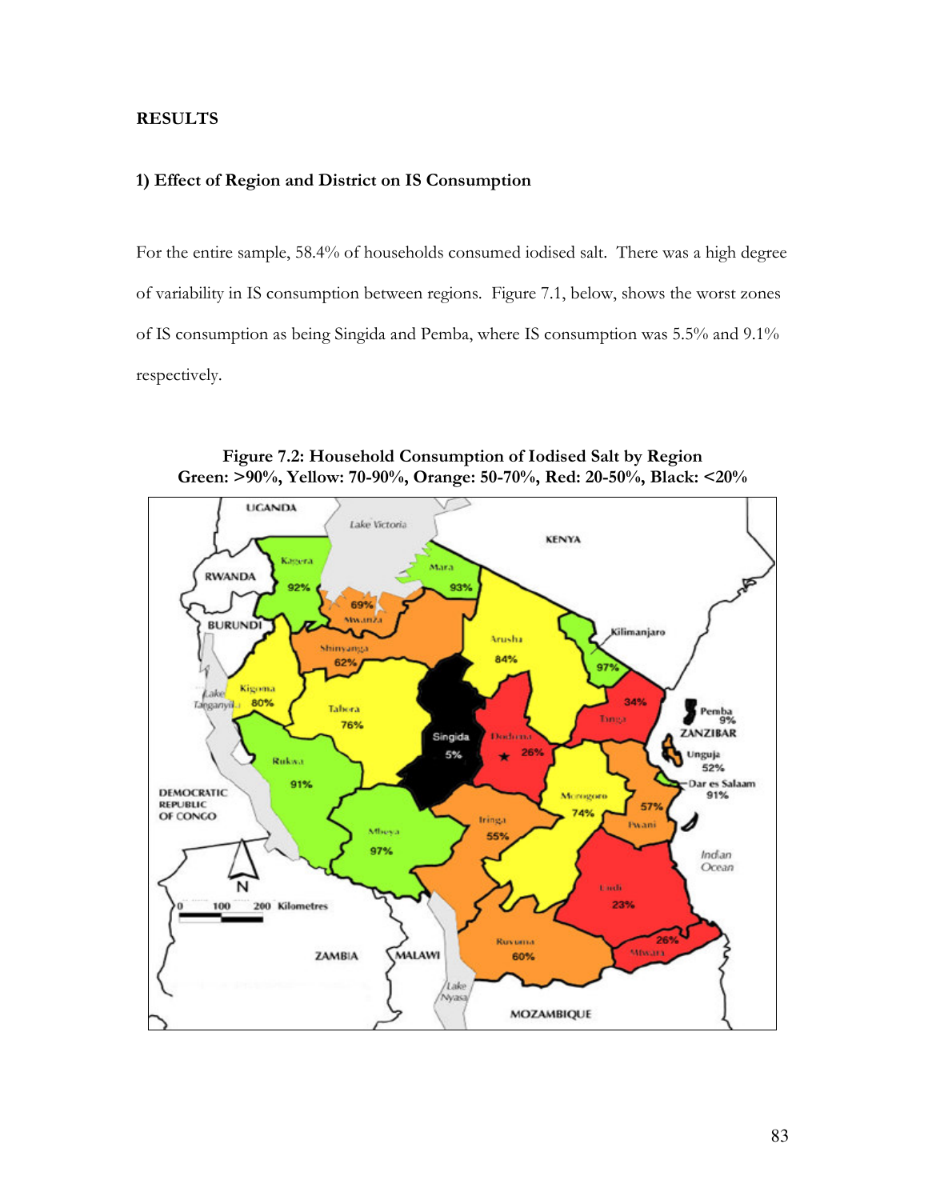**RESULTS**

**1) Effect of Region and District on IS Consumption**

For the entire sample, 58.4% of households consumed iodised salt. There was a high degree of variability in IS consumption between regions. Figure 7.1, below, shows the worst zones of IS consumption as being Singida and Pemba, where IS consumption was 5.5% and 9.1% respectively.

**Figure 7.2: Household Consumption of Iodised Salt by Region**
**Green: >90%, Yellow: 70-90%, Orange: 50-70%, Red: 20-50%, Black: <20%**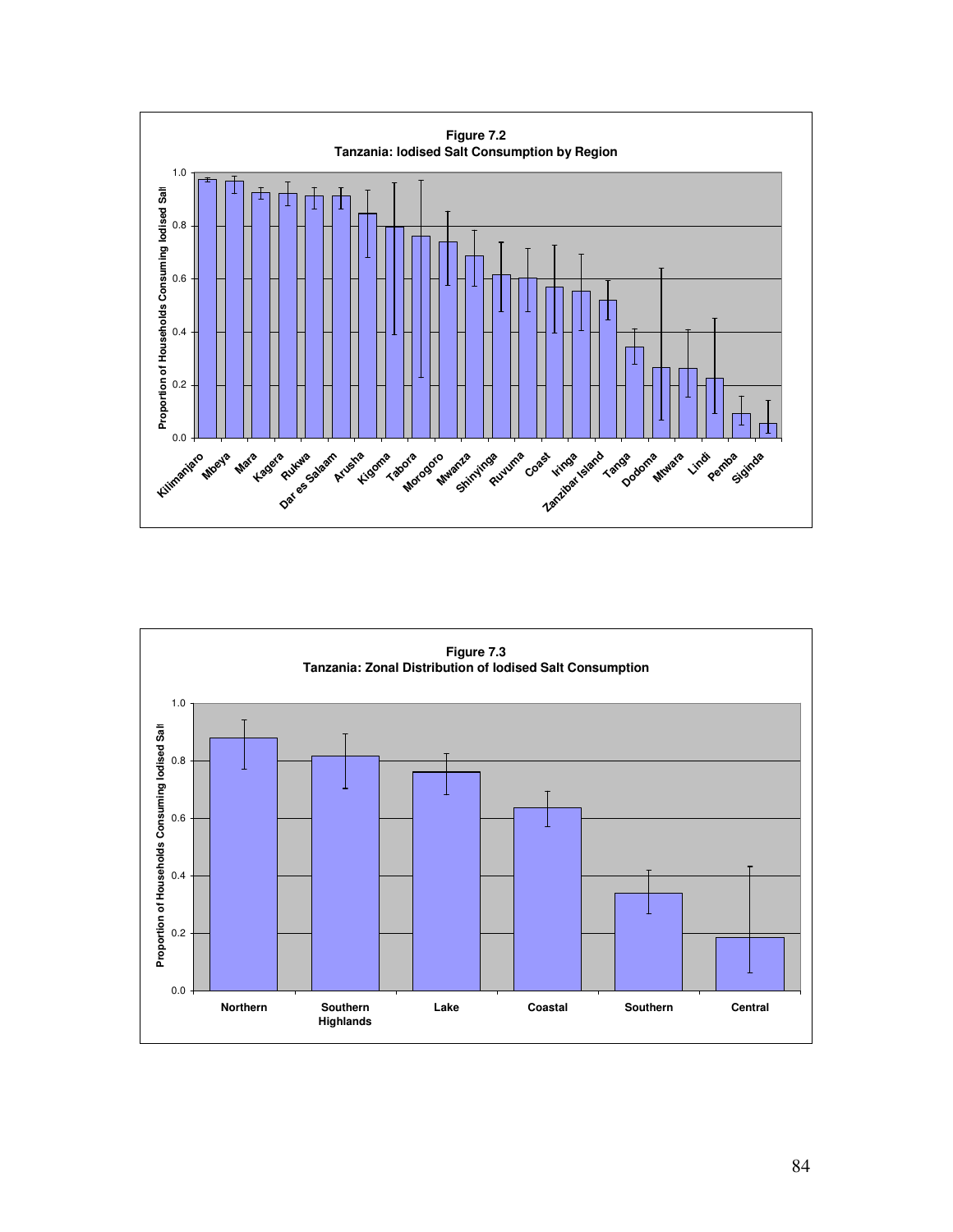**Figure 7.2**
**Tanzania: Iodised Salt Consumption by Region**

**Figure 7.3**
**Tanzania: Zonal Distribution of Iodised Salt Consumption**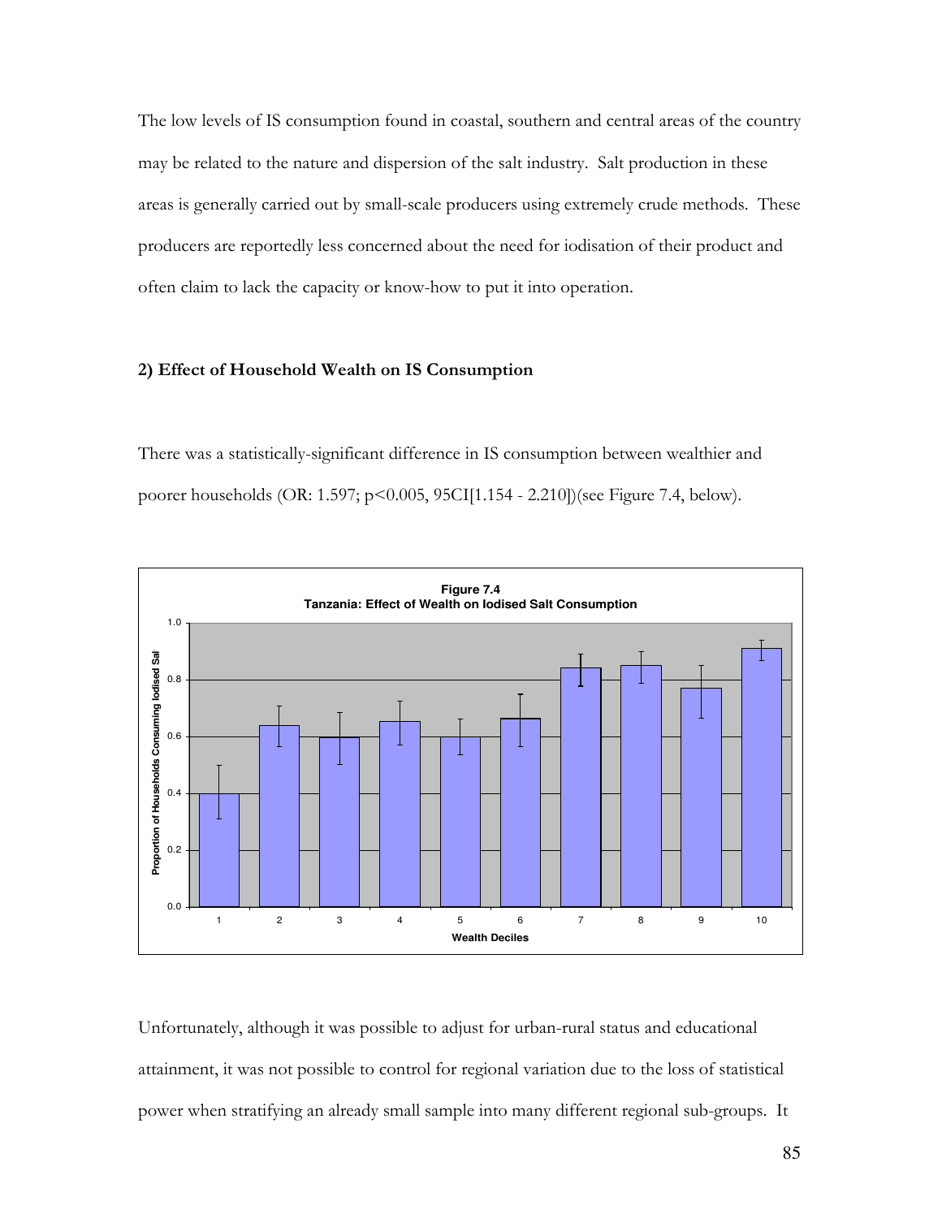The low levels of IS consumption found in coastal, southern and central areas of the country may be related to the nature and dispersion of the salt industry. Salt production in these areas is generally carried out by small-scale producers using extremely crude methods. These producers are reportedly less concerned about the need for iodisation of their product and often claim to lack the capacity or know-how to put it into operation.

**2) Effect of Household Wealth on IS Consumption**

There was a statistically-significant difference in IS consumption between wealthier and poorer households (OR: 1.597; $p<0.005$, 95CI[1.154 - 2.210])(see Figure 7.4, below).

**Figure 7.4**
**Tanzania: Effect of Wealth on Iodised Salt Consumption**

Unfortunately, although it was possible to adjust for urban-rural status and educational attainment, it was not possible to control for regional variation due to the loss of statistical power when stratifying an already small sample into many different regional sub-groups. It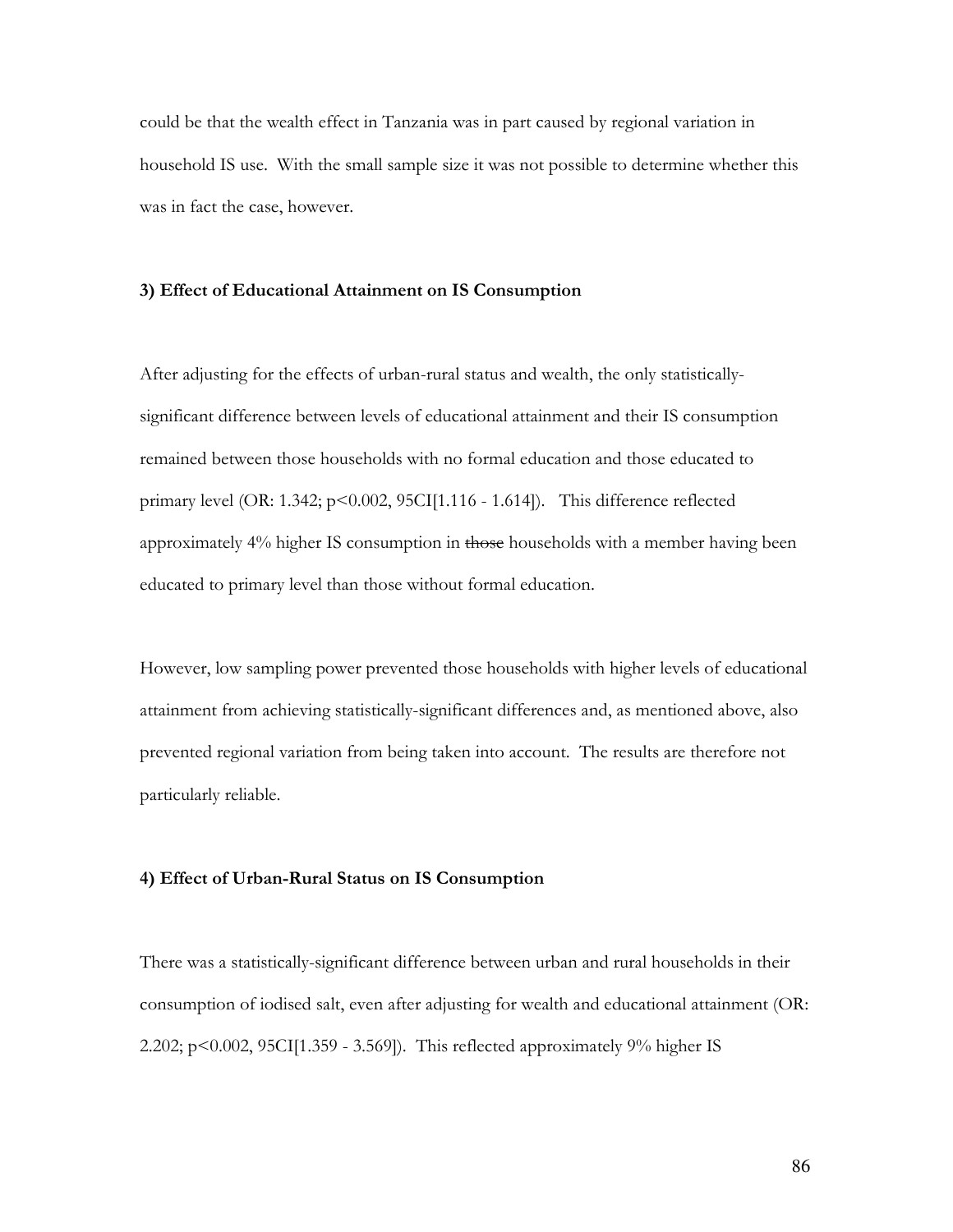could be that the wealth effect in Tanzania was in part caused by regional variation in household IS use. With the small sample size it was not possible to determine whether this was in fact the case, however.

### 3) Effect of Educational Attainment on IS Consumption

After adjusting for the effects of urban-rural status and wealth, the only statistically-significant difference between levels of educational attainment and their IS consumption remained between those households with no formal education and those educated to primary level (OR: 1.342; $p<0.002$, 95CI[1.116 - 1.614]). This difference reflected approximately 4% higher IS consumption in ~~those~~ households with a member having been educated to primary level than those without formal education.

However, low sampling power prevented those households with higher levels of educational attainment from achieving statistically-significant differences and, as mentioned above, also prevented regional variation from being taken into account. The results are therefore not particularly reliable.

### 4) Effect of Urban-Rural Status on IS Consumption

There was a statistically-significant difference between urban and rural households in their consumption of iodised salt, even after adjusting for wealth and educational attainment (OR: 2.202; $p<0.002$, 95CI[1.359 - 3.569]). This reflected approximately 9% higher IS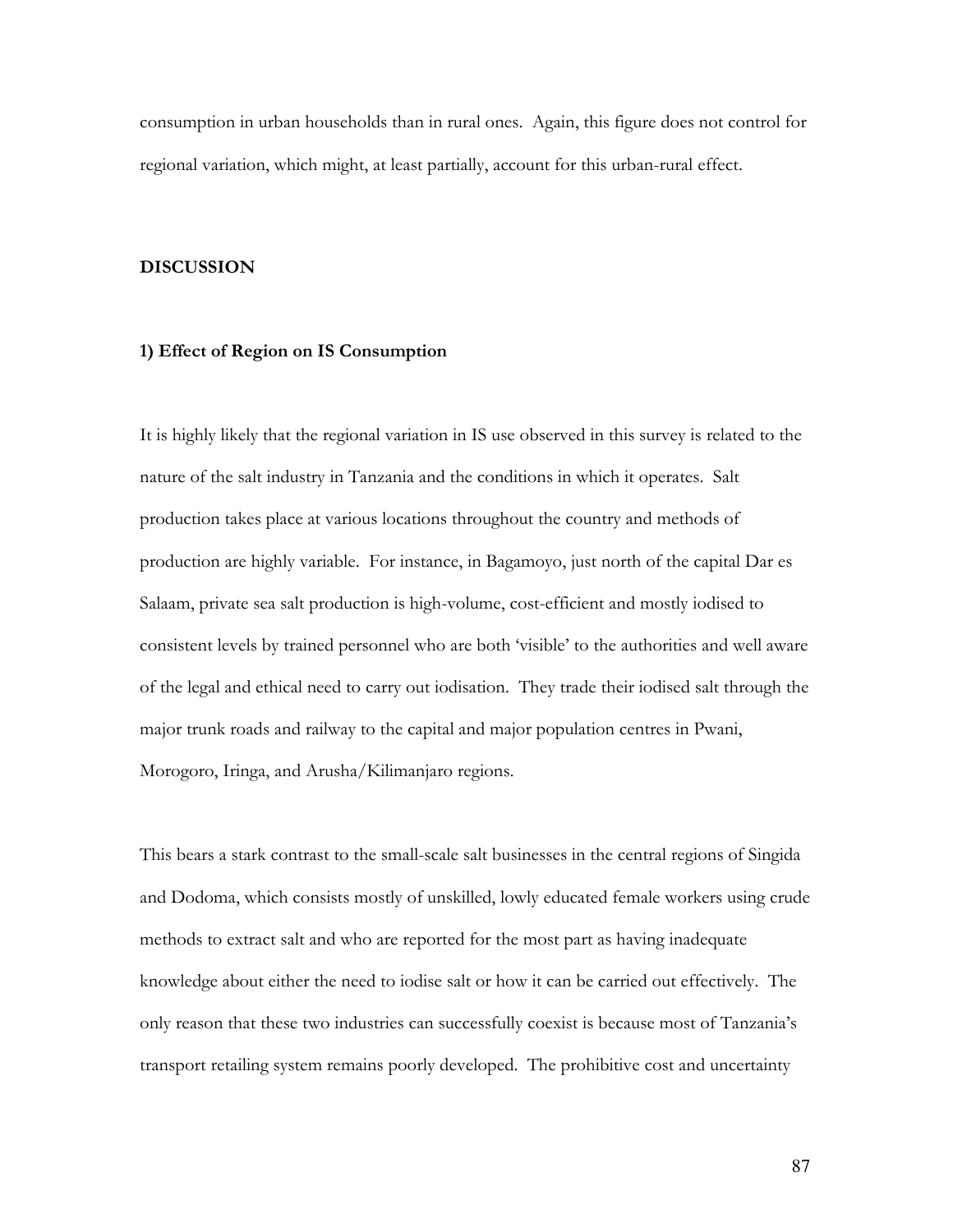consumption in urban households than in rural ones. Again, this figure does not control for regional variation, which might, at least partially, account for this urban-rural effect.

## DISCUSSION

### 1) Effect of Region on IS Consumption

It is highly likely that the regional variation in IS use observed in this survey is related to the nature of the salt industry in Tanzania and the conditions in which it operates. Salt production takes place at various locations throughout the country and methods of production are highly variable. For instance, in Bagamoyo, just north of the capital Dar es Salaam, private sea salt production is high-volume, cost-efficient and mostly iodised to consistent levels by trained personnel who are both 'visible' to the authorities and well aware of the legal and ethical need to carry out iodisation. They trade their iodised salt through the major trunk roads and railway to the capital and major population centres in Pwani, Morogoro, Iringa, and Arusha/Kilimanjaro regions.

This bears a stark contrast to the small-scale salt businesses in the central regions of Singida and Dodoma, which consists mostly of unskilled, lowly educated female workers using crude methods to extract salt and who are reported for the most part as having inadequate knowledge about either the need to iodise salt or how it can be carried out effectively. The only reason that these two industries can successfully coexist is because most of Tanzania's transport retailing system remains poorly developed. The prohibitive cost and uncertainty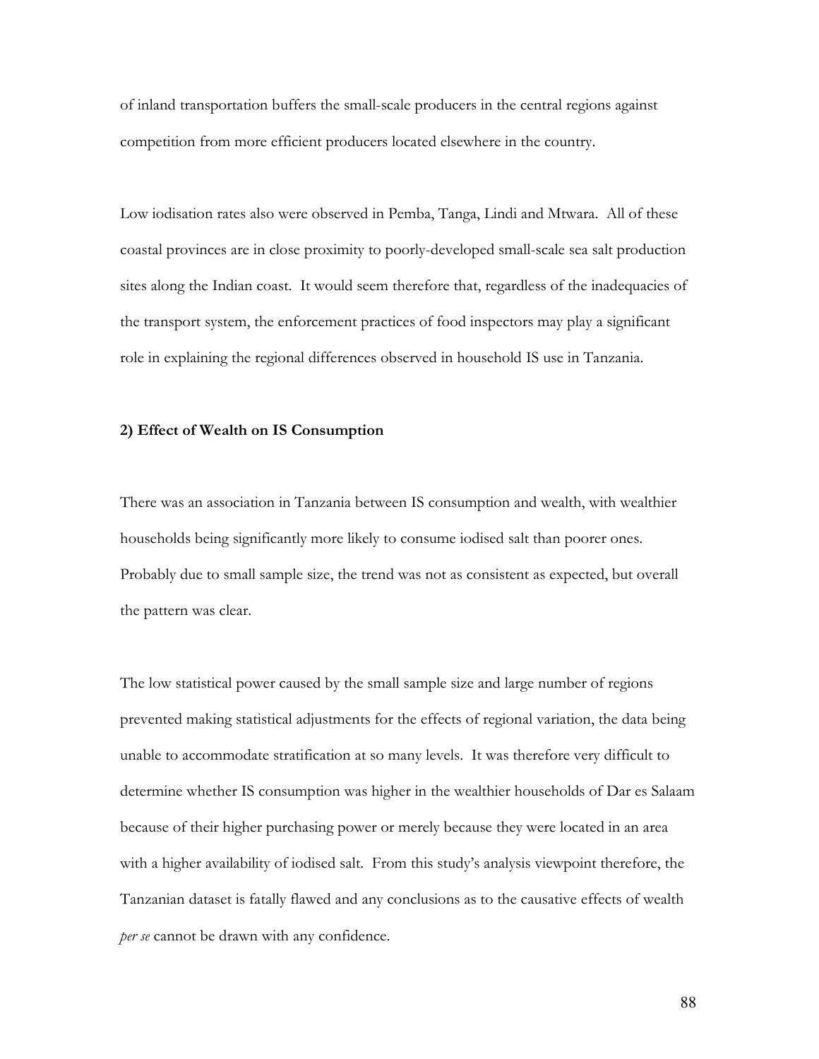of inland transportation buffers the small-scale producers in the central regions against competition from more efficient producers located elsewhere in the country.

Low iodisation rates also were observed in Pemba, Tanga, Lindi and Mtwara. All of these coastal provinces are in close proximity to poorly-developed small-scale sea salt production sites along the Indian coast. It would seem therefore that, regardless of the inadequacies of the transport system, the enforcement practices of food inspectors may play a significant role in explaining the regional differences observed in household IS use in Tanzania.

**2) Effect of Wealth on IS Consumption**

There was an association in Tanzania between IS consumption and wealth, with wealthier households being significantly more likely to consume iodised salt than poorer ones. Probably due to small sample size, the trend was not as consistent as expected, but overall the pattern was clear.

The low statistical power caused by the small sample size and large number of regions prevented making statistical adjustments for the effects of regional variation, the data being unable to accommodate stratification at so many levels. It was therefore very difficult to determine whether IS consumption was higher in the wealthier households of Dar es Salaam because of their higher purchasing power or merely because they were located in an area with a higher availability of iodised salt. From this study's analysis viewpoint therefore, the Tanzanian dataset is fatally flawed and any conclusions as to the causative effects of wealth *per se* cannot be drawn with any confidence.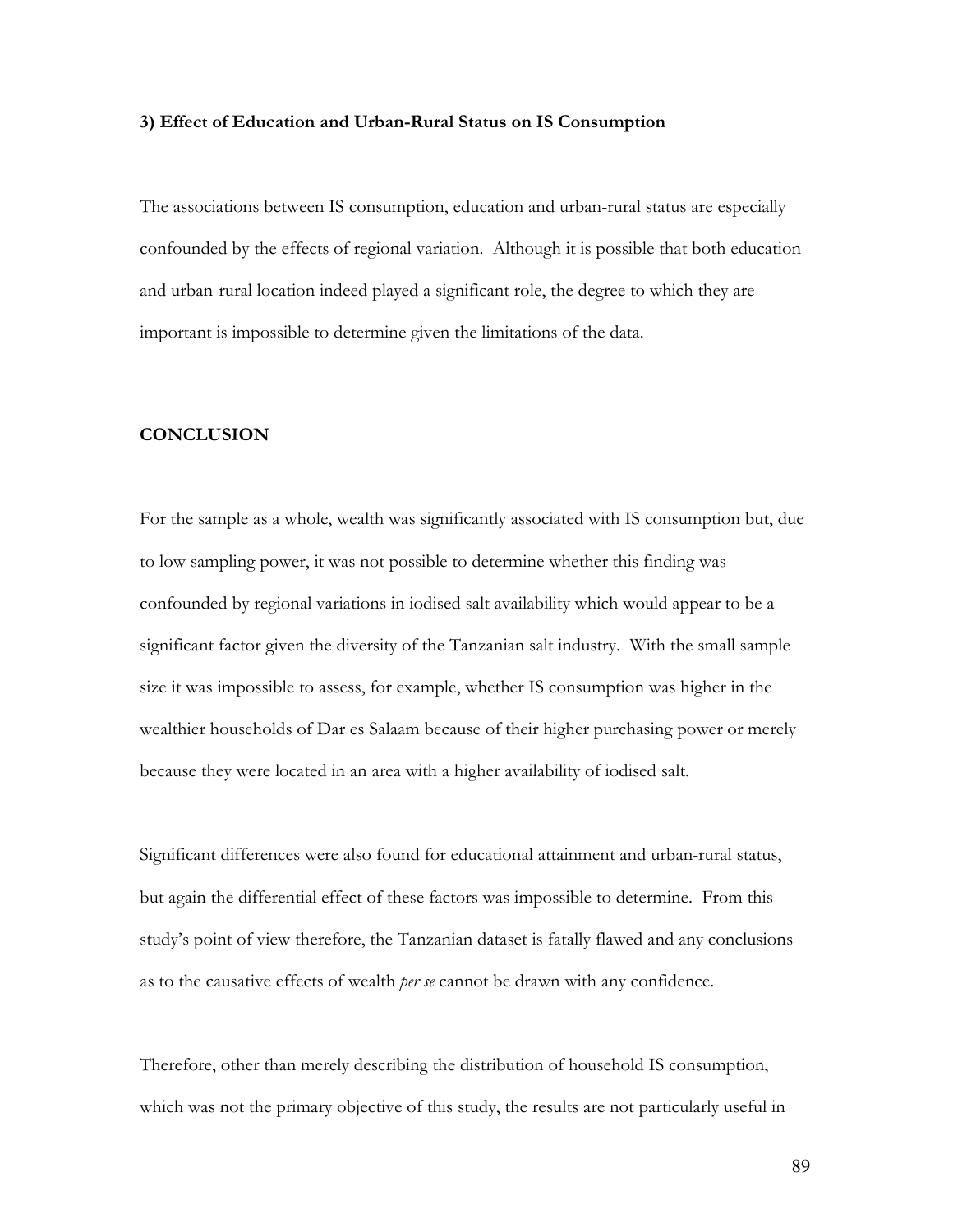**3) Effect of Education and Urban-Rural Status on IS Consumption**

The associations between IS consumption, education and urban-rural status are especially confounded by the effects of regional variation. Although it is possible that both education and urban-rural location indeed played a significant role, the degree to which they are important is impossible to determine given the limitations of the data.

## CONCLUSION

For the sample as a whole, wealth was significantly associated with IS consumption but, due to low sampling power, it was not possible to determine whether this finding was confounded by regional variations in iodised salt availability which would appear to be a significant factor given the diversity of the Tanzanian salt industry. With the small sample size it was impossible to assess, for example, whether IS consumption was higher in the wealthier households of Dar es Salaam because of their higher purchasing power or merely because they were located in an area with a higher availability of iodised salt.

Significant differences were also found for educational attainment and urban-rural status, but again the differential effect of these factors was impossible to determine. From this study's point of view therefore, the Tanzanian dataset is fatally flawed and any conclusions as to the causative effects of wealth *per se* cannot be drawn with any confidence.

Therefore, other than merely describing the distribution of household IS consumption, which was not the primary objective of this study, the results are not particularly useful in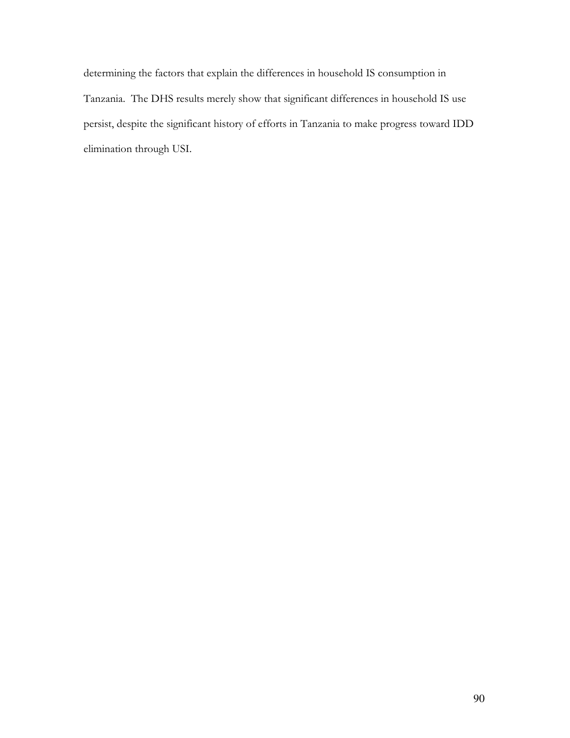determining the factors that explain the differences in household IS consumption in Tanzania. The DHS results merely show that significant differences in household IS use persist, despite the significant history of efforts in Tanzania to make progress toward IDD elimination through USI.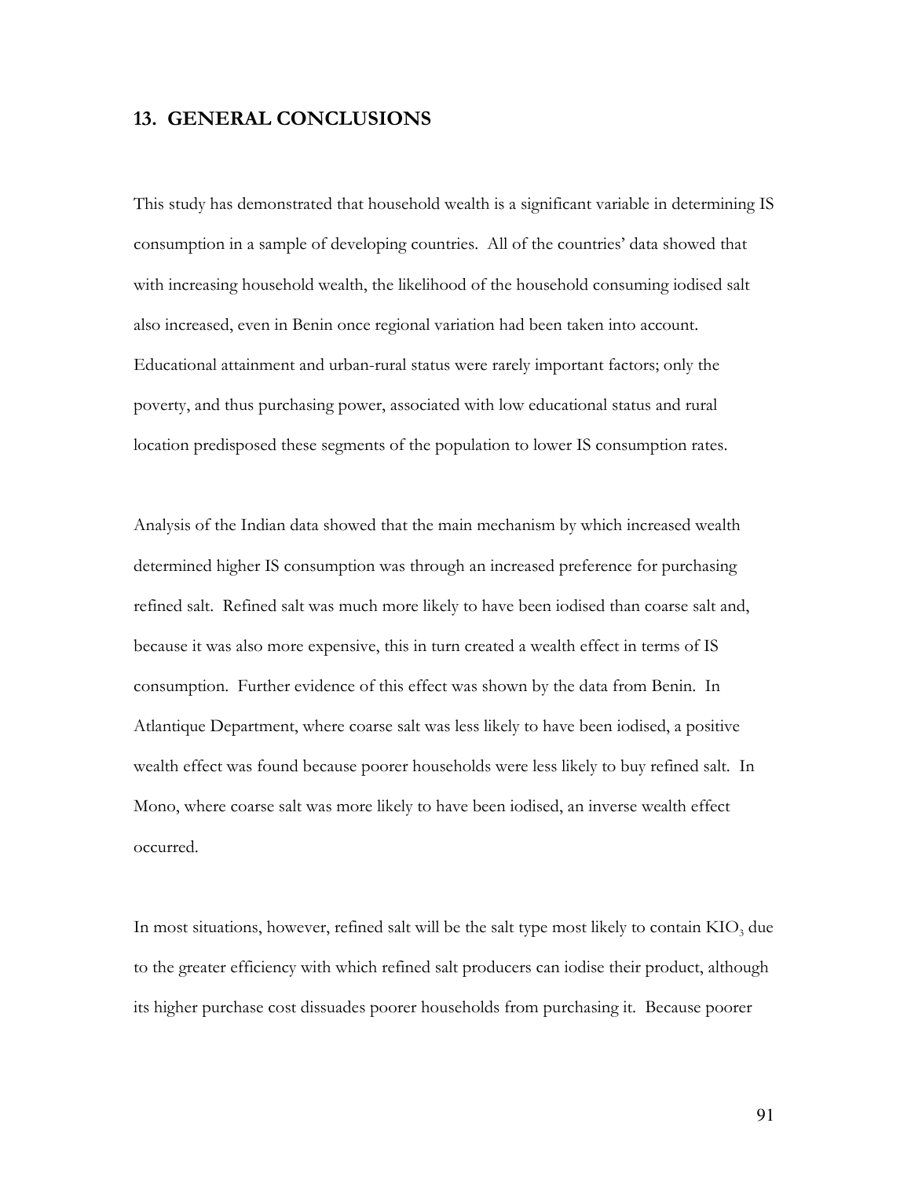## 13. GENERAL CONCLUSIONS

This study has demonstrated that household wealth is a significant variable in determining IS consumption in a sample of developing countries. All of the countries' data showed that with increasing household wealth, the likelihood of the household consuming iodised salt also increased, even in Benin once regional variation had been taken into account. Educational attainment and urban-rural status were rarely important factors; only the poverty, and thus purchasing power, associated with low educational status and rural location predisposed these segments of the population to lower IS consumption rates.

Analysis of the Indian data showed that the main mechanism by which increased wealth determined higher IS consumption was through an increased preference for purchasing refined salt. Refined salt was much more likely to have been iodised than coarse salt and, because it was also more expensive, this in turn created a wealth effect in terms of IS consumption. Further evidence of this effect was shown by the data from Benin. In Atlantique Department, where coarse salt was less likely to have been iodised, a positive wealth effect was found because poorer households were less likely to buy refined salt. In Mono, where coarse salt was more likely to have been iodised, an inverse wealth effect occurred.

In most situations, however, refined salt will be the salt type most likely to contain $KIO_3$ due to the greater efficiency with which refined salt producers can iodise their product, although its higher purchase cost dissuades poorer households from purchasing it. Because poorer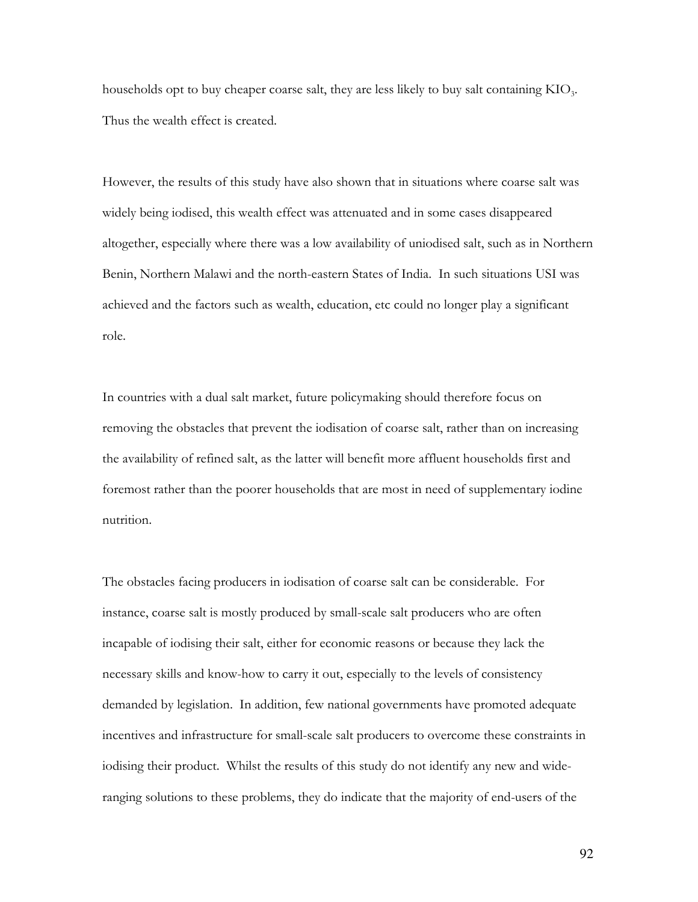households opt to buy cheaper coarse salt, they are less likely to buy salt containing $KIO_3$. Thus the wealth effect is created.

However, the results of this study have also shown that in situations where coarse salt was widely being iodised, this wealth effect was attenuated and in some cases disappeared altogether, especially where there was a low availability of uniodised salt, such as in Northern Benin, Northern Malawi and the north-eastern States of India. In such situations USI was achieved and the factors such as wealth, education, etc could no longer play a significant role.

In countries with a dual salt market, future policymaking should therefore focus on removing the obstacles that prevent the iodisation of coarse salt, rather than on increasing the availability of refined salt, as the latter will benefit more affluent households first and foremost rather than the poorer households that are most in need of supplementary iodine nutrition.

The obstacles facing producers in iodisation of coarse salt can be considerable. For instance, coarse salt is mostly produced by small-scale salt producers who are often incapable of iodising their salt, either for economic reasons or because they lack the necessary skills and know-how to carry it out, especially to the levels of consistency demanded by legislation. In addition, few national governments have promoted adequate incentives and infrastructure for small-scale salt producers to overcome these constraints in iodising their product. Whilst the results of this study do not identify any new and wide-ranging solutions to these problems, they do indicate that the majority of end-users of the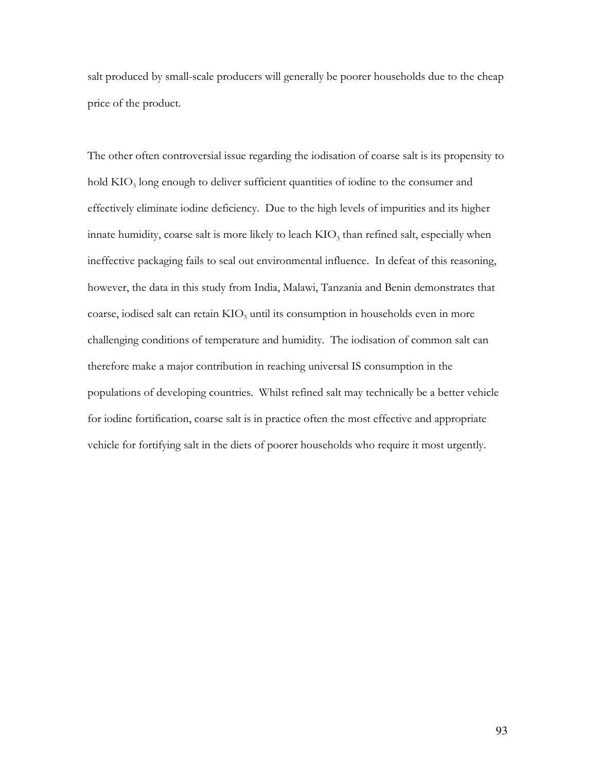salt produced by small-scale producers will generally be poorer households due to the cheap price of the product.

The other often controversial issue regarding the iodisation of coarse salt is its propensity to hold $KIO_3$ long enough to deliver sufficient quantities of iodine to the consumer and effectively eliminate iodine deficiency. Due to the high levels of impurities and its higher innate humidity, coarse salt is more likely to leach $KIO_3$ than refined salt, especially when ineffective packaging fails to seal out environmental influence. In defeat of this reasoning, however, the data in this study from India, Malawi, Tanzania and Benin demonstrates that coarse, iodised salt can retain $KIO_3$ until its consumption in households even in more challenging conditions of temperature and humidity. The iodisation of common salt can therefore make a major contribution in reaching universal IS consumption in the populations of developing countries. Whilst refined salt may technically be a better vehicle for iodine fortification, coarse salt is in practice often the most effective and appropriate vehicle for fortifying salt in the diets of poorer households who require it most urgently.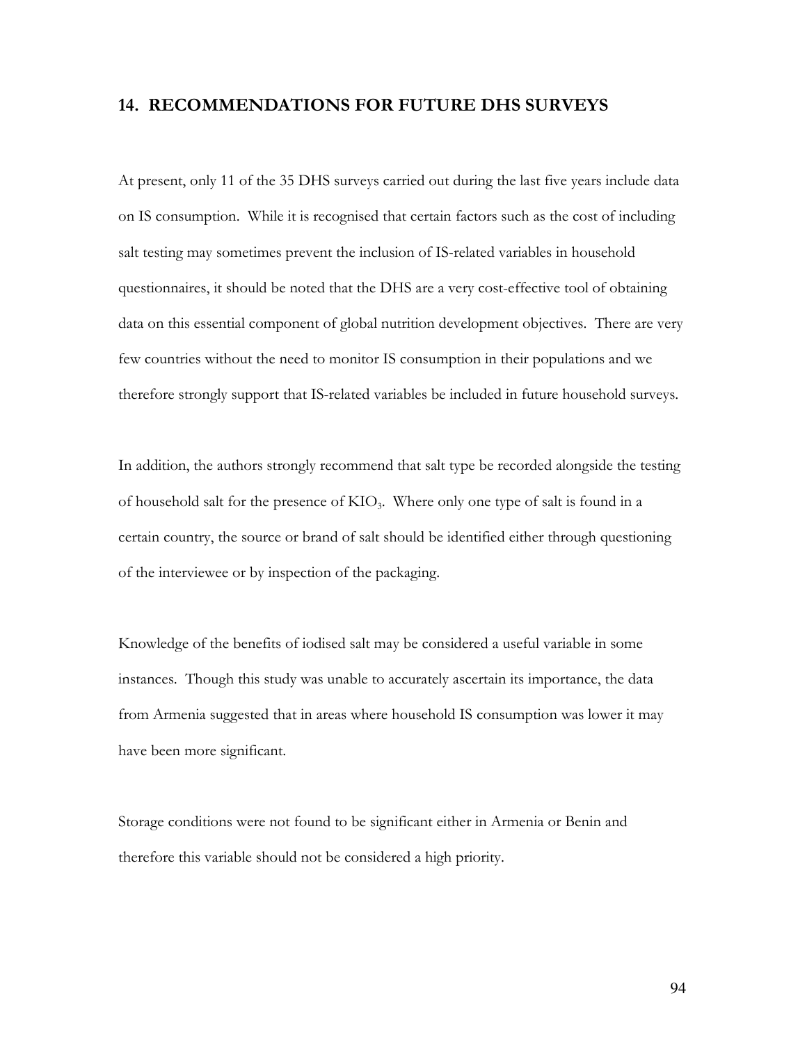## 14. RECOMMENDATIONS FOR FUTURE DHS SURVEYS

At present, only 11 of the 35 DHS surveys carried out during the last five years include data on IS consumption. While it is recognised that certain factors such as the cost of including salt testing may sometimes prevent the inclusion of IS-related variables in household questionnaires, it should be noted that the DHS are a very cost-effective tool of obtaining data on this essential component of global nutrition development objectives. There are very few countries without the need to monitor IS consumption in their populations and we therefore strongly support that IS-related variables be included in future household surveys.

In addition, the authors strongly recommend that salt type be recorded alongside the testing of household salt for the presence of $KIO_3$. Where only one type of salt is found in a certain country, the source or brand of salt should be identified either through questioning of the interviewee or by inspection of the packaging.

Knowledge of the benefits of iodised salt may be considered a useful variable in some instances. Though this study was unable to accurately ascertain its importance, the data from Armenia suggested that in areas where household IS consumption was lower it may have been more significant.

Storage conditions were not found to be significant either in Armenia or Benin and therefore this variable should not be considered a high priority.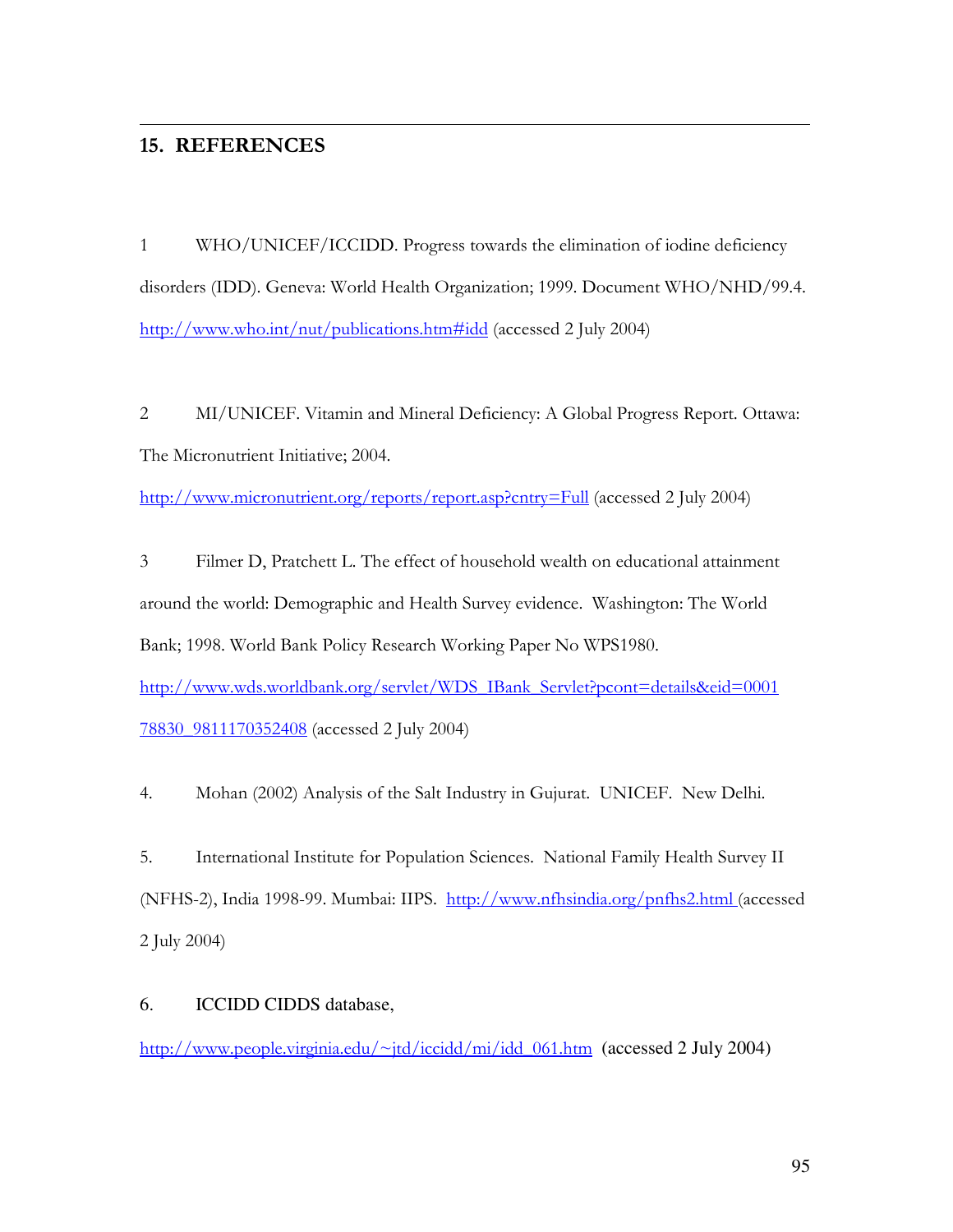## 15. REFERENCES

1 WHO/UNICEF/ICCIDD. Progress towards the elimination of iodine deficiency disorders (IDD). Geneva: World Health Organization; 1999. Document WHO/NHD/99.4. http://www.who.int/nut/publications.htm#idd (accessed 2 July 2004)

2 MI/UNICEF. Vitamin and Mineral Deficiency: A Global Progress Report. Ottawa: The Micronutrient Initiative; 2004. http://www.micronutrient.org/reports/report.asp?cntry=Full (accessed 2 July 2004)

3 Filmer D, Pratchett L. The effect of household wealth on educational attainment around the world: Demographic and Health Survey evidence. Washington: The World Bank; 1998. World Bank Policy Research Working Paper No WPS1980. http://www.wds.worldbank.org/servlet/WDS_IBank_Servlet?pcont=details&eid=000178830_9811170352408 (accessed 2 July 2004)

4. Mohan (2002) Analysis of the Salt Industry in Gujurat. UNICEF. New Delhi.

5. International Institute for Population Sciences. National Family Health Survey II (NFHS-2), India 1998-99. Mumbai: IIPS. http://www.nfhsindia.org/pnfhs2.html (accessed 2 July 2004)

6. ICCIDD CIDDS database, http://www.people.virginia.edu/~jtd/iccidd/mi/idd_061.htm (accessed 2 July 2004)